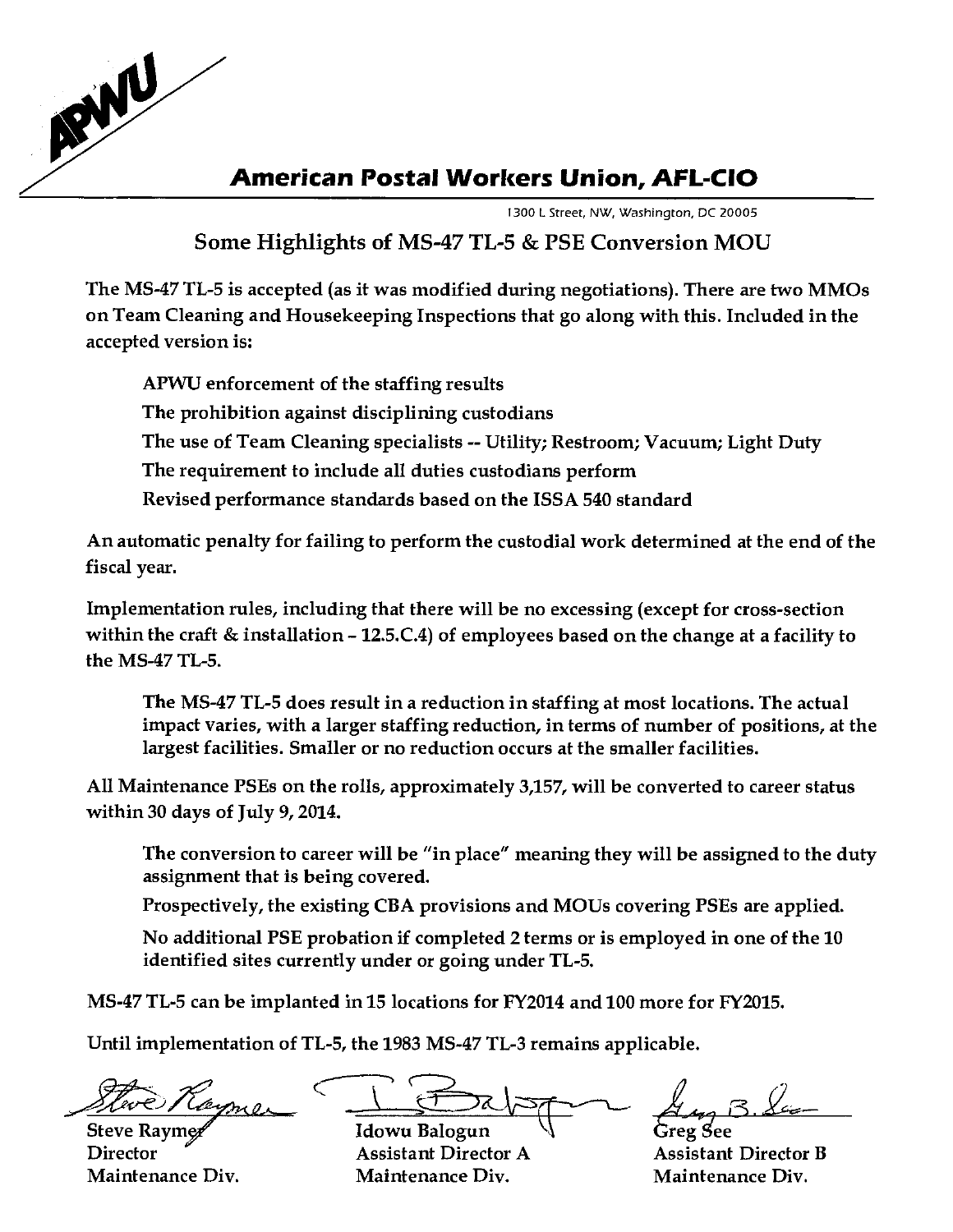APWU

**American Postal Workers Union, AFL-CIO**

1300 L Street, NW, Washington, DC 20005

## Some Highlights of MS-47 TL-5 & PSE Conversion MOU

The MS-47 TL-5 is accepted (as it was modified during negotiations). There are two MMOs on Team Cleaning and Housekeeping Inspections that go along with this. Included in the accepted version is:

- APWU enforcement of the staffing results
- The prohibition against disciplining custodians
- The use of Team Cleaning specialists -- Utility; Restroom; Vacuum; Light Duty
- The requirement to include all duties custodians perform
- Revised performance standards based on the ISSA 540 standard

An automatic penalty for failing to perform the custodial work determined at the end of the fiscal year.

Implementation rules, including that there will be no excessing (except for cross-section within the craft & installation – 12.5.C.4) of employees based on the change at a facility to the MS-47 TL-5.

> The MS-47 TL-5 does result in a reduction in staffing at most locations. The actual impact varies, with a larger staffing reduction, in terms of number of positions, at the largest facilities. Smaller or no reduction occurs at the smaller facilities.

All Maintenance PSEs on the rolls, approximately 3,157, will be converted to career status within 30 days of July 9, 2014.

- The conversion to career will be "in place" meaning they will be assigned to the duty assignment that is being covered.
- Prospectively, the existing CBA provisions and MOUs covering PSEs are applied.
- No additional PSE probation if completed 2 terms or is employed in one of the 10 identified sites currently under or going under TL-5.

MS-47 TL-5 can be implanted in 15 locations for FY2014 and 100 more for FY2015.

Until implementation of TL-5, the 1983 MS-47 TL-3 remains applicable.

| Steve Raymer | Idowu Balogun | Greg See |
|---|---|---|
| Director | Assistant Director A | Assistant Director B |
| Maintenance Div. | Maintenance Div. | Maintenance Div. |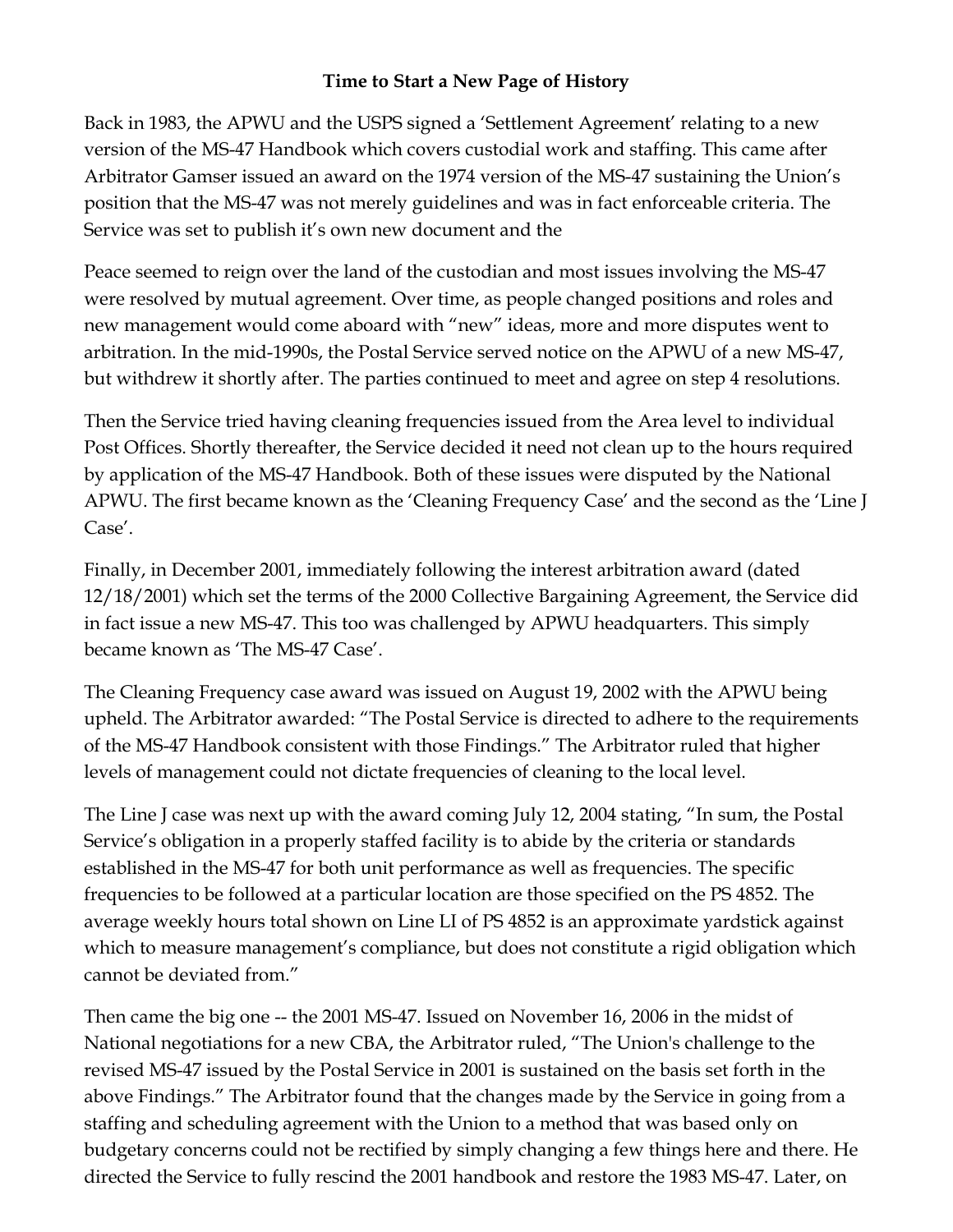**Time to Start a New Page of History**

Back in 1983, the APWU and the USPS signed a 'Settlement Agreement' relating to a new version of the MS-47 Handbook which covers custodial work and staffing. This came after Arbitrator Gamser issued an award on the 1974 version of the MS-47 sustaining the Union's position that the MS-47 was not merely guidelines and was in fact enforceable criteria. The Service was set to publish it's own new document and the

Peace seemed to reign over the land of the custodian and most issues involving the MS-47 were resolved by mutual agreement. Over time, as people changed positions and roles and new management would come aboard with "new" ideas, more and more disputes went to arbitration. In the mid-1990s, the Postal Service served notice on the APWU of a new MS-47, but withdrew it shortly after. The parties continued to meet and agree on step 4 resolutions.

Then the Service tried having cleaning frequencies issued from the Area level to individual Post Offices. Shortly thereafter, the Service decided it need not clean up to the hours required by application of the MS-47 Handbook. Both of these issues were disputed by the National APWU. The first became known as the 'Cleaning Frequency Case' and the second as the 'Line J Case'.

Finally, in December 2001, immediately following the interest arbitration award (dated 12/18/2001) which set the terms of the 2000 Collective Bargaining Agreement, the Service did in fact issue a new MS-47. This too was challenged by APWU headquarters. This simply became known as 'The MS-47 Case'.

The Cleaning Frequency case award was issued on August 19, 2002 with the APWU being upheld. The Arbitrator awarded: "The Postal Service is directed to adhere to the requirements of the MS-47 Handbook consistent with those Findings." The Arbitrator ruled that higher levels of management could not dictate frequencies of cleaning to the local level.

The Line J case was next up with the award coming July 12, 2004 stating, "In sum, the Postal Service's obligation in a properly staffed facility is to abide by the criteria or standards established in the MS-47 for both unit performance as well as frequencies. The specific frequencies to be followed at a particular location are those specified on the PS 4852. The average weekly hours total shown on Line LI of PS 4852 is an approximate yardstick against which to measure management's compliance, but does not constitute a rigid obligation which cannot be deviated from."

Then came the big one -- the 2001 MS-47. Issued on November 16, 2006 in the midst of National negotiations for a new CBA, the Arbitrator ruled, "The Union's challenge to the revised MS-47 issued by the Postal Service in 2001 is sustained on the basis set forth in the above Findings." The Arbitrator found that the changes made by the Service in going from a staffing and scheduling agreement with the Union to a method that was based only on budgetary concerns could not be rectified by simply changing a few things here and there. He directed the Service to fully rescind the 2001 handbook and restore the 1983 MS-47. Later, on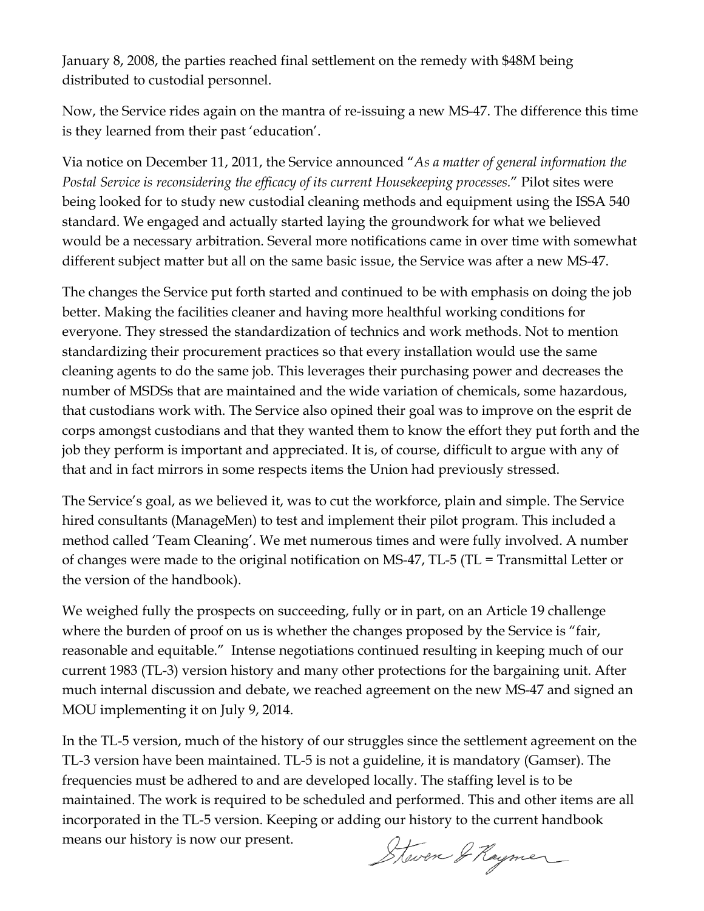January 8, 2008, the parties reached final settlement on the remedy with $48M being distributed to custodial personnel.

Now, the Service rides again on the mantra of re-issuing a new MS-47. The difference this time is they learned from their past 'education'.

Via notice on December 11, 2011, the Service announced "*As a matter of general information the Postal Service is reconsidering the efficacy of its current Housekeeping processes.*" Pilot sites were being looked for to study new custodial cleaning methods and equipment using the ISSA 540 standard. We engaged and actually started laying the groundwork for what we believed would be a necessary arbitration. Several more notifications came in over time with somewhat different subject matter but all on the same basic issue, the Service was after a new MS-47.

The changes the Service put forth started and continued to be with emphasis on doing the job better. Making the facilities cleaner and having more healthful working conditions for everyone. They stressed the standardization of technics and work methods. Not to mention standardizing their procurement practices so that every installation would use the same cleaning agents to do the same job. This leverages their purchasing power and decreases the number of MSDSs that are maintained and the wide variation of chemicals, some hazardous, that custodians work with. The Service also opined their goal was to improve on the esprit de corps amongst custodians and that they wanted them to know the effort they put forth and the job they perform is important and appreciated. It is, of course, difficult to argue with any of that and in fact mirrors in some respects items the Union had previously stressed.

The Service's goal, as we believed it, was to cut the workforce, plain and simple. The Service hired consultants (ManageMen) to test and implement their pilot program. This included a method called 'Team Cleaning'. We met numerous times and were fully involved. A number of changes were made to the original notification on MS-47, TL-5 (TL = Transmittal Letter or the version of the handbook).

We weighed fully the prospects on succeeding, fully or in part, on an Article 19 challenge where the burden of proof on us is whether the changes proposed by the Service is "fair, reasonable and equitable." Intense negotiations continued resulting in keeping much of our current 1983 (TL-3) version history and many other protections for the bargaining unit. After much internal discussion and debate, we reached agreement on the new MS-47 and signed an MOU implementing it on July 9, 2014.

In the TL-5 version, much of the history of our struggles since the settlement agreement on the TL-3 version have been maintained. TL-5 is not a guideline, it is mandatory (Gamser). The frequencies must be adhered to and are developed locally. The staffing level is to be maintained. The work is required to be scheduled and performed. This and other items are all incorporated in the TL-5 version. Keeping or adding our history to the current handbook means our history is now our present.

Steven G Raymer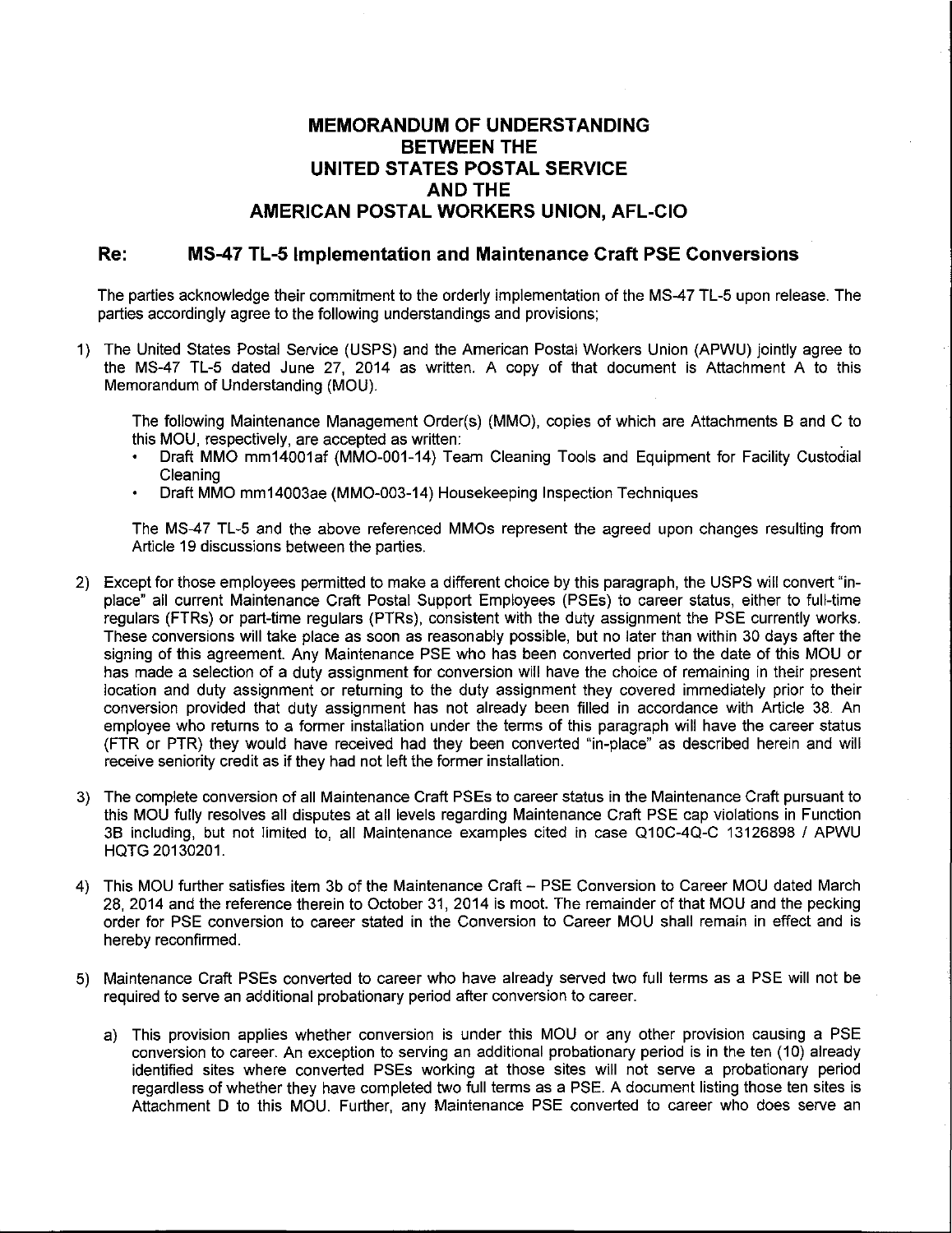# MEMORANDUM OF UNDERSTANDING BETWEEN THE UNITED STATES POSTAL SERVICE AND THE AMERICAN POSTAL WORKERS UNION, AFL-CIO

## Re: MS-47 TL-5 Implementation and Maintenance Craft PSE Conversions

The parties acknowledge their commitment to the orderly implementation of the MS-47 TL-5 upon release. The parties accordingly agree to the following understandings and provisions;

1) The United States Postal Service (USPS) and the American Postal Workers Union (APWU) jointly agree to the MS-47 TL-5 dated June 27, 2014 as written. A copy of that document is Attachment A to this Memorandum of Understanding (MOU).

   The following Maintenance Management Order(s) (MMO), copies of which are Attachments B and C to this MOU, respectively, are accepted as written:
   - Draft MMO mm14001af (MMO-001-14) Team Cleaning Tools and Equipment for Facility Custodial Cleaning
   - Draft MMO mm14003ae (MMO-003-14) Housekeeping Inspection Techniques

   The MS-47 TL-5 and the above referenced MMOs represent the agreed upon changes resulting from Article 19 discussions between the parties.

2) Except for those employees permitted to make a different choice by this paragraph, the USPS will convert "in-place" all current Maintenance Craft Postal Support Employees (PSEs) to career status, either to full-time regulars (FTRs) or part-time regulars (PTRs), consistent with the duty assignment the PSE currently works. These conversions will take place as soon as reasonably possible, but no later than within 30 days after the signing of this agreement. Any Maintenance PSE who has been converted prior to the date of this MOU or has made a selection of a duty assignment for conversion will have the choice of remaining in their present location and duty assignment or returning to the duty assignment they covered immediately prior to their conversion provided that duty assignment has not already been filled in accordance with Article 38. An employee who returns to a former installation under the terms of this paragraph will have the career status (FTR or PTR) they would have received had they been converted "in-place" as described herein and will receive seniority credit as if they had not left the former installation.

3) The complete conversion of all Maintenance Craft PSEs to career status in the Maintenance Craft pursuant to this MOU fully resolves all disputes at all levels regarding Maintenance Craft PSE cap violations in Function 3B including, but not limited to, all Maintenance examples cited in case Q10C-4Q-C 13126898 / APWU HQTG 20130201.

4) This MOU further satisfies item 3b of the Maintenance Craft – PSE Conversion to Career MOU dated March 28, 2014 and the reference therein to October 31, 2014 is moot. The remainder of that MOU and the pecking order for PSE conversion to career stated in the Conversion to Career MOU shall remain in effect and is hereby reconfirmed.

5) Maintenance Craft PSEs converted to career who have already served two full terms as a PSE will not be required to serve an additional probationary period after conversion to career.

   a) This provision applies whether conversion is under this MOU or any other provision causing a PSE conversion to career. An exception to serving an additional probationary period is in the ten (10) already identified sites where converted PSEs working at those sites will not serve a probationary period regardless of whether they have completed two full terms as a PSE. A document listing those ten sites is Attachment D to this MOU. Further, any Maintenance PSE converted to career who does serve an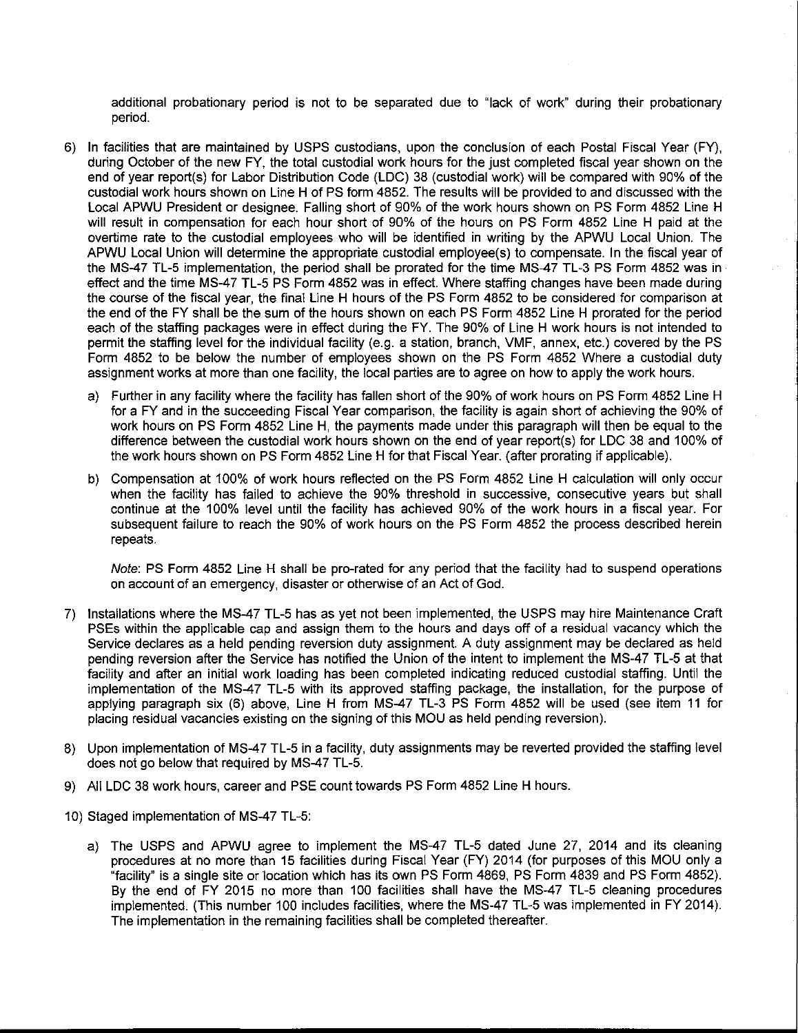additional probationary period is not to be separated due to "lack of work" during their probationary period.

6) In facilities that are maintained by USPS custodians, upon the conclusion of each Postal Fiscal Year (FY), during October of the new FY, the total custodial work hours for the just completed fiscal year shown on the end of year report(s) for Labor Distribution Code (LDC) 38 (custodial work) will be compared with 90% of the custodial work hours shown on Line H of PS form 4852. The results will be provided to and discussed with the Local APWU President or designee. Falling short of 90% of the work hours shown on PS Form 4852 Line H will result in compensation for each hour short of 90% of the hours on PS Form 4852 Line H paid at the overtime rate to the custodial employees who will be identified in writing by the APWU Local Union. The APWU Local Union will determine the appropriate custodial employee(s) to compensate. In the fiscal year of the MS-47 TL-5 implementation, the period shall be prorated for the time MS-47 TL-3 PS Form 4852 was in effect and the time MS-47 TL-5 PS Form 4852 was in effect. Where staffing changes have been made during the course of the fiscal year, the final Line H hours of the PS Form 4852 to be considered for comparison at the end of the FY shall be the sum of the hours shown on each PS Form 4852 Line H prorated for the period each of the staffing packages were in effect during the FY. The 90% of Line H work hours is not intended to permit the staffing level for the individual facility (e.g. a station, branch, VMF, annex, etc.) covered by the PS Form 4852 to be below the number of employees shown on the PS Form 4852 Where a custodial duty assignment works at more than one facility, the local parties are to agree on how to apply the work hours.

   a) Further in any facility where the facility has fallen short of the 90% of work hours on PS Form 4852 Line H for a FY and in the succeeding Fiscal Year comparison, the facility is again short of achieving the 90% of work hours on PS Form 4852 Line H, the payments made under this paragraph will then be equal to the difference between the custodial work hours shown on the end of year report(s) for LDC 38 and 100% of the work hours shown on PS Form 4852 Line H for that Fiscal Year. (after prorating if applicable).

   b) Compensation at 100% of work hours reflected on the PS Form 4852 Line H calculation will only occur when the facility has failed to achieve the 90% threshold in successive, consecutive years but shall continue at the 100% level until the facility has achieved 90% of the work hours in a fiscal year. For subsequent failure to reach the 90% of work hours on the PS Form 4852 the process described herein repeats.

   *Note*: PS Form 4852 Line H shall be pro-rated for any period that the facility had to suspend operations on account of an emergency, disaster or otherwise of an Act of God.

7) Installations where the MS-47 TL-5 has as yet not been implemented, the USPS may hire Maintenance Craft PSEs within the applicable cap and assign them to the hours and days off of a residual vacancy which the Service declares as a held pending reversion duty assignment. A duty assignment may be declared as held pending reversion after the Service has notified the Union of the intent to implement the MS-47 TL-5 at that facility and after an initial work loading has been completed indicating reduced custodial staffing. Until the implementation of the MS-47 TL-5 with its approved staffing package, the installation, for the purpose of applying paragraph six (6) above, Line H from MS-47 TL-3 PS Form 4852 will be used (see item 11 for placing residual vacancies existing on the signing of this MOU as held pending reversion).

8) Upon implementation of MS-47 TL-5 in a facility, duty assignments may be reverted provided the staffing level does not go below that required by MS-47 TL-5.

9) All LDC 38 work hours, career and PSE count towards PS Form 4852 Line H hours.

10) Staged implementation of MS-47 TL-5:

   a) The USPS and APWU agree to implement the MS-47 TL-5 dated June 27, 2014 and its cleaning procedures at no more than 15 facilities during Fiscal Year (FY) 2014 (for purposes of this MOU only a "facility" is a single site or location which has its own PS Form 4869, PS Form 4839 and PS Form 4852). By the end of FY 2015 no more than 100 facilities shall have the MS-47 TL-5 cleaning procedures implemented. (This number 100 includes facilities, where the MS-47 TL-5 was implemented in FY 2014). The implementation in the remaining facilities shall be completed thereafter.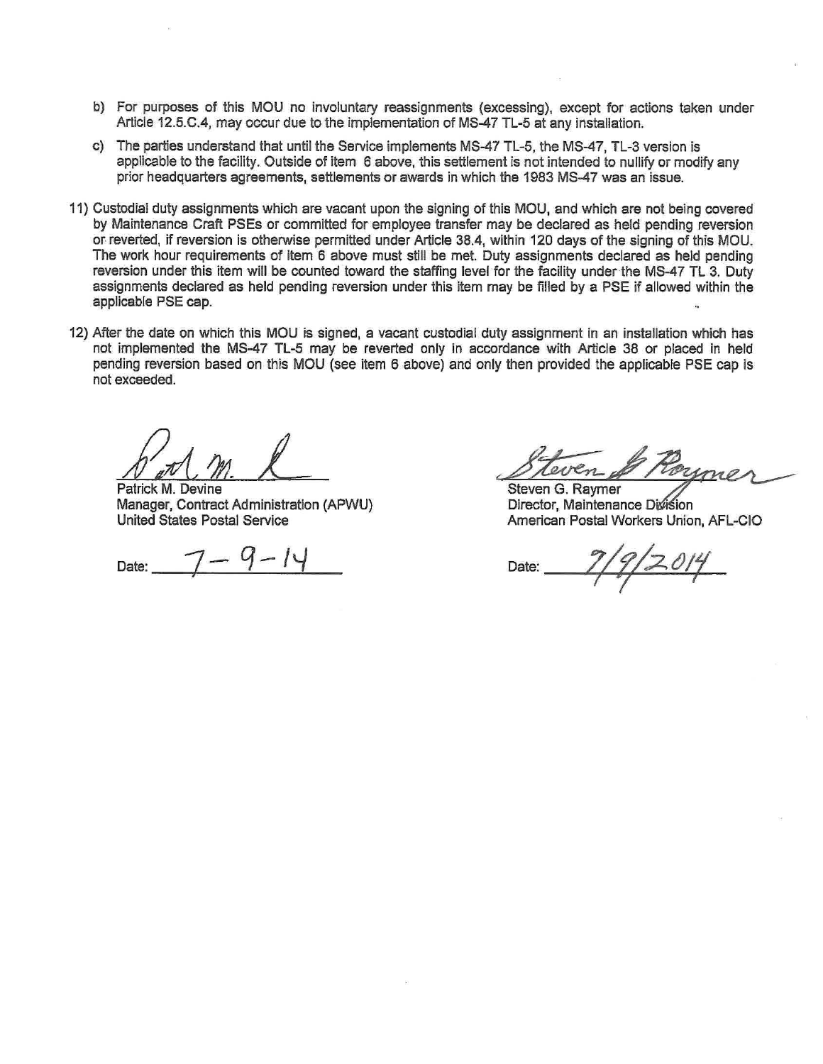b) For purposes of this MOU no involuntary reassignments (excessing), except for actions taken under Article 12.5.C.4, may occur due to the implementation of MS-47 TL-5 at any installation.

c) The parties understand that until the Service implements MS-47 TL-5, the MS-47, TL-3 version is applicable to the facility. Outside of item 6 above, this settlement is not intended to nullify or modify any prior headquarters agreements, settlements or awards in which the 1983 MS-47 was an issue.

11) Custodial duty assignments which are vacant upon the signing of this MOU, and which are not being covered by Maintenance Craft PSEs or committed for employee transfer may be declared as held pending reversion or reverted, if reversion is otherwise permitted under Article 38.4, within 120 days of the signing of this MOU. The work hour requirements of item 6 above must still be met. Duty assignments declared as held pending reversion under this item will be counted toward the staffing level for the facility under the MS-47 TL 3. Duty assignments declared as held pending reversion under this item may be filled by a PSE if allowed within the applicable PSE cap.

12) After the date on which this MOU is signed, a vacant custodial duty assignment in an installation which has not implemented the MS-47 TL-5 may be reverted only in accordance with Article 38 or placed in held pending reversion based on this MOU (see item 6 above) and only then provided the applicable PSE cap is not exceeded.

Patrick M. Devine
Manager, Contract Administration (APWU)
United States Postal Service

Date: 7-9-14

Steven G. Raymer
Director, Maintenance Division
American Postal Workers Union, AFL-CIO

Date: 7/9/2014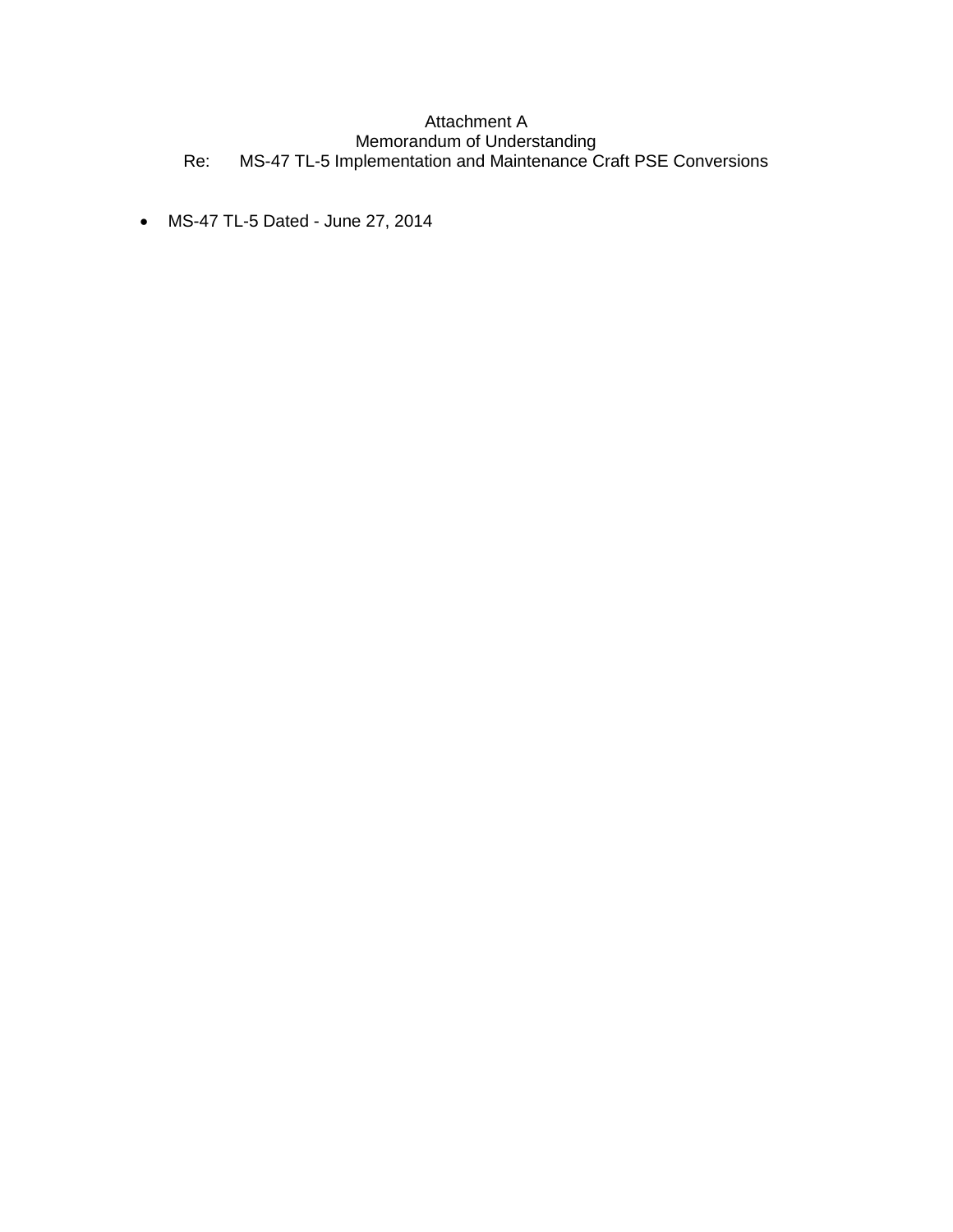Attachment A
Memorandum of Understanding
Re: MS-47 TL-5 Implementation and Maintenance Craft PSE Conversions

- MS-47 TL-5 Dated - June 27, 2014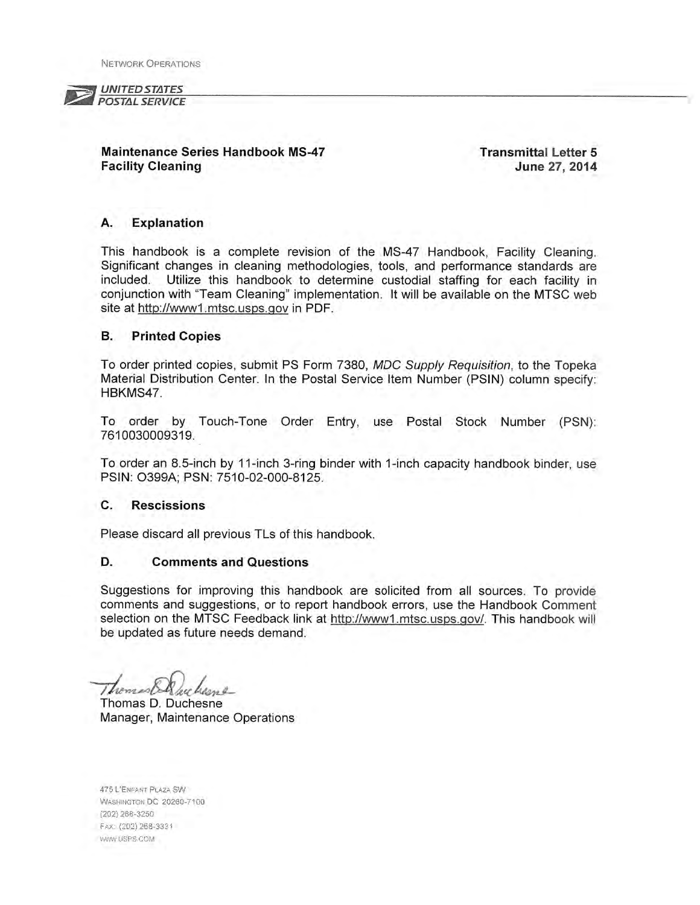NETWORK OPERATIONS

UNITED STATES POSTAL SERVICE

**Maintenance Series Handbook MS-47**
**Facility Cleaning**

**Transmittal Letter 5**
**June 27, 2014**

## A. Explanation

This handbook is a complete revision of the MS-47 Handbook, Facility Cleaning. Significant changes in cleaning methodologies, tools, and performance standards are included. Utilize this handbook to determine custodial staffing for each facility in conjunction with "Team Cleaning" implementation. It will be available on the MTSC web site at http://www1.mtsc.usps.gov in PDF.

## B. Printed Copies

To order printed copies, submit PS Form 7380, *MDC Supply Requisition*, to the Topeka Material Distribution Center. In the Postal Service Item Number (PSIN) column specify: HBKMS47.

To order by Touch-Tone Order Entry, use Postal Stock Number (PSN): 7610030009319.

To order an 8.5-inch by 11-inch 3-ring binder with 1-inch capacity handbook binder, use PSIN: O399A; PSN: 7510-02-000-8125.

## C. Rescissions

Please discard all previous TLs of this handbook.

## D. Comments and Questions

Suggestions for improving this handbook are solicited from all sources. To provide comments and suggestions, or to report handbook errors, use the Handbook Comment selection on the MTSC Feedback link at http://www1.mtsc.usps.gov/. This handbook will be updated as future needs demand.

Thomas D. Duchesne
Manager, Maintenance Operations

475 L'ENFANT PLAZA SW
WASHINGTON DC 20260-7100
(202) 268-3250
FAX: (202) 268-3331
WWW.USPS.COM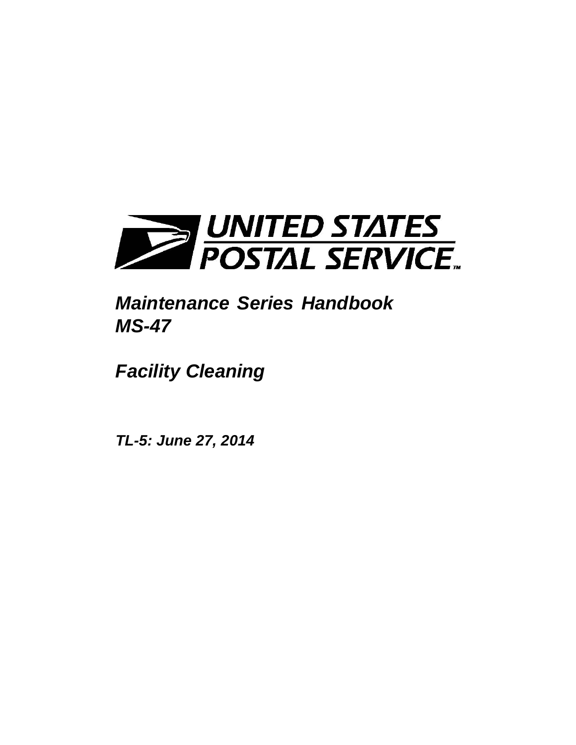UNITED STATES POSTAL SERVICE™

***Maintenance Series Handbook MS-47***

***Facility Cleaning***

***TL-5: June 27, 2014***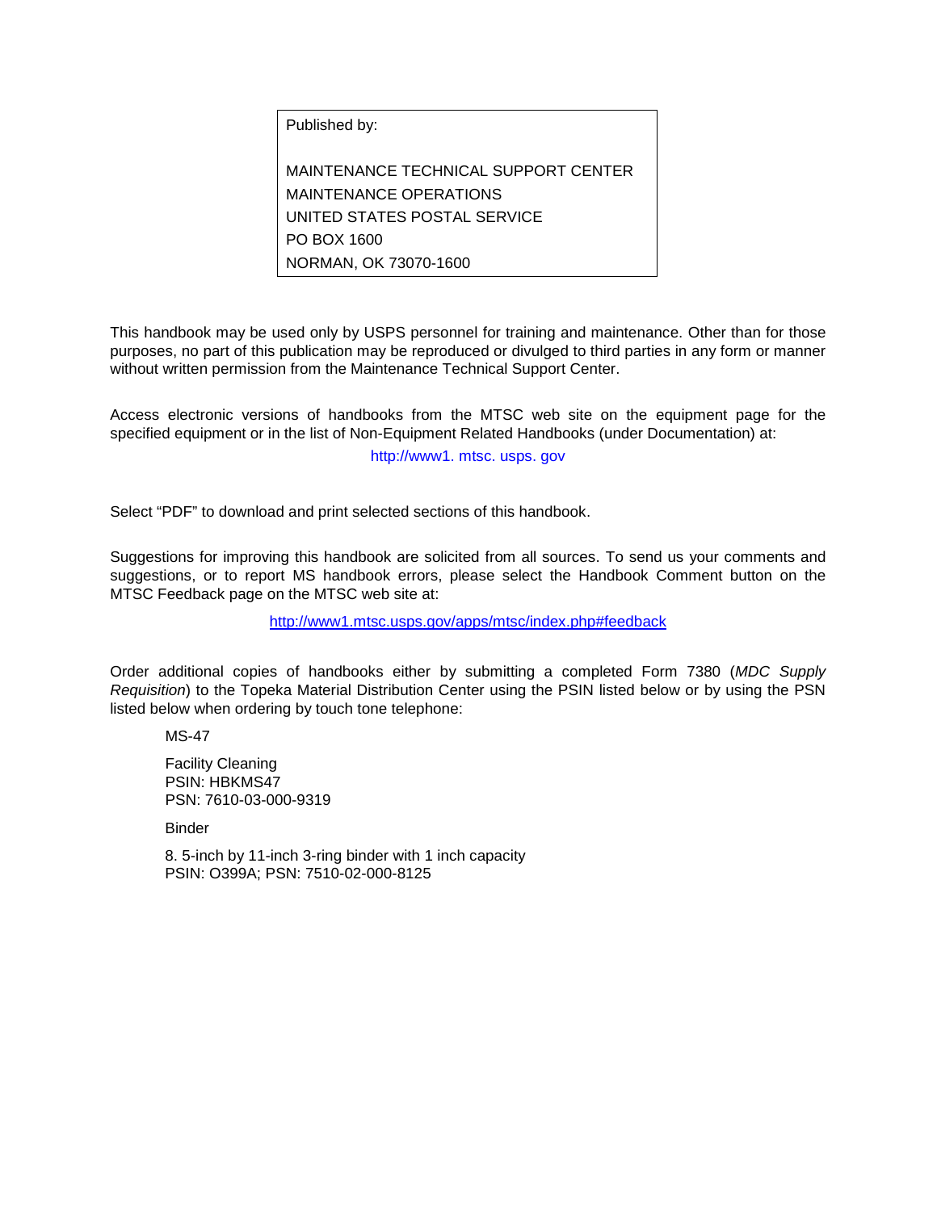Published by:

MAINTENANCE TECHNICAL SUPPORT CENTER
MAINTENANCE OPERATIONS
UNITED STATES POSTAL SERVICE
PO BOX 1600
NORMAN, OK 73070-1600

This handbook may be used only by USPS personnel for training and maintenance. Other than for those purposes, no part of this publication may be reproduced or divulged to third parties in any form or manner without written permission from the Maintenance Technical Support Center.

Access electronic versions of handbooks from the MTSC web site on the equipment page for the specified equipment or in the list of Non-Equipment Related Handbooks (under Documentation) at:

http://www1. mtsc. usps. gov

Select “PDF” to download and print selected sections of this handbook.

Suggestions for improving this handbook are solicited from all sources. To send us your comments and suggestions, or to report MS handbook errors, please select the Handbook Comment button on the MTSC Feedback page on the MTSC web site at:

http://www1.mtsc.usps.gov/apps/mtsc/index.php#feedback

Order additional copies of handbooks either by submitting a completed Form 7380 (*MDC Supply Requisition*) to the Topeka Material Distribution Center using the PSIN listed below or by using the PSN listed below when ordering by touch tone telephone:

MS-47

Facility Cleaning
PSIN: HBKMS47
PSN: 7610-03-000-9319

Binder

8. 5-inch by 11-inch 3-ring binder with 1 inch capacity
PSIN: O399A; PSN: 7510-02-000-8125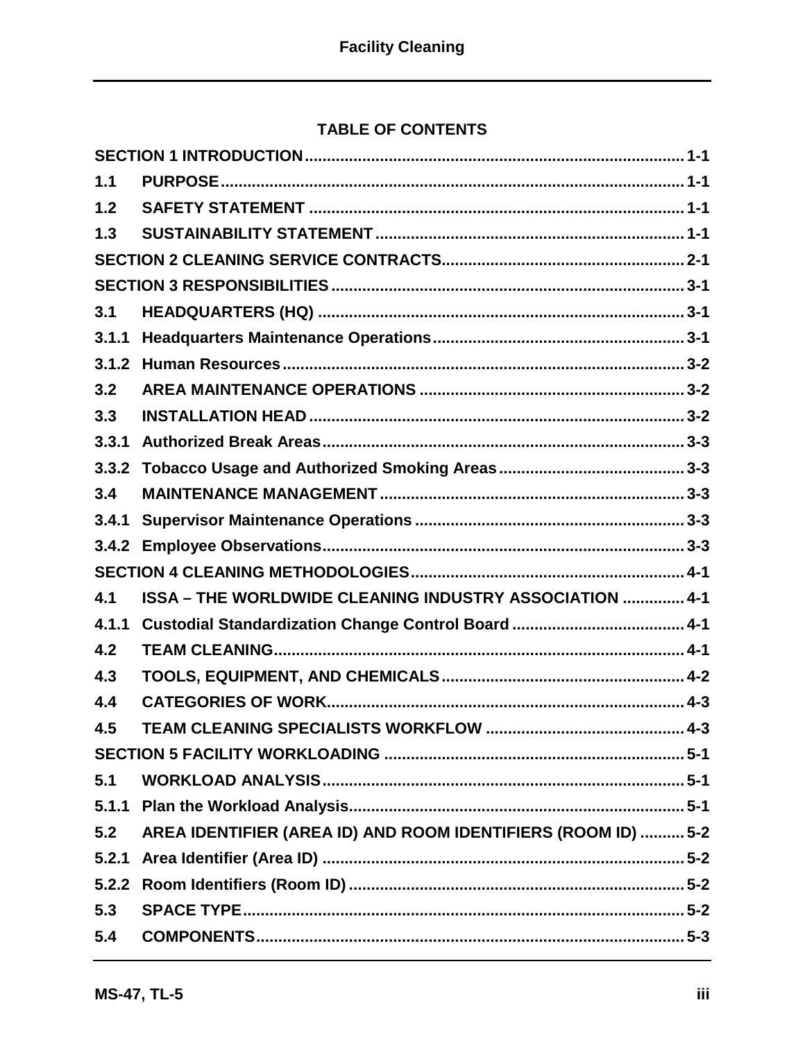## TABLE OF CONTENTS

| | | |
|---|---|---|
| **SECTION 1 INTRODUCTION** | | **1-1** |
| **1.1** | **PURPOSE** | **1-1** |
| **1.2** | **SAFETY STATEMENT** | **1-1** |
| **1.3** | **SUSTAINABILITY STATEMENT** | **1-1** |
| **SECTION 2 CLEANING SERVICE CONTRACTS** | | **2-1** |
| **SECTION 3 RESPONSIBILITIES** | | **3-1** |
| **3.1** | **HEADQUARTERS (HQ)** | **3-1** |
| **3.1.1** | **Headquarters Maintenance Operations** | **3-1** |
| **3.1.2** | **Human Resources** | **3-2** |
| **3.2** | **AREA MAINTENANCE OPERATIONS** | **3-2** |
| **3.3** | **INSTALLATION HEAD** | **3-2** |
| **3.3.1** | **Authorized Break Areas** | **3-3** |
| **3.3.2** | **Tobacco Usage and Authorized Smoking Areas** | **3-3** |
| **3.4** | **MAINTENANCE MANAGEMENT** | **3-3** |
| **3.4.1** | **Supervisor Maintenance Operations** | **3-3** |
| **3.4.2** | **Employee Observations** | **3-3** |
| **SECTION 4 CLEANING METHODOLOGIES** | | **4-1** |
| **4.1** | **ISSA – THE WORLDWIDE CLEANING INDUSTRY ASSOCIATION** | **4-1** |
| **4.1.1** | **Custodial Standardization Change Control Board** | **4-1** |
| **4.2** | **TEAM CLEANING** | **4-1** |
| **4.3** | **TOOLS, EQUIPMENT, AND CHEMICALS** | **4-2** |
| **4.4** | **CATEGORIES OF WORK** | **4-3** |
| **4.5** | **TEAM CLEANING SPECIALISTS WORKFLOW** | **4-3** |
| **SECTION 5 FACILITY WORKLOADING** | | **5-1** |
| **5.1** | **WORKLOAD ANALYSIS** | **5-1** |
| **5.1.1** | **Plan the Workload Analysis** | **5-1** |
| **5.2** | **AREA IDENTIFIER (AREA ID) AND ROOM IDENTIFIERS (ROOM ID)** | **5-2** |
| **5.2.1** | **Area Identifier (Area ID)** | **5-2** |
| **5.2.2** | **Room Identifiers (Room ID)** | **5-2** |
| **5.3** | **SPACE TYPE** | **5-2** |
| **5.4** | **COMPONENTS** | **5-3** |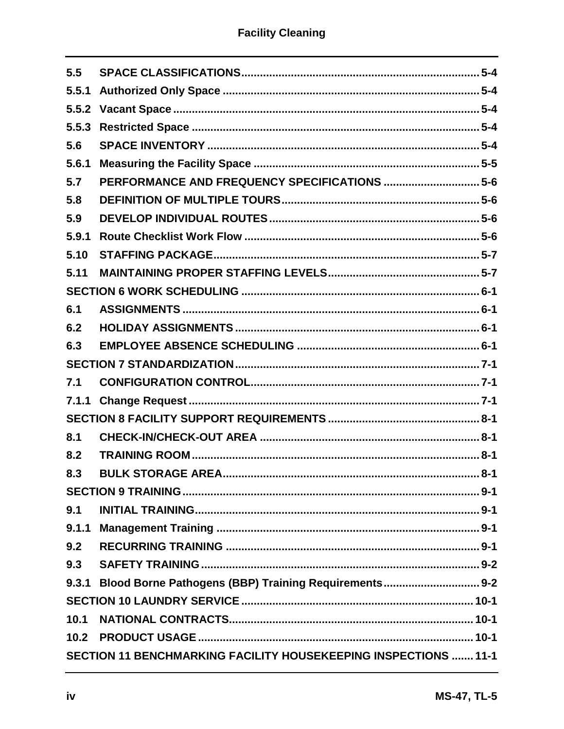| | | |
|---|---|---|
| 5.5 | SPACE CLASSIFICATIONS | 5-4 |
| 5.5.1 | Authorized Only Space | 5-4 |
| 5.5.2 | Vacant Space | 5-4 |
| 5.5.3 | Restricted Space | 5-4 |
| 5.6 | SPACE INVENTORY | 5-4 |
| 5.6.1 | Measuring the Facility Space | 5-5 |
| 5.7 | PERFORMANCE AND FREQUENCY SPECIFICATIONS | 5-6 |
| 5.8 | DEFINITION OF MULTIPLE TOURS | 5-6 |
| 5.9 | DEVELOP INDIVIDUAL ROUTES | 5-6 |
| 5.9.1 | Route Checklist Work Flow | 5-6 |
| 5.10 | STAFFING PACKAGE | 5-7 |
| 5.11 | MAINTAINING PROPER STAFFING LEVELS | 5-7 |
| SECTION 6 WORK SCHEDULING | | 6-1 |
| 6.1 | ASSIGNMENTS | 6-1 |
| 6.2 | HOLIDAY ASSIGNMENTS | 6-1 |
| 6.3 | EMPLOYEE ABSENCE SCHEDULING | 6-1 |
| SECTION 7 STANDARDIZATION | | 7-1 |
| 7.1 | CONFIGURATION CONTROL | 7-1 |
| 7.1.1 | Change Request | 7-1 |
| SECTION 8 FACILITY SUPPORT REQUIREMENTS | | 8-1 |
| 8.1 | CHECK-IN/CHECK-OUT AREA | 8-1 |
| 8.2 | TRAINING ROOM | 8-1 |
| 8.3 | BULK STORAGE AREA | 8-1 |
| SECTION 9 TRAINING | | 9-1 |
| 9.1 | INITIAL TRAINING | 9-1 |
| 9.1.1 | Management Training | 9-1 |
| 9.2 | RECURRING TRAINING | 9-1 |
| 9.3 | SAFETY TRAINING | 9-2 |
| 9.3.1 | Blood Borne Pathogens (BBP) Training Requirements | 9-2 |
| SECTION 10 LAUNDRY SERVICE | | 10-1 |
| 10.1 | NATIONAL CONTRACTS | 10-1 |
| 10.2 | PRODUCT USAGE | 10-1 |
| SECTION 11 BENCHMARKING FACILITY HOUSEKEEPING INSPECTIONS | | 11-1 |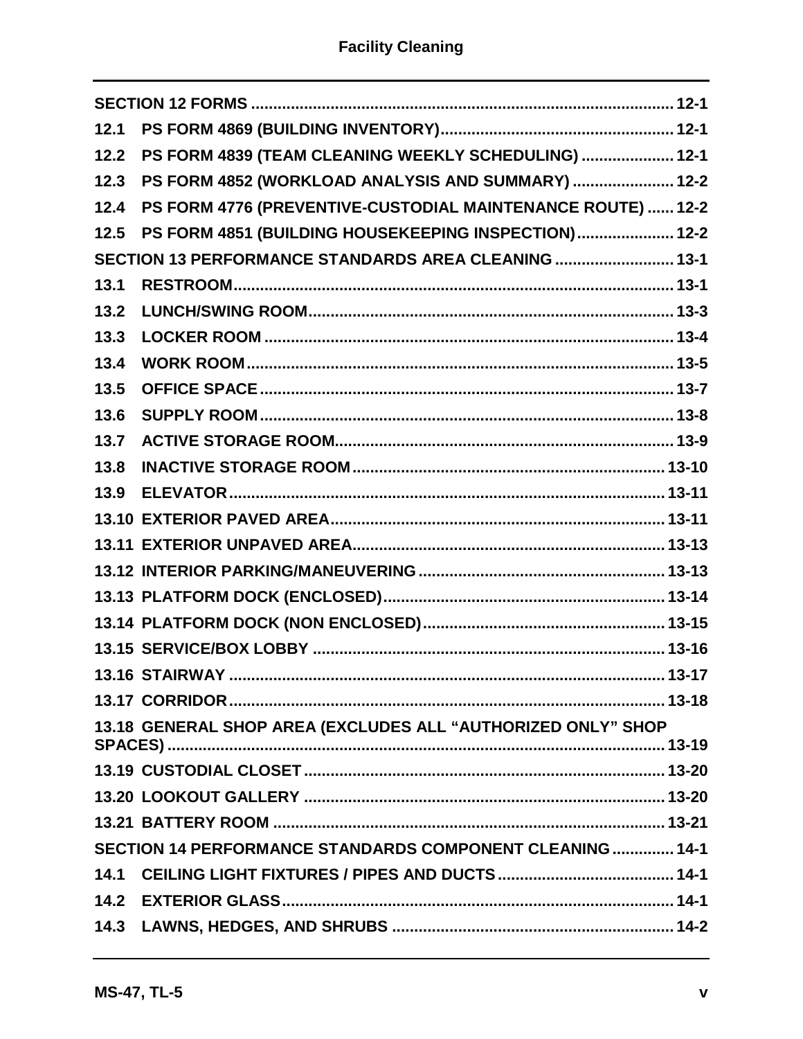SECTION 12 FORMS ........................................................................................................ 12-1

12.1 PS FORM 4869 (BUILDING INVENTORY)..................................................... 12-1

12.2 PS FORM 4839 (TEAM CLEANING WEEKLY SCHEDULING) ..................... 12-1

12.3 PS FORM 4852 (WORKLOAD ANALYSIS AND SUMMARY) ....................... 12-2

12.4 PS FORM 4776 (PREVENTIVE-CUSTODIAL MAINTENANCE ROUTE) ...... 12-2

12.5 PS FORM 4851 (BUILDING HOUSEKEEPING INSPECTION)...................... 12-2

SECTION 13 PERFORMANCE STANDARDS AREA CLEANING ........................... 13-1

13.1 RESTROOM.................................................................................................... 13-1

13.2 LUNCH/SWING ROOM................................................................................... 13-3

13.3 LOCKER ROOM ............................................................................................. 13-4

13.4 WORK ROOM.................................................................................................. 13-5

13.5 OFFICE SPACE ............................................................................................... 13-7

13.6 SUPPLY ROOM ............................................................................................... 13-8

13.7 ACTIVE STORAGE ROOM.............................................................................. 13-9

13.8 INACTIVE STORAGE ROOM ........................................................................ 13-10

13.9 ELEVATOR .................................................................................................... 13-11

13.10 EXTERIOR PAVED AREA............................................................................ 13-11

13.11 EXTERIOR UNPAVED AREA....................................................................... 13-13

13.12 INTERIOR PARKING/MANEUVERING ........................................................ 13-13

13.13 PLATFORM DOCK (ENCLOSED)................................................................. 13-14

13.14 PLATFORM DOCK (NON ENCLOSED)........................................................ 13-15

13.15 SERVICE/BOX LOBBY ................................................................................. 13-16

13.16 STAIRWAY ................................................................................................... 13-17

13.17 CORRIDOR ................................................................................................... 13-18

13.18 GENERAL SHOP AREA (EXCLUDES ALL "AUTHORIZED ONLY" SHOP SPACES) ................................................................................................................. 13-19

13.19 CUSTODIAL CLOSET ................................................................................... 13-20

13.20 LOOKOUT GALLERY ................................................................................... 13-20

13.21 BATTERY ROOM .......................................................................................... 13-21

SECTION 14 PERFORMANCE STANDARDS COMPONENT CLEANING .............. 14-1

14.1 CEILING LIGHT FIXTURES / PIPES AND DUCTS......................................... 14-1

14.2 EXTERIOR GLASS.......................................................................................... 14-1

14.3 LAWNS, HEDGES, AND SHRUBS ................................................................. 14-2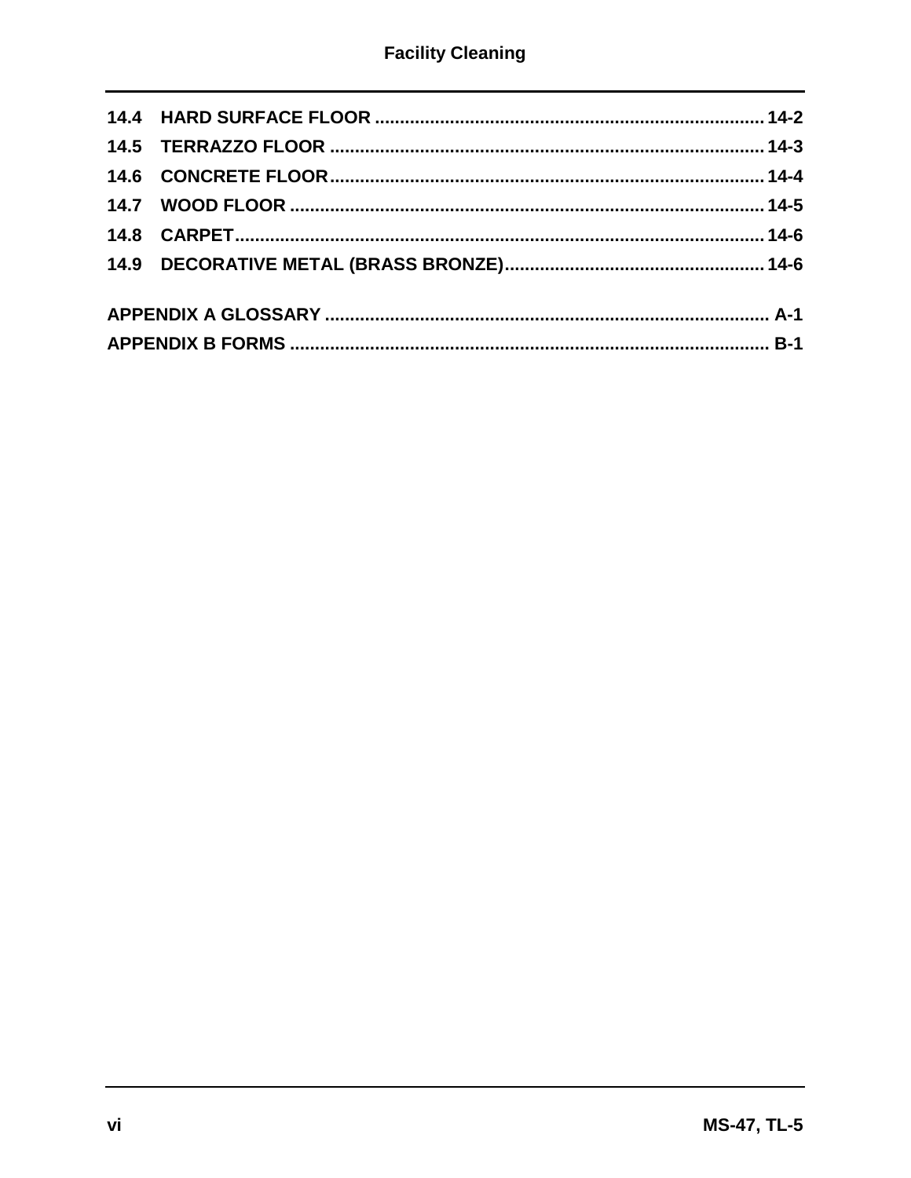14.4 HARD SURFACE FLOOR ............................................................................ 14-2
14.5 TERRAZZO FLOOR ..................................................................................... 14-3
14.6 CONCRETE FLOOR..................................................................................... 14-4
14.7 WOOD FLOOR ............................................................................................ 14-5
14.8 CARPET....................................................................................................... 14-6
14.9 DECORATIVE METAL (BRASS BRONZE)................................................... 14-6

APPENDIX A GLOSSARY ....................................................................................... A-1
APPENDIX B FORMS ............................................................................................. B-1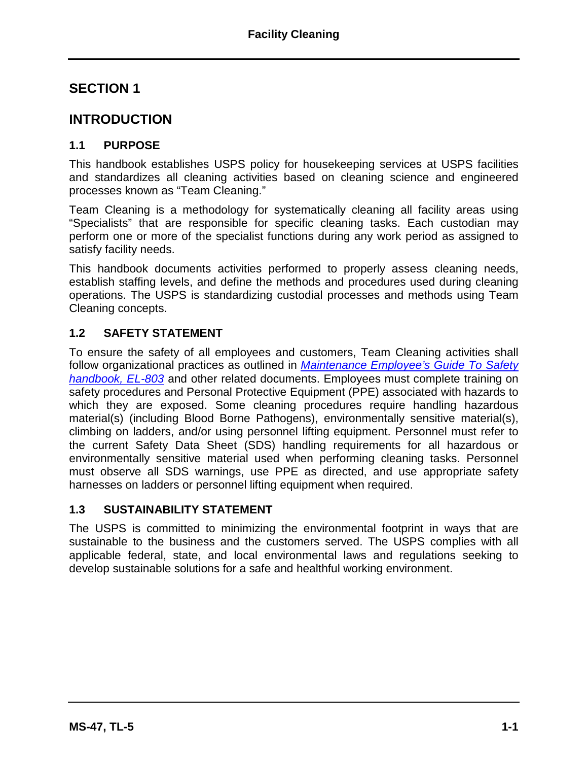# SECTION 1

# INTRODUCTION

## 1.1 PURPOSE

This handbook establishes USPS policy for housekeeping services at USPS facilities and standardizes all cleaning activities based on cleaning science and engineered processes known as "Team Cleaning."

Team Cleaning is a methodology for systematically cleaning all facility areas using "Specialists" that are responsible for specific cleaning tasks. Each custodian may perform one or more of the specialist functions during any work period as assigned to satisfy facility needs.

This handbook documents activities performed to properly assess cleaning needs, establish staffing levels, and define the methods and procedures used during cleaning operations. The USPS is standardizing custodial processes and methods using Team Cleaning concepts.

## 1.2 SAFETY STATEMENT

To ensure the safety of all employees and customers, Team Cleaning activities shall follow organizational practices as outlined in *Maintenance Employee's Guide To Safety handbook, EL-803* and other related documents. Employees must complete training on safety procedures and Personal Protective Equipment (PPE) associated with hazards to which they are exposed. Some cleaning procedures require handling hazardous material(s) (including Blood Borne Pathogens), environmentally sensitive material(s), climbing on ladders, and/or using personnel lifting equipment. Personnel must refer to the current Safety Data Sheet (SDS) handling requirements for all hazardous or environmentally sensitive material used when performing cleaning tasks. Personnel must observe all SDS warnings, use PPE as directed, and use appropriate safety harnesses on ladders or personnel lifting equipment when required.

## 1.3 SUSTAINABILITY STATEMENT

The USPS is committed to minimizing the environmental footprint in ways that are sustainable to the business and the customers served. The USPS complies with all applicable federal, state, and local environmental laws and regulations seeking to develop sustainable solutions for a safe and healthful working environment.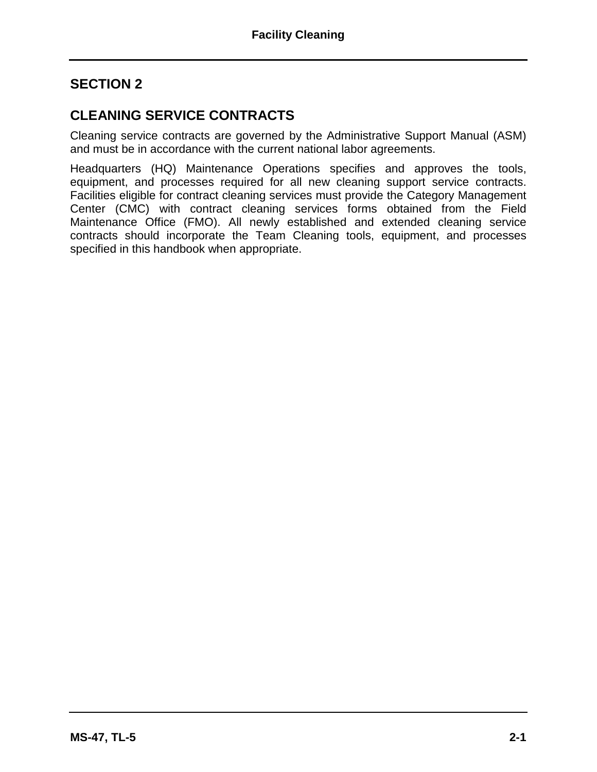# SECTION 2

## CLEANING SERVICE CONTRACTS

Cleaning service contracts are governed by the Administrative Support Manual (ASM) and must be in accordance with the current national labor agreements.

Headquarters (HQ) Maintenance Operations specifies and approves the tools, equipment, and processes required for all new cleaning support service contracts. Facilities eligible for contract cleaning services must provide the Category Management Center (CMC) with contract cleaning services forms obtained from the Field Maintenance Office (FMO). All newly established and extended cleaning service contracts should incorporate the Team Cleaning tools, equipment, and processes specified in this handbook when appropriate.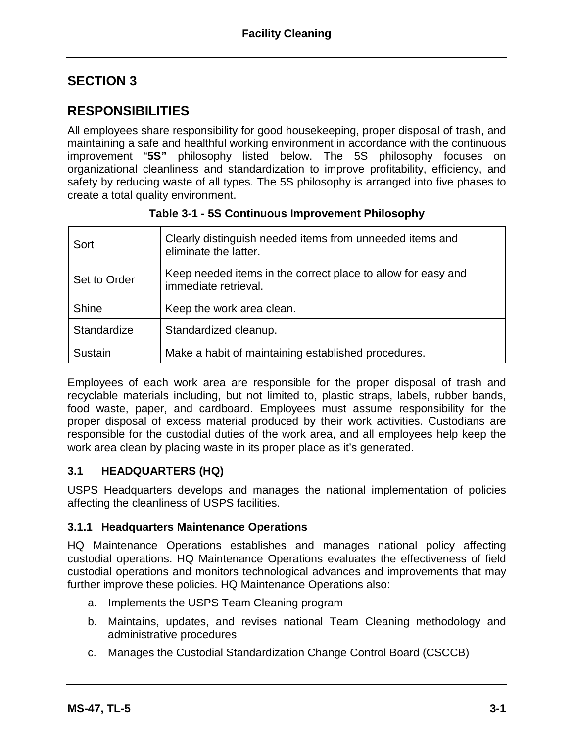# SECTION 3

# RESPONSIBILITIES

All employees share responsibility for good housekeeping, proper disposal of trash, and maintaining a safe and healthful working environment in accordance with the continuous improvement "**5S"** philosophy listed below. The 5S philosophy focuses on organizational cleanliness and standardization to improve profitability, efficiency, and safety by reducing waste of all types. The 5S philosophy is arranged into five phases to create a total quality environment.

**Table 3-1 - 5S Continuous Improvement Philosophy**

| | |
|---|---|
| Sort | Clearly distinguish needed items from unneeded items and eliminate the latter. |
| Set to Order | Keep needed items in the correct place to allow for easy and immediate retrieval. |
| Shine | Keep the work area clean. |
| Standardize | Standardized cleanup. |
| Sustain | Make a habit of maintaining established procedures. |

Employees of each work area are responsible for the proper disposal of trash and recyclable materials including, but not limited to, plastic straps, labels, rubber bands, food waste, paper, and cardboard. Employees must assume responsibility for the proper disposal of excess material produced by their work activities. Custodians are responsible for the custodial duties of the work area, and all employees help keep the work area clean by placing waste in its proper place as it's generated.

## 3.1 HEADQUARTERS (HQ)

USPS Headquarters develops and manages the national implementation of policies affecting the cleanliness of USPS facilities.

### 3.1.1 Headquarters Maintenance Operations

HQ Maintenance Operations establishes and manages national policy affecting custodial operations. HQ Maintenance Operations evaluates the effectiveness of field custodial operations and monitors technological advances and improvements that may further improve these policies. HQ Maintenance Operations also:

a. Implements the USPS Team Cleaning program

b. Maintains, updates, and revises national Team Cleaning methodology and administrative procedures

c. Manages the Custodial Standardization Change Control Board (CSCCB)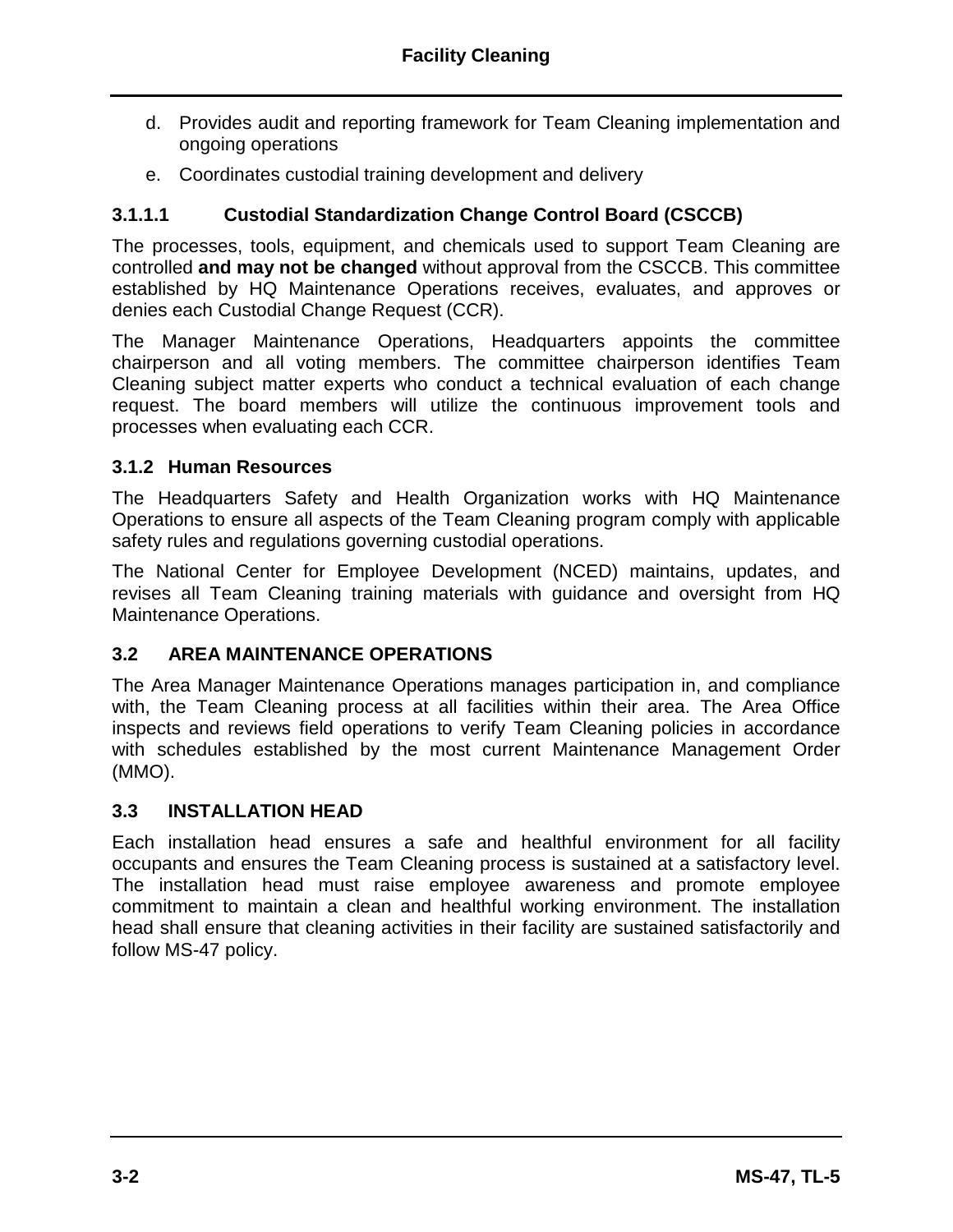d. Provides audit and reporting framework for Team Cleaning implementation and ongoing operations

e. Coordinates custodial training development and delivery

#### 3.1.1.1 Custodial Standardization Change Control Board (CSCCB)

The processes, tools, equipment, and chemicals used to support Team Cleaning are controlled **and may not be changed** without approval from the CSCCB. This committee established by HQ Maintenance Operations receives, evaluates, and approves or denies each Custodial Change Request (CCR).

The Manager Maintenance Operations, Headquarters appoints the committee chairperson and all voting members. The committee chairperson identifies Team Cleaning subject matter experts who conduct a technical evaluation of each change request. The board members will utilize the continuous improvement tools and processes when evaluating each CCR.

### 3.1.2 Human Resources

The Headquarters Safety and Health Organization works with HQ Maintenance Operations to ensure all aspects of the Team Cleaning program comply with applicable safety rules and regulations governing custodial operations.

The National Center for Employee Development (NCED) maintains, updates, and revises all Team Cleaning training materials with guidance and oversight from HQ Maintenance Operations.

## 3.2 AREA MAINTENANCE OPERATIONS

The Area Manager Maintenance Operations manages participation in, and compliance with, the Team Cleaning process at all facilities within their area. The Area Office inspects and reviews field operations to verify Team Cleaning policies in accordance with schedules established by the most current Maintenance Management Order (MMO).

## 3.3 INSTALLATION HEAD

Each installation head ensures a safe and healthful environment for all facility occupants and ensures the Team Cleaning process is sustained at a satisfactory level. The installation head must raise employee awareness and promote employee commitment to maintain a clean and healthful working environment. The installation head shall ensure that cleaning activities in their facility are sustained satisfactorily and follow MS-47 policy.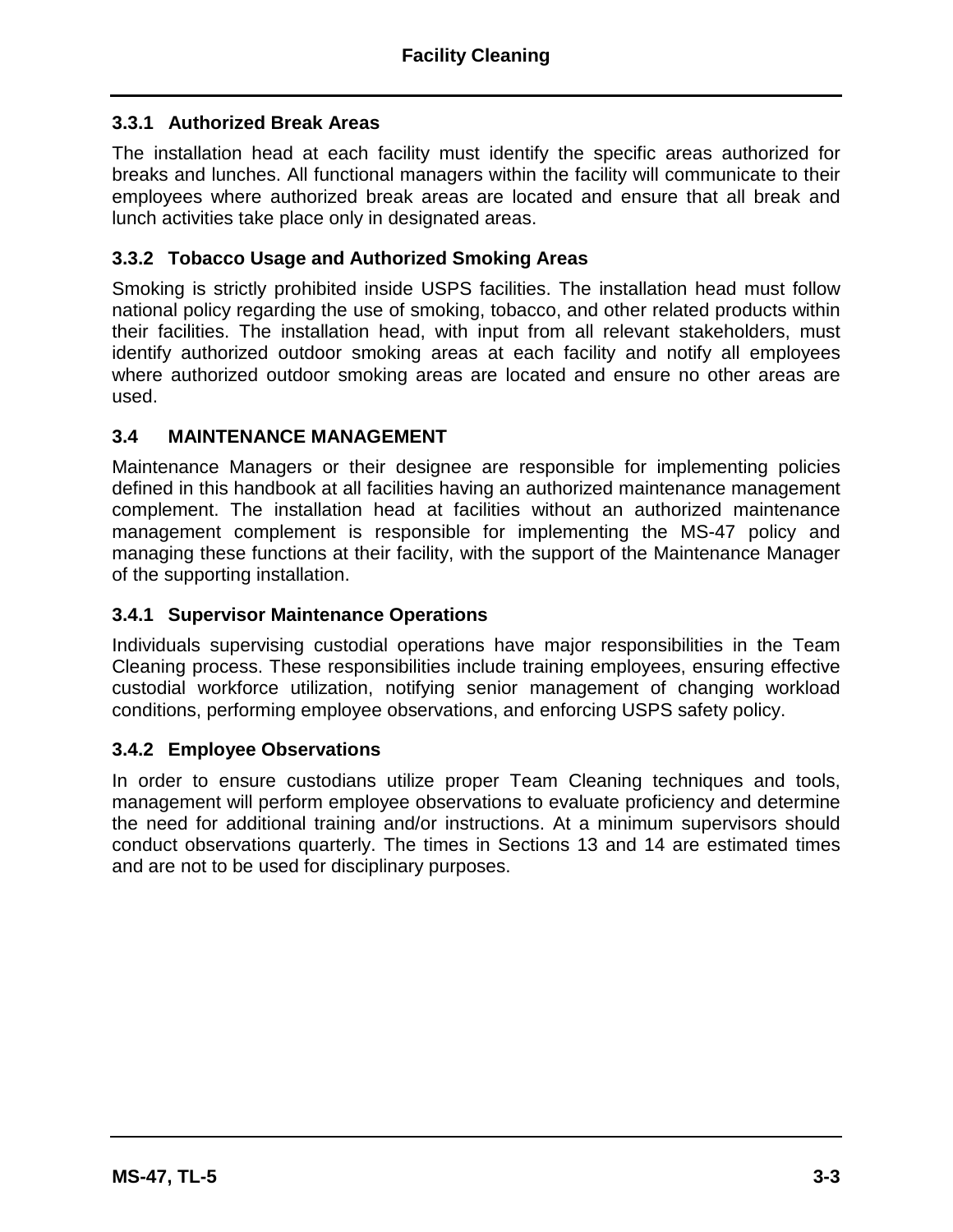### 3.3.1 Authorized Break Areas

The installation head at each facility must identify the specific areas authorized for breaks and lunches. All functional managers within the facility will communicate to their employees where authorized break areas are located and ensure that all break and lunch activities take place only in designated areas.

### 3.3.2 Tobacco Usage and Authorized Smoking Areas

Smoking is strictly prohibited inside USPS facilities. The installation head must follow national policy regarding the use of smoking, tobacco, and other related products within their facilities. The installation head, with input from all relevant stakeholders, must identify authorized outdoor smoking areas at each facility and notify all employees where authorized outdoor smoking areas are located and ensure no other areas are used.

## 3.4 MAINTENANCE MANAGEMENT

Maintenance Managers or their designee are responsible for implementing policies defined in this handbook at all facilities having an authorized maintenance management complement. The installation head at facilities without an authorized maintenance management complement is responsible for implementing the MS-47 policy and managing these functions at their facility, with the support of the Maintenance Manager of the supporting installation.

### 3.4.1 Supervisor Maintenance Operations

Individuals supervising custodial operations have major responsibilities in the Team Cleaning process. These responsibilities include training employees, ensuring effective custodial workforce utilization, notifying senior management of changing workload conditions, performing employee observations, and enforcing USPS safety policy.

### 3.4.2 Employee Observations

In order to ensure custodians utilize proper Team Cleaning techniques and tools, management will perform employee observations to evaluate proficiency and determine the need for additional training and/or instructions. At a minimum supervisors should conduct observations quarterly. The times in Sections 13 and 14 are estimated times and are not to be used for disciplinary purposes.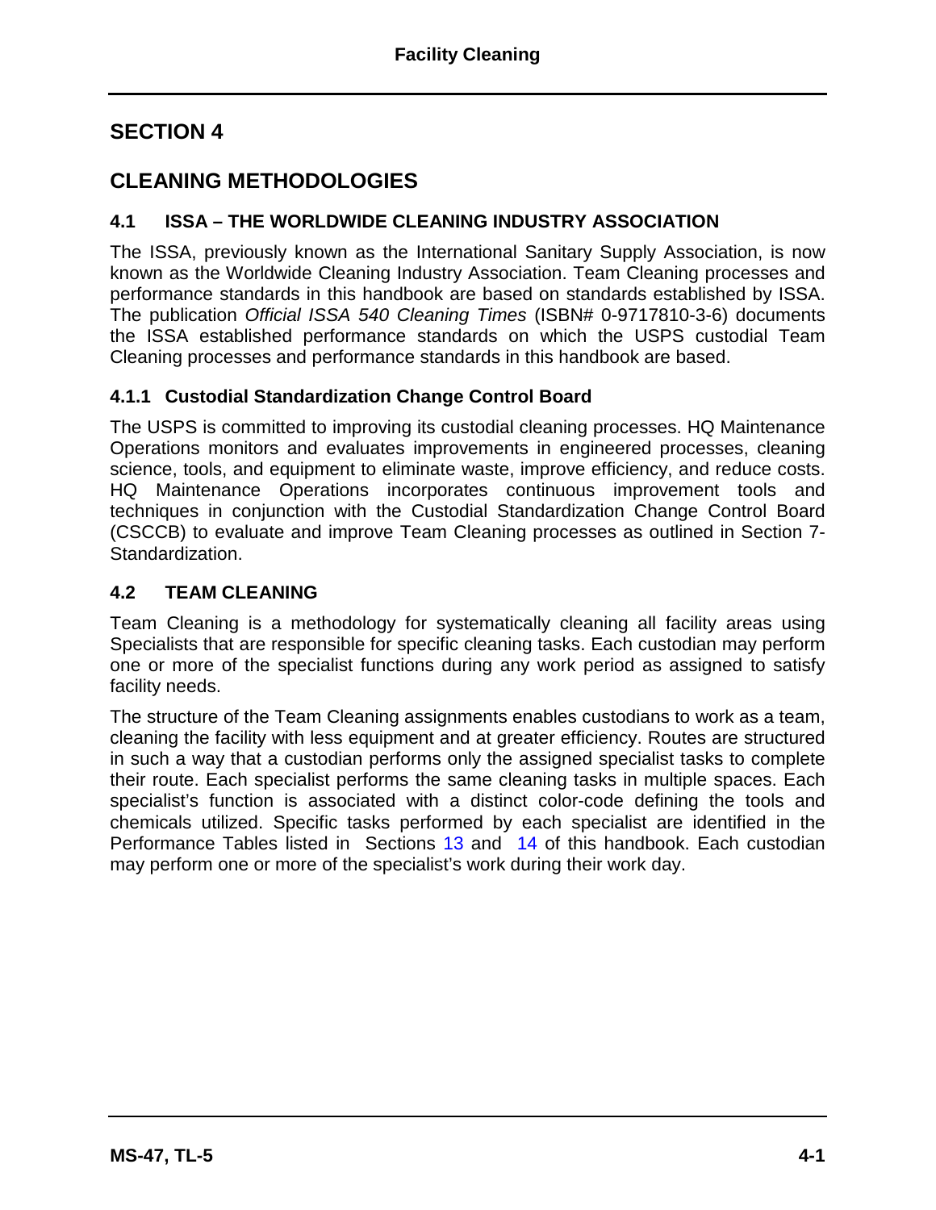# SECTION 4

# CLEANING METHODOLOGIES

## 4.1 ISSA – THE WORLDWIDE CLEANING INDUSTRY ASSOCIATION

The ISSA, previously known as the International Sanitary Supply Association, is now known as the Worldwide Cleaning Industry Association. Team Cleaning processes and performance standards in this handbook are based on standards established by ISSA. The publication *Official ISSA 540 Cleaning Times* (ISBN# 0-9717810-3-6) documents the ISSA established performance standards on which the USPS custodial Team Cleaning processes and performance standards in this handbook are based.

### 4.1.1 Custodial Standardization Change Control Board

The USPS is committed to improving its custodial cleaning processes. HQ Maintenance Operations monitors and evaluates improvements in engineered processes, cleaning science, tools, and equipment to eliminate waste, improve efficiency, and reduce costs. HQ Maintenance Operations incorporates continuous improvement tools and techniques in conjunction with the Custodial Standardization Change Control Board (CSCCB) to evaluate and improve Team Cleaning processes as outlined in Section 7-Standardization.

## 4.2 TEAM CLEANING

Team Cleaning is a methodology for systematically cleaning all facility areas using Specialists that are responsible for specific cleaning tasks. Each custodian may perform one or more of the specialist functions during any work period as assigned to satisfy facility needs.

The structure of the Team Cleaning assignments enables custodians to work as a team, cleaning the facility with less equipment and at greater efficiency. Routes are structured in such a way that a custodian performs only the assigned specialist tasks to complete their route. Each specialist performs the same cleaning tasks in multiple spaces. Each specialist's function is associated with a distinct color-code defining the tools and chemicals utilized. Specific tasks performed by each specialist are identified in the Performance Tables listed in Sections 13 and 14 of this handbook. Each custodian may perform one or more of the specialist's work during their work day.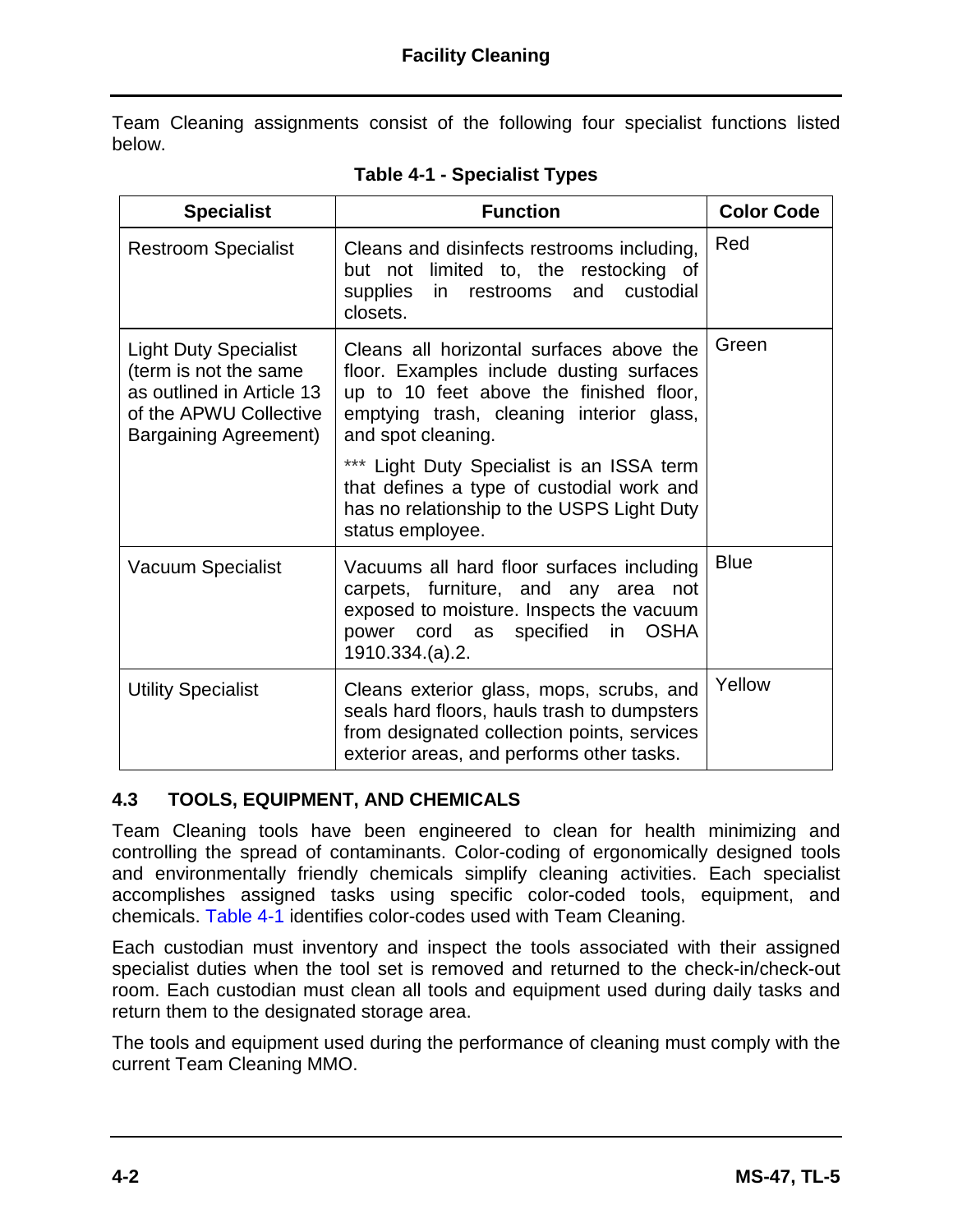Team Cleaning assignments consist of the following four specialist functions listed below.

**Table 4-1 - Specialist Types**

| Specialist | Function | Color Code |
|---|---|---|
| Restroom Specialist | Cleans and disinfects restrooms including, but not limited to, the restocking of supplies in restrooms and custodial closets. | Red |
| Light Duty Specialist (term is not the same as outlined in Article 13 of the APWU Collective Bargaining Agreement) | Cleans all horizontal surfaces above the floor. Examples include dusting surfaces up to 10 feet above the finished floor, emptying trash, cleaning interior glass, and spot cleaning.<br><br>*** Light Duty Specialist is an ISSA term that defines a type of custodial work and has no relationship to the USPS Light Duty status employee. | Green |
| Vacuum Specialist | Vacuums all hard floor surfaces including carpets, furniture, and any area not exposed to moisture. Inspects the vacuum power cord as specified in OSHA 1910.334.(a).2. | Blue |
| Utility Specialist | Cleans exterior glass, mops, scrubs, and seals hard floors, hauls trash to dumpsters from designated collection points, services exterior areas, and performs other tasks. | Yellow |

## 4.3 TOOLS, EQUIPMENT, AND CHEMICALS

Team Cleaning tools have been engineered to clean for health minimizing and controlling the spread of contaminants. Color-coding of ergonomically designed tools and environmentally friendly chemicals simplify cleaning activities. Each specialist accomplishes assigned tasks using specific color-coded tools, equipment, and chemicals. Table 4-1 identifies color-codes used with Team Cleaning.

Each custodian must inventory and inspect the tools associated with their assigned specialist duties when the tool set is removed and returned to the check-in/check-out room. Each custodian must clean all tools and equipment used during daily tasks and return them to the designated storage area.

The tools and equipment used during the performance of cleaning must comply with the current Team Cleaning MMO.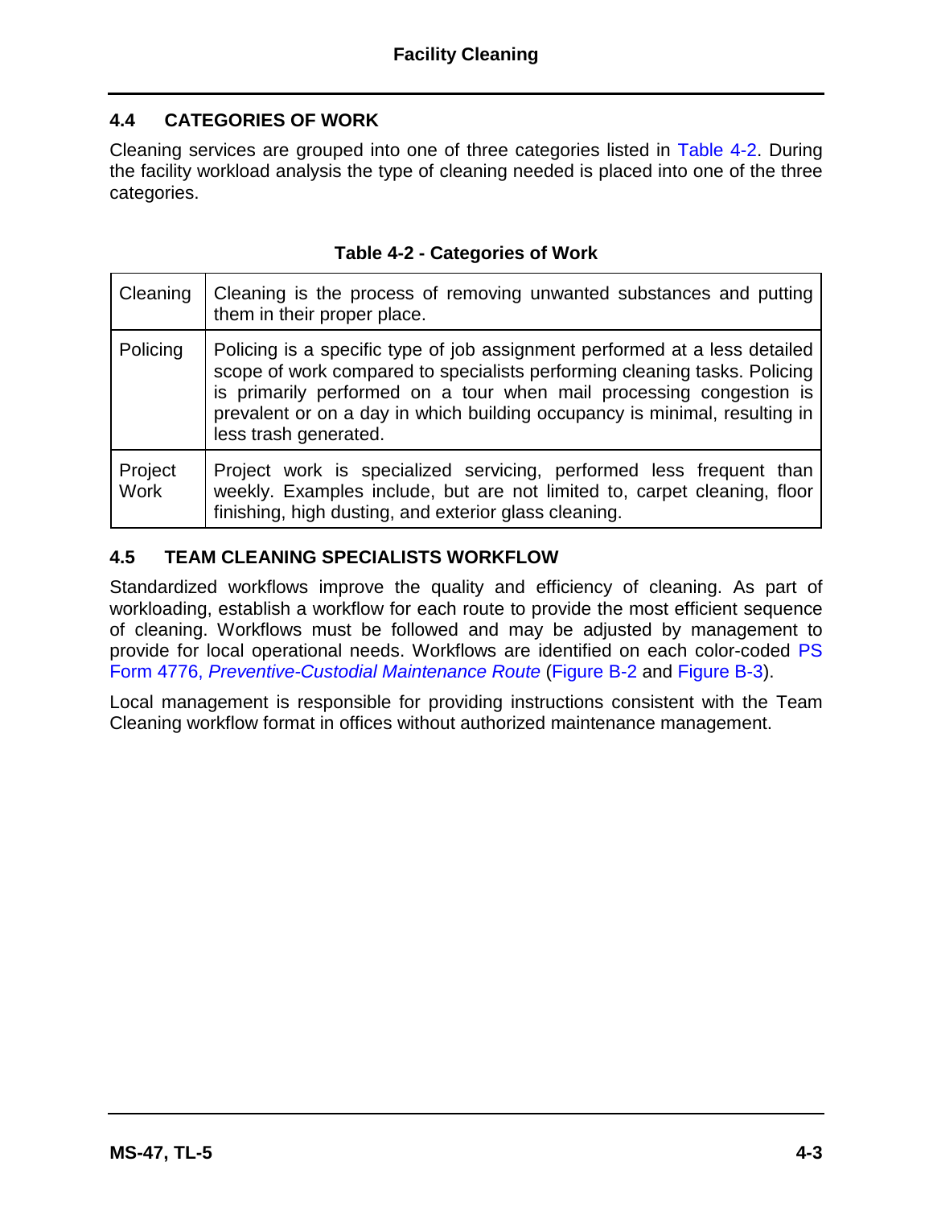## 4.4 CATEGORIES OF WORK

Cleaning services are grouped into one of three categories listed in Table 4-2. During the facility workload analysis the type of cleaning needed is placed into one of the three categories.

**Table 4-2 - Categories of Work**

| | |
|---|---|
| Cleaning | Cleaning is the process of removing unwanted substances and putting them in their proper place. |
| Policing | Policing is a specific type of job assignment performed at a less detailed scope of work compared to specialists performing cleaning tasks. Policing is primarily performed on a tour when mail processing congestion is prevalent or on a day in which building occupancy is minimal, resulting in less trash generated. |
| Project Work | Project work is specialized servicing, performed less frequent than weekly. Examples include, but are not limited to, carpet cleaning, floor finishing, high dusting, and exterior glass cleaning. |

## 4.5 TEAM CLEANING SPECIALISTS WORKFLOW

Standardized workflows improve the quality and efficiency of cleaning. As part of workloading, establish a workflow for each route to provide the most efficient sequence of cleaning. Workflows must be followed and may be adjusted by management to provide for local operational needs. Workflows are identified on each color-coded PS Form 4776, *Preventive-Custodial Maintenance Route* (Figure B-2 and Figure B-3).

Local management is responsible for providing instructions consistent with the Team Cleaning workflow format in offices without authorized maintenance management.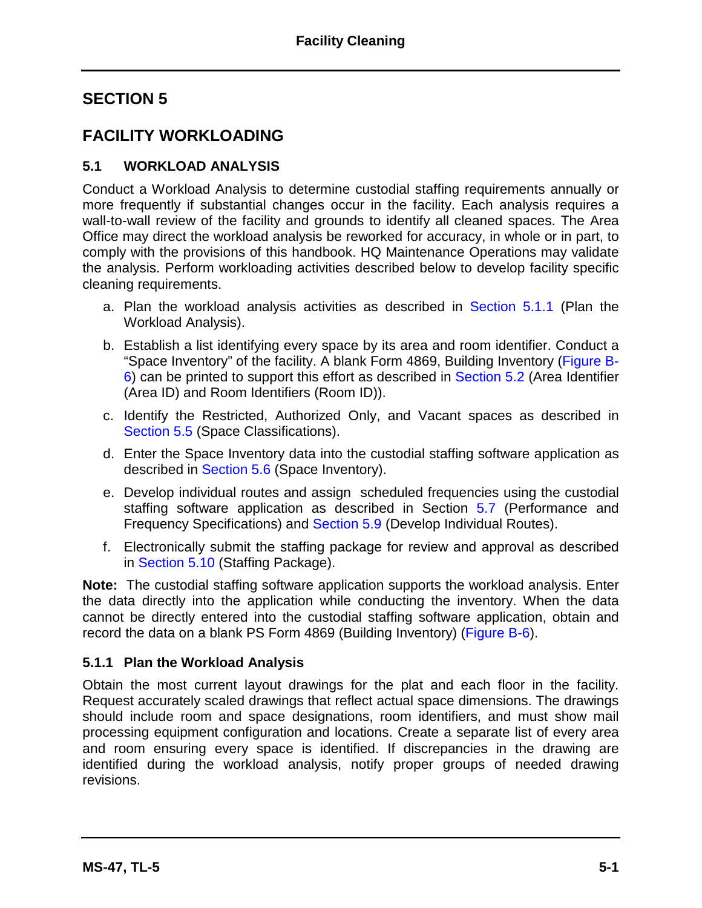# SECTION 5

# FACILITY WORKLOADING

## 5.1 WORKLOAD ANALYSIS

Conduct a Workload Analysis to determine custodial staffing requirements annually or more frequently if substantial changes occur in the facility. Each analysis requires a wall-to-wall review of the facility and grounds to identify all cleaned spaces. The Area Office may direct the workload analysis be reworked for accuracy, in whole or in part, to comply with the provisions of this handbook. HQ Maintenance Operations may validate the analysis. Perform workloading activities described below to develop facility specific cleaning requirements.

a. Plan the workload analysis activities as described in Section 5.1.1 (Plan the Workload Analysis).

b. Establish a list identifying every space by its area and room identifier. Conduct a "Space Inventory" of the facility. A blank Form 4869, Building Inventory (Figure B-6) can be printed to support this effort as described in Section 5.2 (Area Identifier (Area ID) and Room Identifiers (Room ID)).

c. Identify the Restricted, Authorized Only, and Vacant spaces as described in Section 5.5 (Space Classifications).

d. Enter the Space Inventory data into the custodial staffing software application as described in Section 5.6 (Space Inventory).

e. Develop individual routes and assign scheduled frequencies using the custodial staffing software application as described in Section 5.7 (Performance and Frequency Specifications) and Section 5.9 (Develop Individual Routes).

f. Electronically submit the staffing package for review and approval as described in Section 5.10 (Staffing Package).

**Note:** The custodial staffing software application supports the workload analysis. Enter the data directly into the application while conducting the inventory. When the data cannot be directly entered into the custodial staffing software application, obtain and record the data on a blank PS Form 4869 (Building Inventory) (Figure B-6).

### 5.1.1 Plan the Workload Analysis

Obtain the most current layout drawings for the plat and each floor in the facility. Request accurately scaled drawings that reflect actual space dimensions. The drawings should include room and space designations, room identifiers, and must show mail processing equipment configuration and locations. Create a separate list of every area and room ensuring every space is identified. If discrepancies in the drawing are identified during the workload analysis, notify proper groups of needed drawing revisions.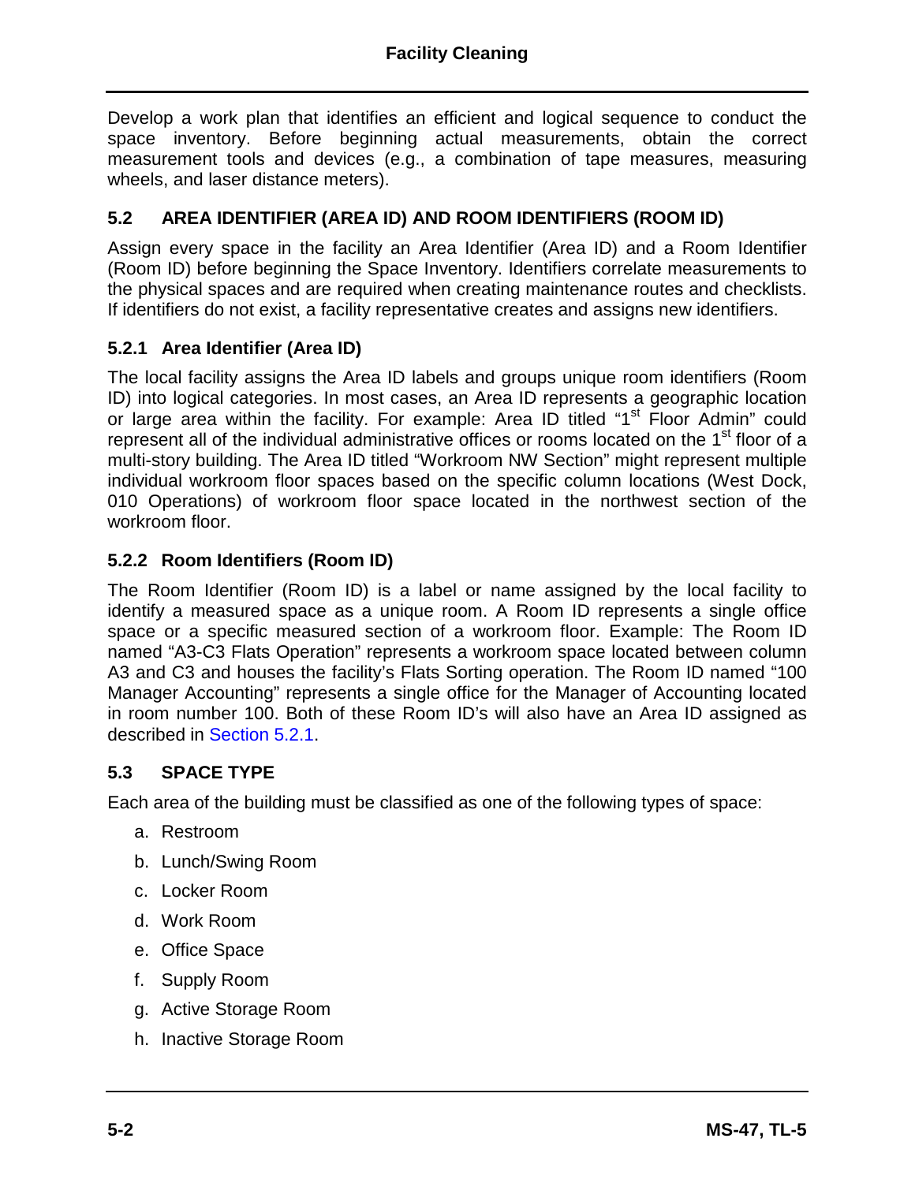Develop a work plan that identifies an efficient and logical sequence to conduct the space inventory. Before beginning actual measurements, obtain the correct measurement tools and devices (e.g., a combination of tape measures, measuring wheels, and laser distance meters).

## 5.2 AREA IDENTIFIER (AREA ID) AND ROOM IDENTIFIERS (ROOM ID)

Assign every space in the facility an Area Identifier (Area ID) and a Room Identifier (Room ID) before beginning the Space Inventory. Identifiers correlate measurements to the physical spaces and are required when creating maintenance routes and checklists. If identifiers do not exist, a facility representative creates and assigns new identifiers.

### 5.2.1 Area Identifier (Area ID)

The local facility assigns the Area ID labels and groups unique room identifiers (Room ID) into logical categories. In most cases, an Area ID represents a geographic location or large area within the facility. For example: Area ID titled "1st Floor Admin" could represent all of the individual administrative offices or rooms located on the 1st floor of a multi-story building. The Area ID titled "Workroom NW Section" might represent multiple individual workroom floor spaces based on the specific column locations (West Dock, 010 Operations) of workroom floor space located in the northwest section of the workroom floor.

### 5.2.2 Room Identifiers (Room ID)

The Room Identifier (Room ID) is a label or name assigned by the local facility to identify a measured space as a unique room. A Room ID represents a single office space or a specific measured section of a workroom floor. Example: The Room ID named "A3-C3 Flats Operation" represents a workroom space located between column A3 and C3 and houses the facility's Flats Sorting operation. The Room ID named "100 Manager Accounting" represents a single office for the Manager of Accounting located in room number 100. Both of these Room ID's will also have an Area ID assigned as described in Section 5.2.1.

## 5.3 SPACE TYPE

Each area of the building must be classified as one of the following types of space:

a. Restroom
b. Lunch/Swing Room
c. Locker Room
d. Work Room
e. Office Space
f. Supply Room
g. Active Storage Room
h. Inactive Storage Room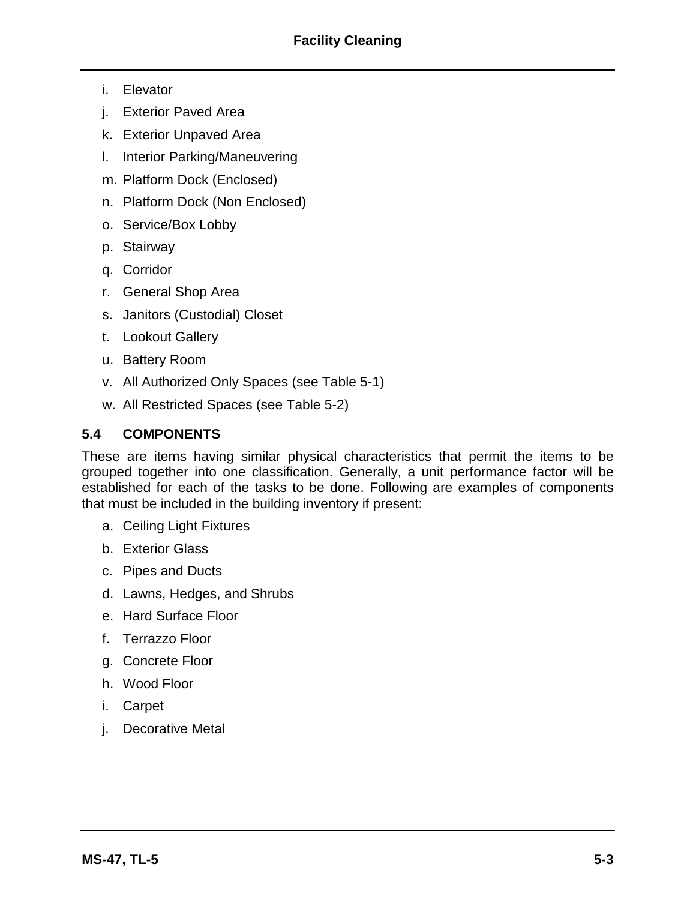i. Elevator
j. Exterior Paved Area
k. Exterior Unpaved Area
l. Interior Parking/Maneuvering
m. Platform Dock (Enclosed)
n. Platform Dock (Non Enclosed)
o. Service/Box Lobby
p. Stairway
q. Corridor
r. General Shop Area
s. Janitors (Custodial) Closet
t. Lookout Gallery
u. Battery Room
v. All Authorized Only Spaces (see Table 5-1)
w. All Restricted Spaces (see Table 5-2)

## 5.4 COMPONENTS

These are items having similar physical characteristics that permit the items to be grouped together into one classification. Generally, a unit performance factor will be established for each of the tasks to be done. Following are examples of components that must be included in the building inventory if present:

a. Ceiling Light Fixtures
b. Exterior Glass
c. Pipes and Ducts
d. Lawns, Hedges, and Shrubs
e. Hard Surface Floor
f. Terrazzo Floor
g. Concrete Floor
h. Wood Floor
i. Carpet
j. Decorative Metal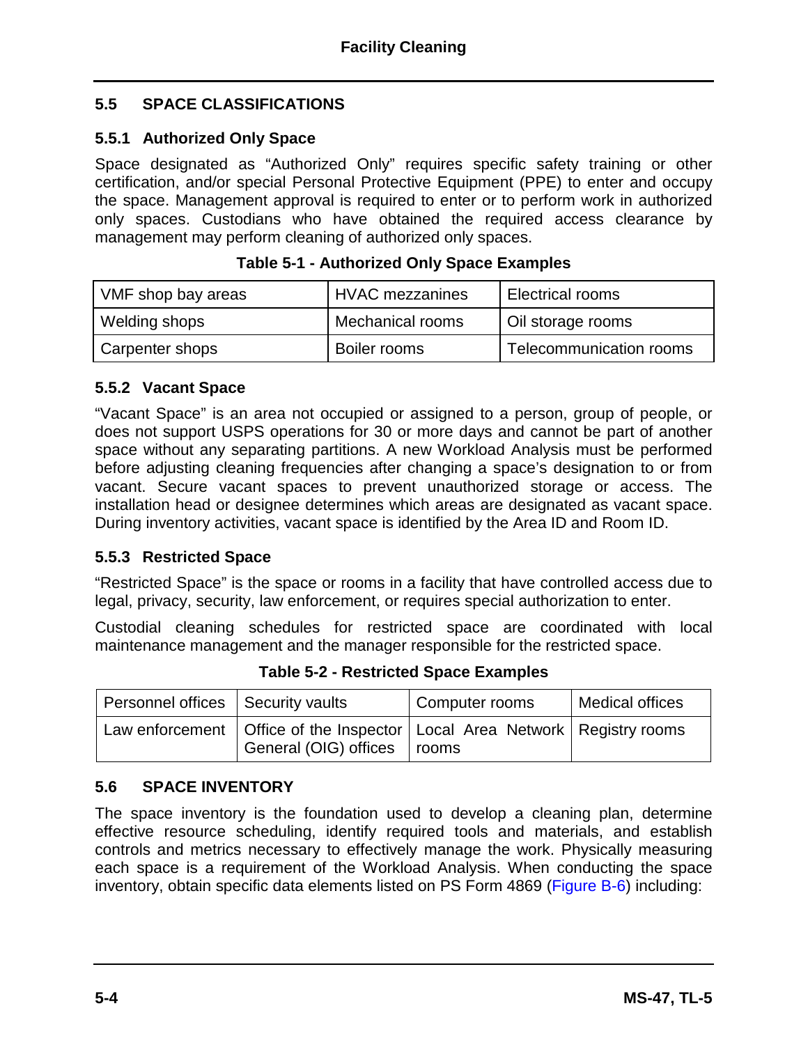## 5.5 SPACE CLASSIFICATIONS

### 5.5.1 Authorized Only Space

Space designated as "Authorized Only" requires specific safety training or other certification, and/or special Personal Protective Equipment (PPE) to enter and occupy the space. Management approval is required to enter or to perform work in authorized only spaces. Custodians who have obtained the required access clearance by management may perform cleaning of authorized only spaces.

**Table 5-1 - Authorized Only Space Examples**

| | | |
|---|---|---|
| VMF shop bay areas | HVAC mezzanines | Electrical rooms |
| Welding shops | Mechanical rooms | Oil storage rooms |
| Carpenter shops | Boiler rooms | Telecommunication rooms |

### 5.5.2 Vacant Space

"Vacant Space" is an area not occupied or assigned to a person, group of people, or does not support USPS operations for 30 or more days and cannot be part of another space without any separating partitions. A new Workload Analysis must be performed before adjusting cleaning frequencies after changing a space's designation to or from vacant. Secure vacant spaces to prevent unauthorized storage or access. The installation head or designee determines which areas are designated as vacant space. During inventory activities, vacant space is identified by the Area ID and Room ID.

### 5.5.3 Restricted Space

"Restricted Space" is the space or rooms in a facility that have controlled access due to legal, privacy, security, law enforcement, or requires special authorization to enter.

Custodial cleaning schedules for restricted space are coordinated with local maintenance management and the manager responsible for the restricted space.

**Table 5-2 - Restricted Space Examples**

| | | | |
|---|---|---|---|
| Personnel offices | Security vaults | Computer rooms | Medical offices |
| Law enforcement | Office of the Inspector General (OIG) offices | Local Area Network rooms | Registry rooms |

## 5.6 SPACE INVENTORY

The space inventory is the foundation used to develop a cleaning plan, determine effective resource scheduling, identify required tools and materials, and establish controls and metrics necessary to effectively manage the work. Physically measuring each space is a requirement of the Workload Analysis. When conducting the space inventory, obtain specific data elements listed on PS Form 4869 (Figure B-6) including: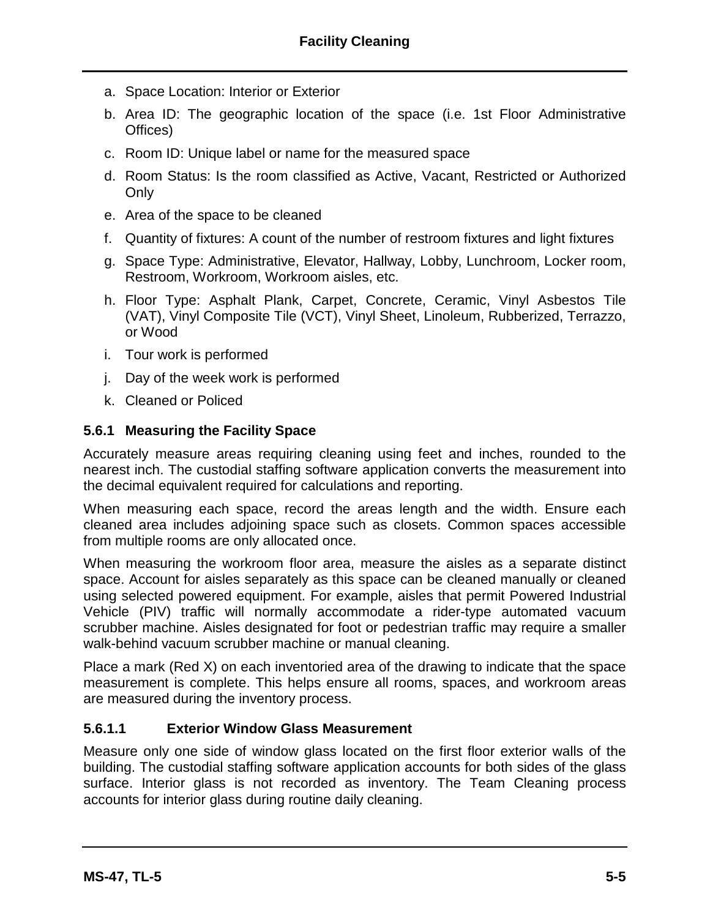a. Space Location: Interior or Exterior
b. Area ID: The geographic location of the space (i.e. 1st Floor Administrative Offices)
c. Room ID: Unique label or name for the measured space
d. Room Status: Is the room classified as Active, Vacant, Restricted or Authorized Only
e. Area of the space to be cleaned
f. Quantity of fixtures: A count of the number of restroom fixtures and light fixtures
g. Space Type: Administrative, Elevator, Hallway, Lobby, Lunchroom, Locker room, Restroom, Workroom, Workroom aisles, etc.
h. Floor Type: Asphalt Plank, Carpet, Concrete, Ceramic, Vinyl Asbestos Tile (VAT), Vinyl Composite Tile (VCT), Vinyl Sheet, Linoleum, Rubberized, Terrazzo, or Wood
i. Tour work is performed
j. Day of the week work is performed
k. Cleaned or Policed

### 5.6.1 Measuring the Facility Space

Accurately measure areas requiring cleaning using feet and inches, rounded to the nearest inch. The custodial staffing software application converts the measurement into the decimal equivalent required for calculations and reporting.

When measuring each space, record the areas length and the width. Ensure each cleaned area includes adjoining space such as closets. Common spaces accessible from multiple rooms are only allocated once.

When measuring the workroom floor area, measure the aisles as a separate distinct space. Account for aisles separately as this space can be cleaned manually or cleaned using selected powered equipment. For example, aisles that permit Powered Industrial Vehicle (PIV) traffic will normally accommodate a rider-type automated vacuum scrubber machine. Aisles designated for foot or pedestrian traffic may require a smaller walk-behind vacuum scrubber machine or manual cleaning.

Place a mark (Red X) on each inventoried area of the drawing to indicate that the space measurement is complete. This helps ensure all rooms, spaces, and workroom areas are measured during the inventory process.

#### 5.6.1.1 Exterior Window Glass Measurement

Measure only one side of window glass located on the first floor exterior walls of the building. The custodial staffing software application accounts for both sides of the glass surface. Interior glass is not recorded as inventory. The Team Cleaning process accounts for interior glass during routine daily cleaning.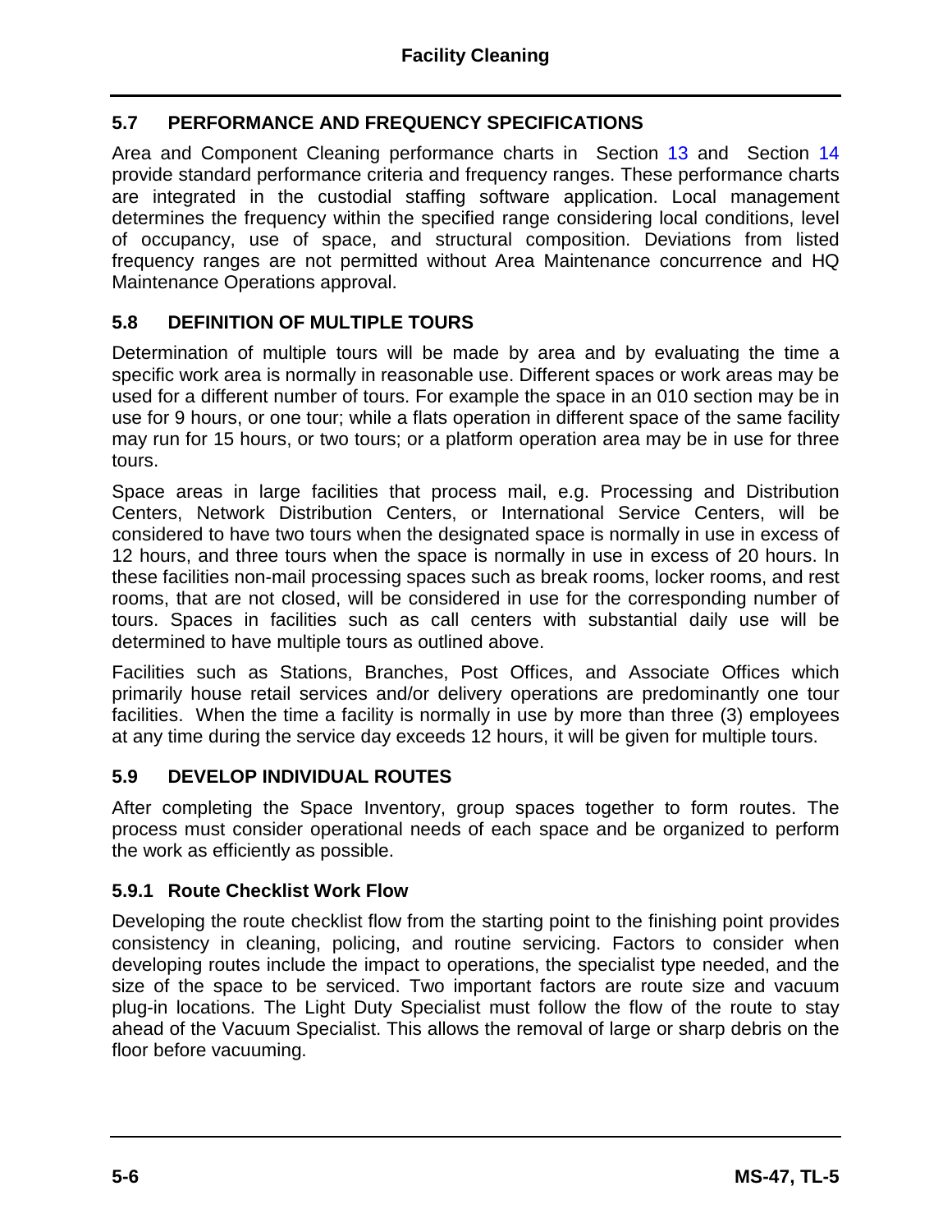## 5.7 PERFORMANCE AND FREQUENCY SPECIFICATIONS

Area and Component Cleaning performance charts in Section 13 and Section 14 provide standard performance criteria and frequency ranges. These performance charts are integrated in the custodial staffing software application. Local management determines the frequency within the specified range considering local conditions, level of occupancy, use of space, and structural composition. Deviations from listed frequency ranges are not permitted without Area Maintenance concurrence and HQ Maintenance Operations approval.

## 5.8 DEFINITION OF MULTIPLE TOURS

Determination of multiple tours will be made by area and by evaluating the time a specific work area is normally in reasonable use. Different spaces or work areas may be used for a different number of tours. For example the space in an 010 section may be in use for 9 hours, or one tour; while a flats operation in different space of the same facility may run for 15 hours, or two tours; or a platform operation area may be in use for three tours.

Space areas in large facilities that process mail, e.g. Processing and Distribution Centers, Network Distribution Centers, or International Service Centers, will be considered to have two tours when the designated space is normally in use in excess of 12 hours, and three tours when the space is normally in use in excess of 20 hours. In these facilities non-mail processing spaces such as break rooms, locker rooms, and rest rooms, that are not closed, will be considered in use for the corresponding number of tours. Spaces in facilities such as call centers with substantial daily use will be determined to have multiple tours as outlined above.

Facilities such as Stations, Branches, Post Offices, and Associate Offices which primarily house retail services and/or delivery operations are predominantly one tour facilities. When the time a facility is normally in use by more than three (3) employees at any time during the service day exceeds 12 hours, it will be given for multiple tours.

## 5.9 DEVELOP INDIVIDUAL ROUTES

After completing the Space Inventory, group spaces together to form routes. The process must consider operational needs of each space and be organized to perform the work as efficiently as possible.

### 5.9.1 Route Checklist Work Flow

Developing the route checklist flow from the starting point to the finishing point provides consistency in cleaning, policing, and routine servicing. Factors to consider when developing routes include the impact to operations, the specialist type needed, and the size of the space to be serviced. Two important factors are route size and vacuum plug-in locations. The Light Duty Specialist must follow the flow of the route to stay ahead of the Vacuum Specialist. This allows the removal of large or sharp debris on the floor before vacuuming.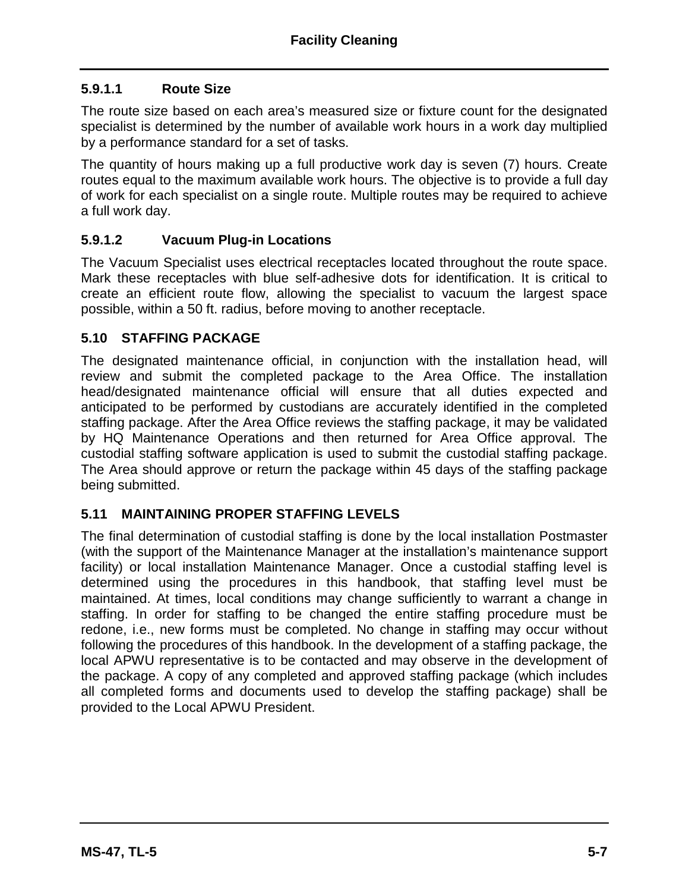#### 5.9.1.1 Route Size

The route size based on each area's measured size or fixture count for the designated specialist is determined by the number of available work hours in a work day multiplied by a performance standard for a set of tasks.

The quantity of hours making up a full productive work day is seven (7) hours. Create routes equal to the maximum available work hours. The objective is to provide a full day of work for each specialist on a single route. Multiple routes may be required to achieve a full work day.

#### 5.9.1.2 Vacuum Plug-in Locations

The Vacuum Specialist uses electrical receptacles located throughout the route space. Mark these receptacles with blue self-adhesive dots for identification. It is critical to create an efficient route flow, allowing the specialist to vacuum the largest space possible, within a 50 ft. radius, before moving to another receptacle.

## 5.10 STAFFING PACKAGE

The designated maintenance official, in conjunction with the installation head, will review and submit the completed package to the Area Office. The installation head/designated maintenance official will ensure that all duties expected and anticipated to be performed by custodians are accurately identified in the completed staffing package. After the Area Office reviews the staffing package, it may be validated by HQ Maintenance Operations and then returned for Area Office approval. The custodial staffing software application is used to submit the custodial staffing package. The Area should approve or return the package within 45 days of the staffing package being submitted.

## 5.11 MAINTAINING PROPER STAFFING LEVELS

The final determination of custodial staffing is done by the local installation Postmaster (with the support of the Maintenance Manager at the installation's maintenance support facility) or local installation Maintenance Manager. Once a custodial staffing level is determined using the procedures in this handbook, that staffing level must be maintained. At times, local conditions may change sufficiently to warrant a change in staffing. In order for staffing to be changed the entire staffing procedure must be redone, i.e., new forms must be completed. No change in staffing may occur without following the procedures of this handbook. In the development of a staffing package, the local APWU representative is to be contacted and may observe in the development of the package. A copy of any completed and approved staffing package (which includes all completed forms and documents used to develop the staffing package) shall be provided to the Local APWU President.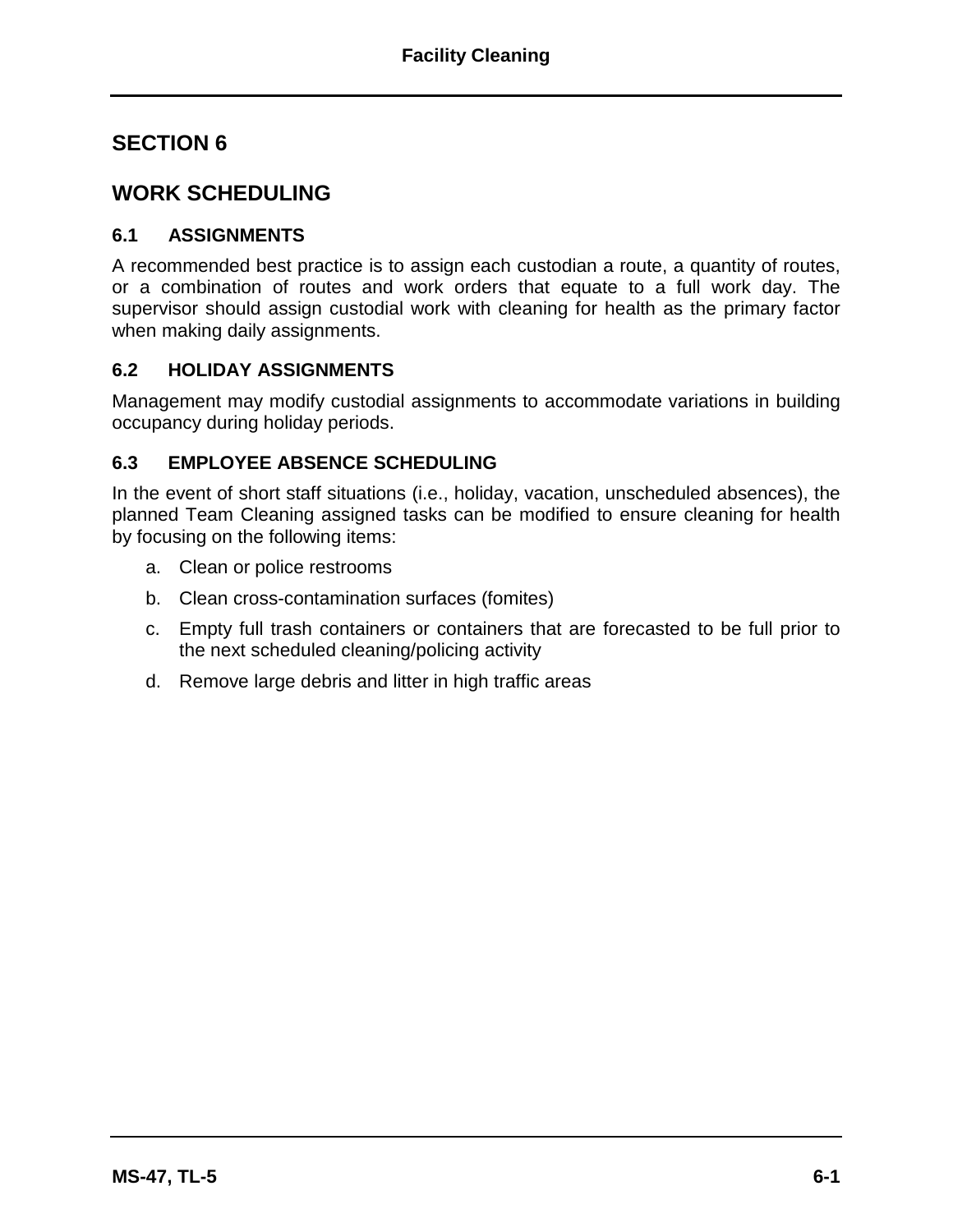# SECTION 6

# WORK SCHEDULING

## 6.1 ASSIGNMENTS

A recommended best practice is to assign each custodian a route, a quantity of routes, or a combination of routes and work orders that equate to a full work day. The supervisor should assign custodial work with cleaning for health as the primary factor when making daily assignments.

## 6.2 HOLIDAY ASSIGNMENTS

Management may modify custodial assignments to accommodate variations in building occupancy during holiday periods.

## 6.3 EMPLOYEE ABSENCE SCHEDULING

In the event of short staff situations (i.e., holiday, vacation, unscheduled absences), the planned Team Cleaning assigned tasks can be modified to ensure cleaning for health by focusing on the following items:

a. Clean or police restrooms

b. Clean cross-contamination surfaces (fomites)

c. Empty full trash containers or containers that are forecasted to be full prior to the next scheduled cleaning/policing activity

d. Remove large debris and litter in high traffic areas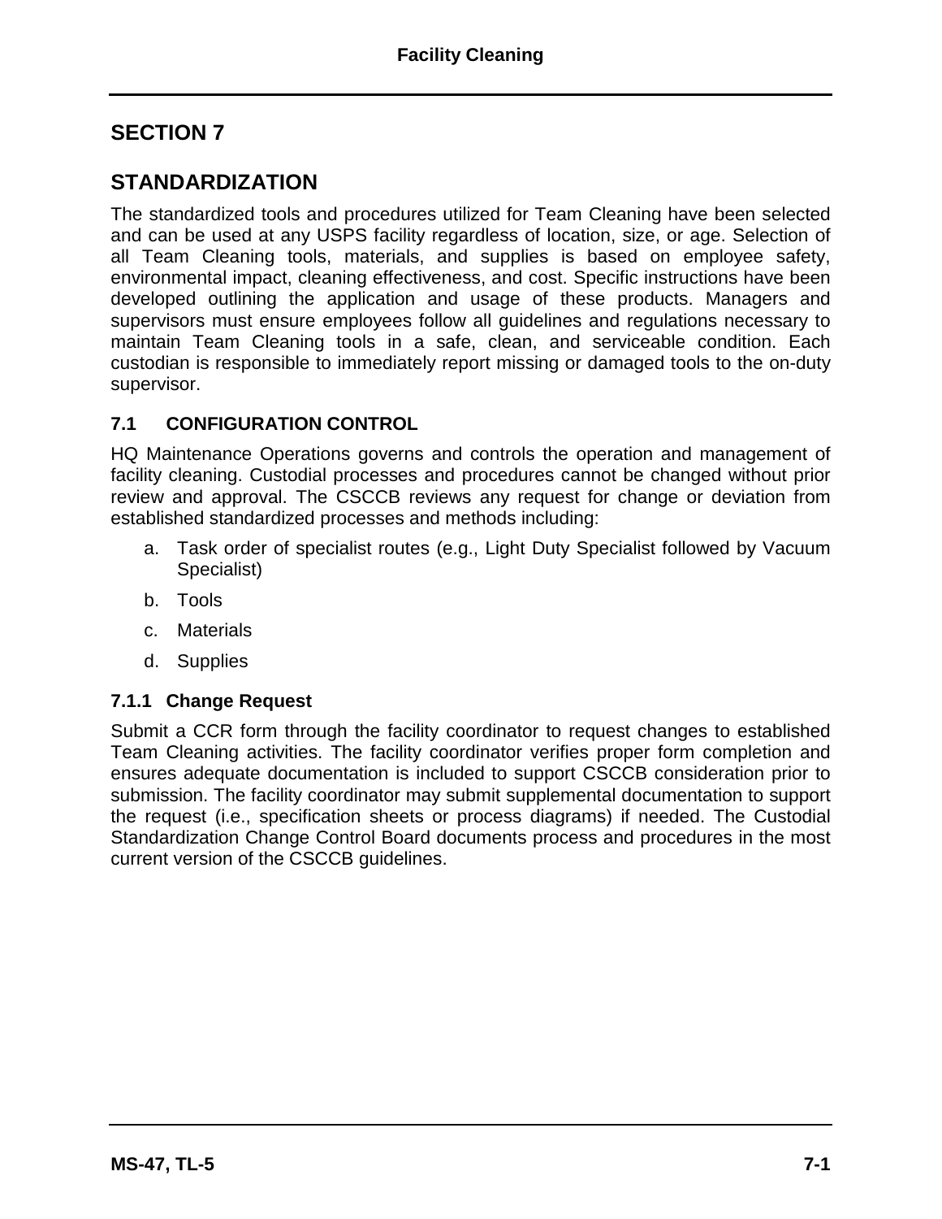# SECTION 7

# STANDARDIZATION

The standardized tools and procedures utilized for Team Cleaning have been selected and can be used at any USPS facility regardless of location, size, or age. Selection of all Team Cleaning tools, materials, and supplies is based on employee safety, environmental impact, cleaning effectiveness, and cost. Specific instructions have been developed outlining the application and usage of these products. Managers and supervisors must ensure employees follow all guidelines and regulations necessary to maintain Team Cleaning tools in a safe, clean, and serviceable condition. Each custodian is responsible to immediately report missing or damaged tools to the on-duty supervisor.

## 7.1 CONFIGURATION CONTROL

HQ Maintenance Operations governs and controls the operation and management of facility cleaning. Custodial processes and procedures cannot be changed without prior review and approval. The CSCCB reviews any request for change or deviation from established standardized processes and methods including:

a. Task order of specialist routes (e.g., Light Duty Specialist followed by Vacuum Specialist)

b. Tools

c. Materials

d. Supplies

### 7.1.1 Change Request

Submit a CCR form through the facility coordinator to request changes to established Team Cleaning activities. The facility coordinator verifies proper form completion and ensures adequate documentation is included to support CSCCB consideration prior to submission. The facility coordinator may submit supplemental documentation to support the request (i.e., specification sheets or process diagrams) if needed. The Custodial Standardization Change Control Board documents process and procedures in the most current version of the CSCCB guidelines.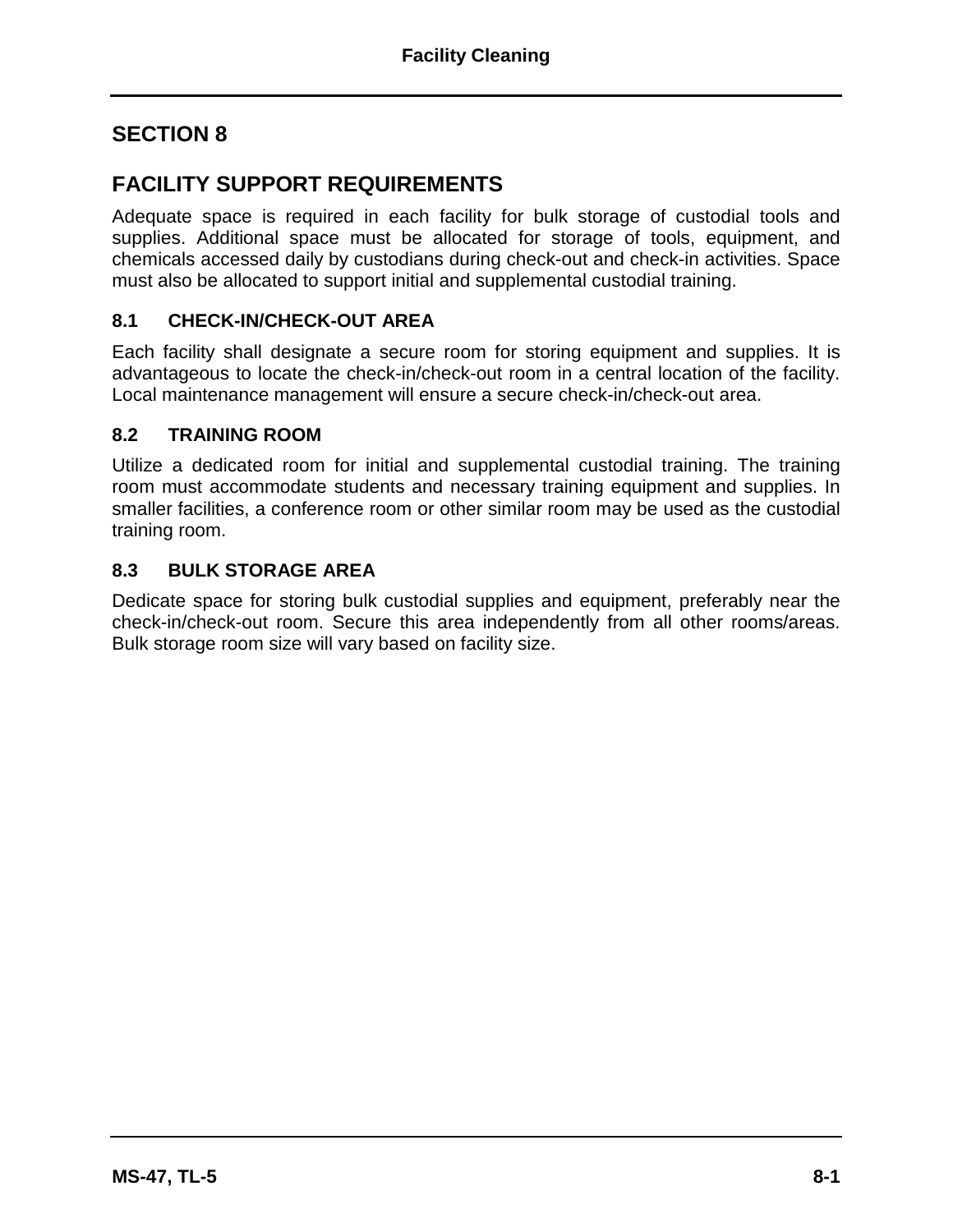# SECTION 8

## FACILITY SUPPORT REQUIREMENTS

Adequate space is required in each facility for bulk storage of custodial tools and supplies. Additional space must be allocated for storage of tools, equipment, and chemicals accessed daily by custodians during check-out and check-in activities. Space must also be allocated to support initial and supplemental custodial training.

### 8.1 CHECK-IN/CHECK-OUT AREA

Each facility shall designate a secure room for storing equipment and supplies. It is advantageous to locate the check-in/check-out room in a central location of the facility. Local maintenance management will ensure a secure check-in/check-out area.

### 8.2 TRAINING ROOM

Utilize a dedicated room for initial and supplemental custodial training. The training room must accommodate students and necessary training equipment and supplies. In smaller facilities, a conference room or other similar room may be used as the custodial training room.

### 8.3 BULK STORAGE AREA

Dedicate space for storing bulk custodial supplies and equipment, preferably near the check-in/check-out room. Secure this area independently from all other rooms/areas. Bulk storage room size will vary based on facility size.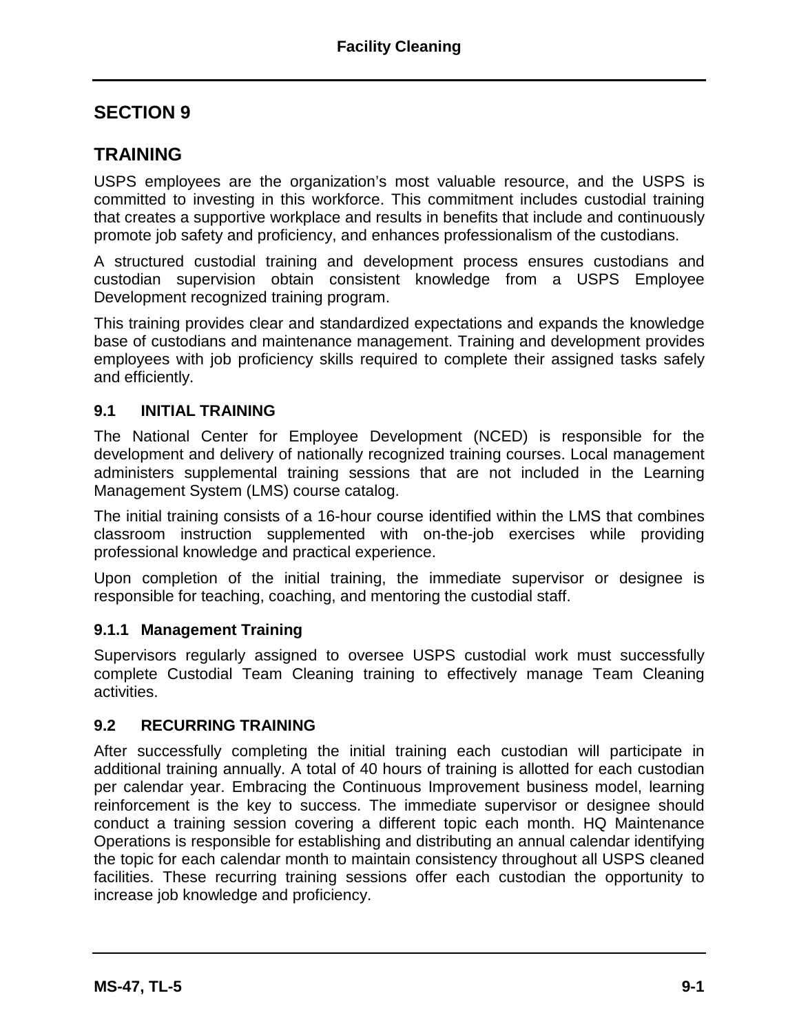# SECTION 9

# TRAINING

USPS employees are the organization's most valuable resource, and the USPS is committed to investing in this workforce. This commitment includes custodial training that creates a supportive workplace and results in benefits that include and continuously promote job safety and proficiency, and enhances professionalism of the custodians.

A structured custodial training and development process ensures custodians and custodian supervision obtain consistent knowledge from a USPS Employee Development recognized training program.

This training provides clear and standardized expectations and expands the knowledge base of custodians and maintenance management. Training and development provides employees with job proficiency skills required to complete their assigned tasks safely and efficiently.

## 9.1 INITIAL TRAINING

The National Center for Employee Development (NCED) is responsible for the development and delivery of nationally recognized training courses. Local management administers supplemental training sessions that are not included in the Learning Management System (LMS) course catalog.

The initial training consists of a 16-hour course identified within the LMS that combines classroom instruction supplemented with on-the-job exercises while providing professional knowledge and practical experience.

Upon completion of the initial training, the immediate supervisor or designee is responsible for teaching, coaching, and mentoring the custodial staff.

### 9.1.1 Management Training

Supervisors regularly assigned to oversee USPS custodial work must successfully complete Custodial Team Cleaning training to effectively manage Team Cleaning activities.

## 9.2 RECURRING TRAINING

After successfully completing the initial training each custodian will participate in additional training annually. A total of 40 hours of training is allotted for each custodian per calendar year. Embracing the Continuous Improvement business model, learning reinforcement is the key to success. The immediate supervisor or designee should conduct a training session covering a different topic each month. HQ Maintenance Operations is responsible for establishing and distributing an annual calendar identifying the topic for each calendar month to maintain consistency throughout all USPS cleaned facilities. These recurring training sessions offer each custodian the opportunity to increase job knowledge and proficiency.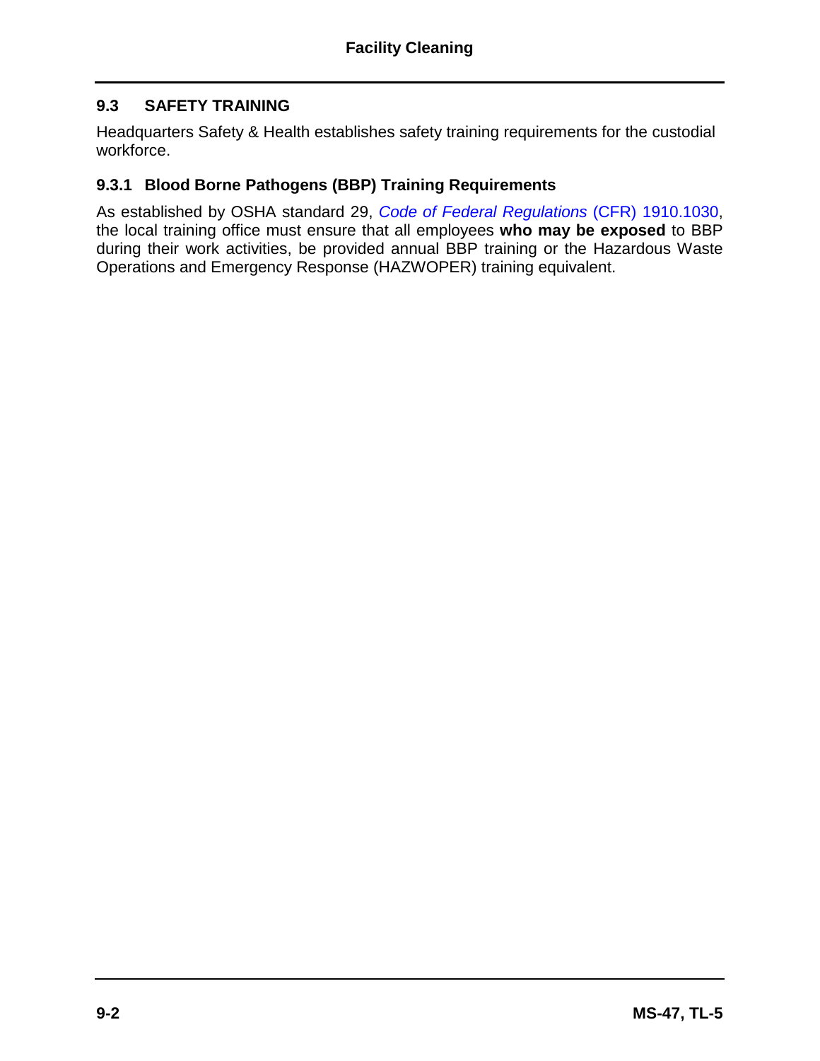## 9.3 SAFETY TRAINING

Headquarters Safety & Health establishes safety training requirements for the custodial workforce.

### 9.3.1 Blood Borne Pathogens (BBP) Training Requirements

As established by OSHA standard 29, *Code of Federal Regulations* (CFR) 1910.1030, the local training office must ensure that all employees **who may be exposed** to BBP during their work activities, be provided annual BBP training or the Hazardous Waste Operations and Emergency Response (HAZWOPER) training equivalent.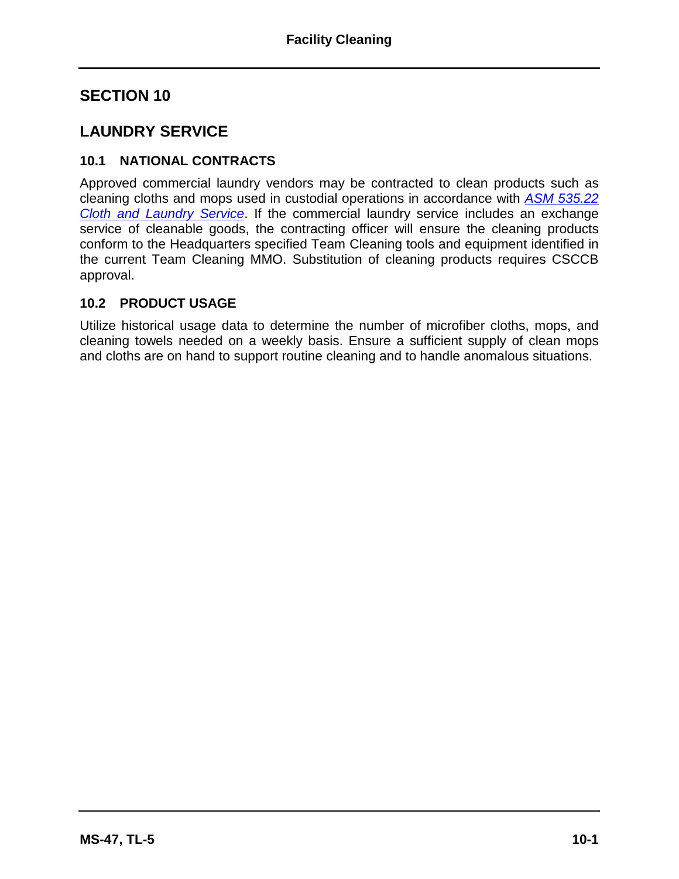# SECTION 10

# LAUNDRY SERVICE

## 10.1 NATIONAL CONTRACTS

Approved commercial laundry vendors may be contracted to clean products such as cleaning cloths and mops used in custodial operations in accordance with *ASM 535.22 Cloth and Laundry Service*. If the commercial laundry service includes an exchange service of cleanable goods, the contracting officer will ensure the cleaning products conform to the Headquarters specified Team Cleaning tools and equipment identified in the current Team Cleaning MMO. Substitution of cleaning products requires CSCCB approval.

## 10.2 PRODUCT USAGE

Utilize historical usage data to determine the number of microfiber cloths, mops, and cleaning towels needed on a weekly basis. Ensure a sufficient supply of clean mops and cloths are on hand to support routine cleaning and to handle anomalous situations.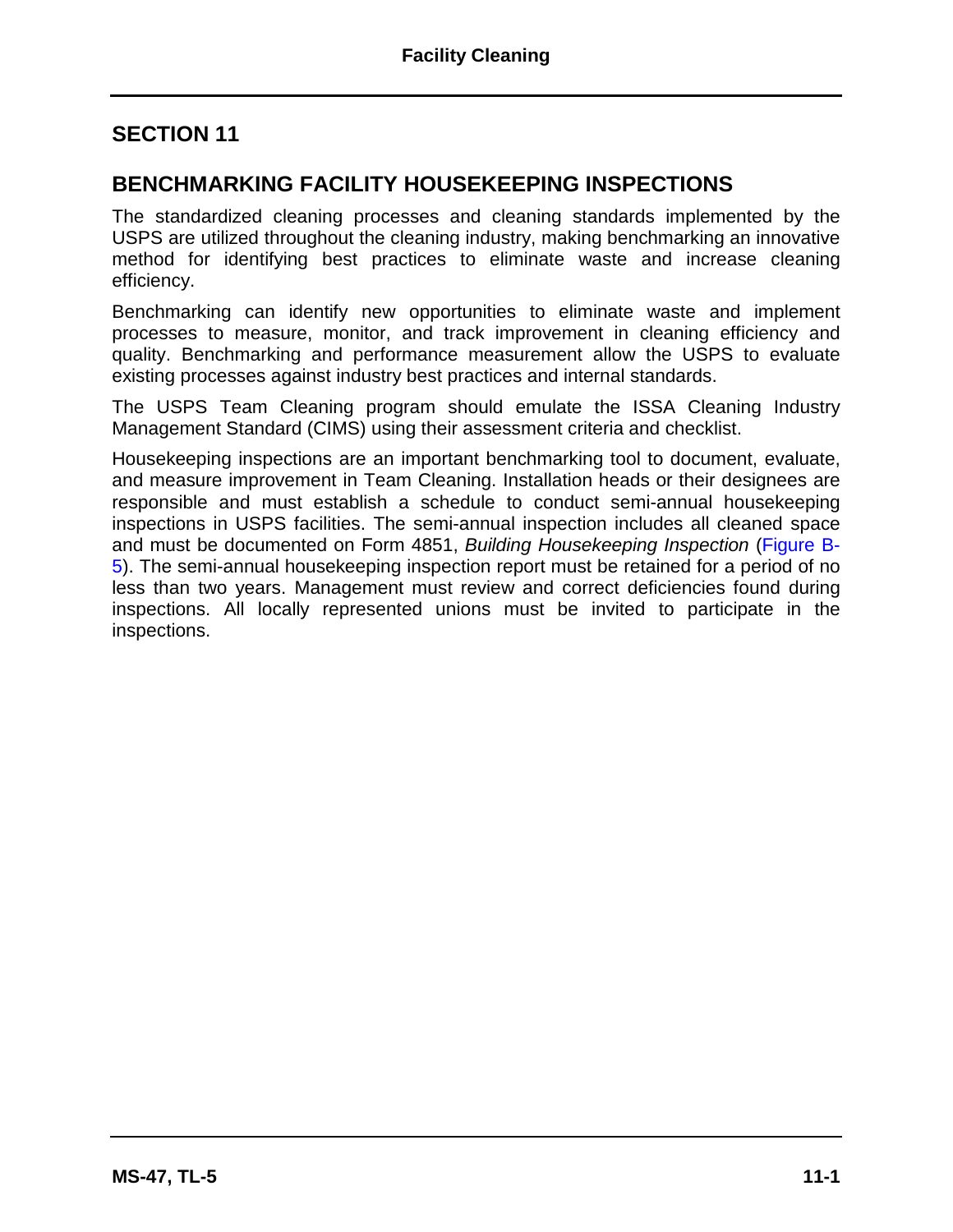## SECTION 11

## BENCHMARKING FACILITY HOUSEKEEPING INSPECTIONS

The standardized cleaning processes and cleaning standards implemented by the USPS are utilized throughout the cleaning industry, making benchmarking an innovative method for identifying best practices to eliminate waste and increase cleaning efficiency.

Benchmarking can identify new opportunities to eliminate waste and implement processes to measure, monitor, and track improvement in cleaning efficiency and quality. Benchmarking and performance measurement allow the USPS to evaluate existing processes against industry best practices and internal standards.

The USPS Team Cleaning program should emulate the ISSA Cleaning Industry Management Standard (CIMS) using their assessment criteria and checklist.

Housekeeping inspections are an important benchmarking tool to document, evaluate, and measure improvement in Team Cleaning. Installation heads or their designees are responsible and must establish a schedule to conduct semi-annual housekeeping inspections in USPS facilities. The semi-annual inspection includes all cleaned space and must be documented on Form 4851, *Building Housekeeping Inspection* (Figure B-5). The semi-annual housekeeping inspection report must be retained for a period of no less than two years. Management must review and correct deficiencies found during inspections. All locally represented unions must be invited to participate in the inspections.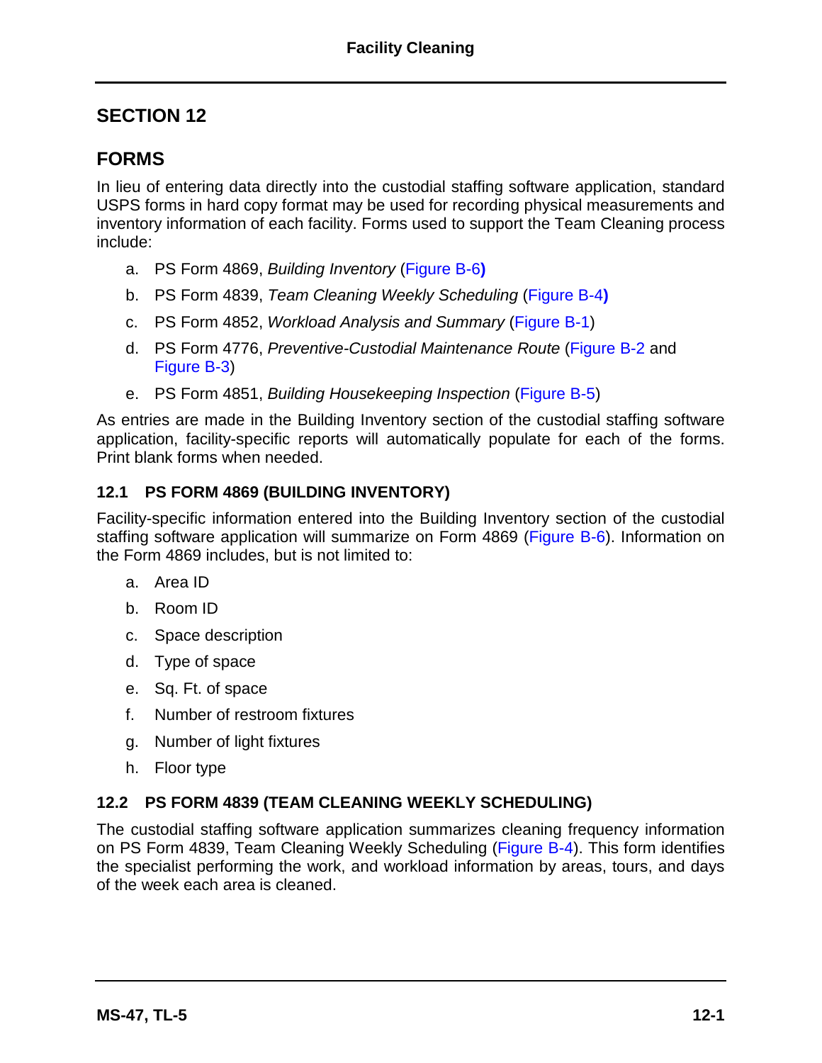## SECTION 12

## FORMS

In lieu of entering data directly into the custodial staffing software application, standard USPS forms in hard copy format may be used for recording physical measurements and inventory information of each facility. Forms used to support the Team Cleaning process include:

a. PS Form 4869, *Building Inventory* (Figure B-6**)**

b. PS Form 4839, *Team Cleaning Weekly Scheduling* (Figure B-4**)**

c. PS Form 4852, *Workload Analysis and Summary* (Figure B-1)

d. PS Form 4776, *Preventive-Custodial Maintenance Route* (Figure B-2 and Figure B-3)

e. PS Form 4851, *Building Housekeeping Inspection* (Figure B-5)

As entries are made in the Building Inventory section of the custodial staffing software application, facility-specific reports will automatically populate for each of the forms. Print blank forms when needed.

### 12.1 PS FORM 4869 (BUILDING INVENTORY)

Facility-specific information entered into the Building Inventory section of the custodial staffing software application will summarize on Form 4869 (Figure B-6). Information on the Form 4869 includes, but is not limited to:

a. Area ID

b. Room ID

c. Space description

d. Type of space

e. Sq. Ft. of space

f. Number of restroom fixtures

g. Number of light fixtures

h. Floor type

### 12.2 PS FORM 4839 (TEAM CLEANING WEEKLY SCHEDULING)

The custodial staffing software application summarizes cleaning frequency information on PS Form 4839, Team Cleaning Weekly Scheduling (Figure B-4). This form identifies the specialist performing the work, and workload information by areas, tours, and days of the week each area is cleaned.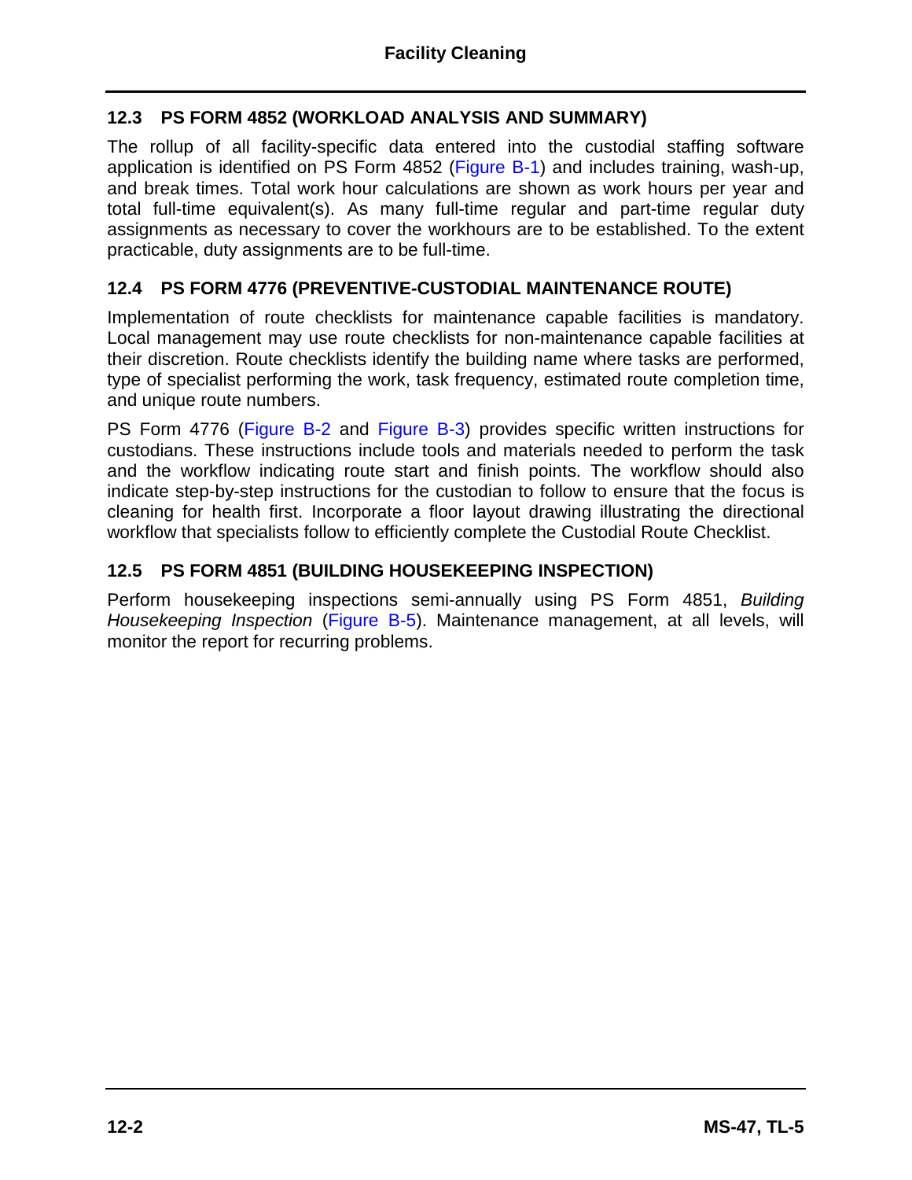## 12.3 PS FORM 4852 (WORKLOAD ANALYSIS AND SUMMARY)

The rollup of all facility-specific data entered into the custodial staffing software application is identified on PS Form 4852 (Figure B-1) and includes training, wash-up, and break times. Total work hour calculations are shown as work hours per year and total full-time equivalent(s). As many full-time regular and part-time regular duty assignments as necessary to cover the workhours are to be established. To the extent practicable, duty assignments are to be full-time.

## 12.4 PS FORM 4776 (PREVENTIVE-CUSTODIAL MAINTENANCE ROUTE)

Implementation of route checklists for maintenance capable facilities is mandatory. Local management may use route checklists for non-maintenance capable facilities at their discretion. Route checklists identify the building name where tasks are performed, type of specialist performing the work, task frequency, estimated route completion time, and unique route numbers.

PS Form 4776 (Figure B-2 and Figure B-3) provides specific written instructions for custodians. These instructions include tools and materials needed to perform the task and the workflow indicating route start and finish points. The workflow should also indicate step-by-step instructions for the custodian to follow to ensure that the focus is cleaning for health first. Incorporate a floor layout drawing illustrating the directional workflow that specialists follow to efficiently complete the Custodial Route Checklist.

## 12.5 PS FORM 4851 (BUILDING HOUSEKEEPING INSPECTION)

Perform housekeeping inspections semi-annually using PS Form 4851, *Building Housekeeping Inspection* (Figure B-5). Maintenance management, at all levels, will monitor the report for recurring problems.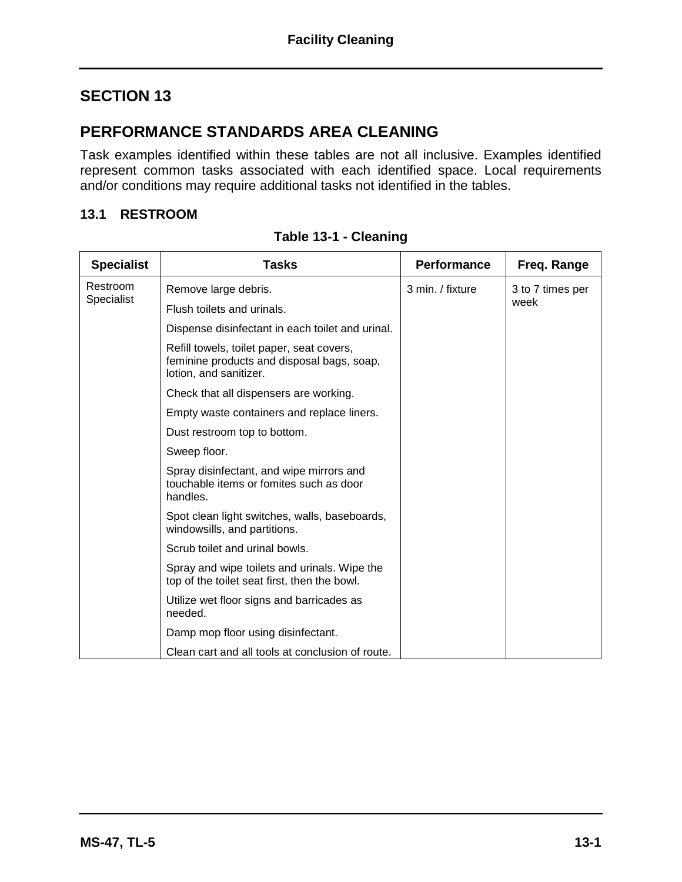# SECTION 13

# PERFORMANCE STANDARDS AREA CLEANING

Task examples identified within these tables are not all inclusive. Examples identified represent common tasks associated with each identified space. Local requirements and/or conditions may require additional tasks not identified in the tables.

## 13.1 RESTROOM

**Table 13-1 - Cleaning**

| Specialist | Tasks | Performance | Freq. Range |
|---|---|---|---|
| Restroom Specialist | Remove large debris. | 3 min. / fixture | 3 to 7 times per week |
| | Flush toilets and urinals. | | |
| | Dispense disinfectant in each toilet and urinal. | | |
| | Refill towels, toilet paper, seat covers, feminine products and disposal bags, soap, lotion, and sanitizer. | | |
| | Check that all dispensers are working. | | |
| | Empty waste containers and replace liners. | | |
| | Dust restroom top to bottom. | | |
| | Sweep floor. | | |
| | Spray disinfectant, and wipe mirrors and touchable items or fomites such as door handles. | | |
| | Spot clean light switches, walls, baseboards, windowsills, and partitions. | | |
| | Scrub toilet and urinal bowls. | | |
| | Spray and wipe toilets and urinals. Wipe the top of the toilet seat first, then the bowl. | | |
| | Utilize wet floor signs and barricades as needed. | | |
| | Damp mop floor using disinfectant. | | |
| | Clean cart and all tools at conclusion of route. | | |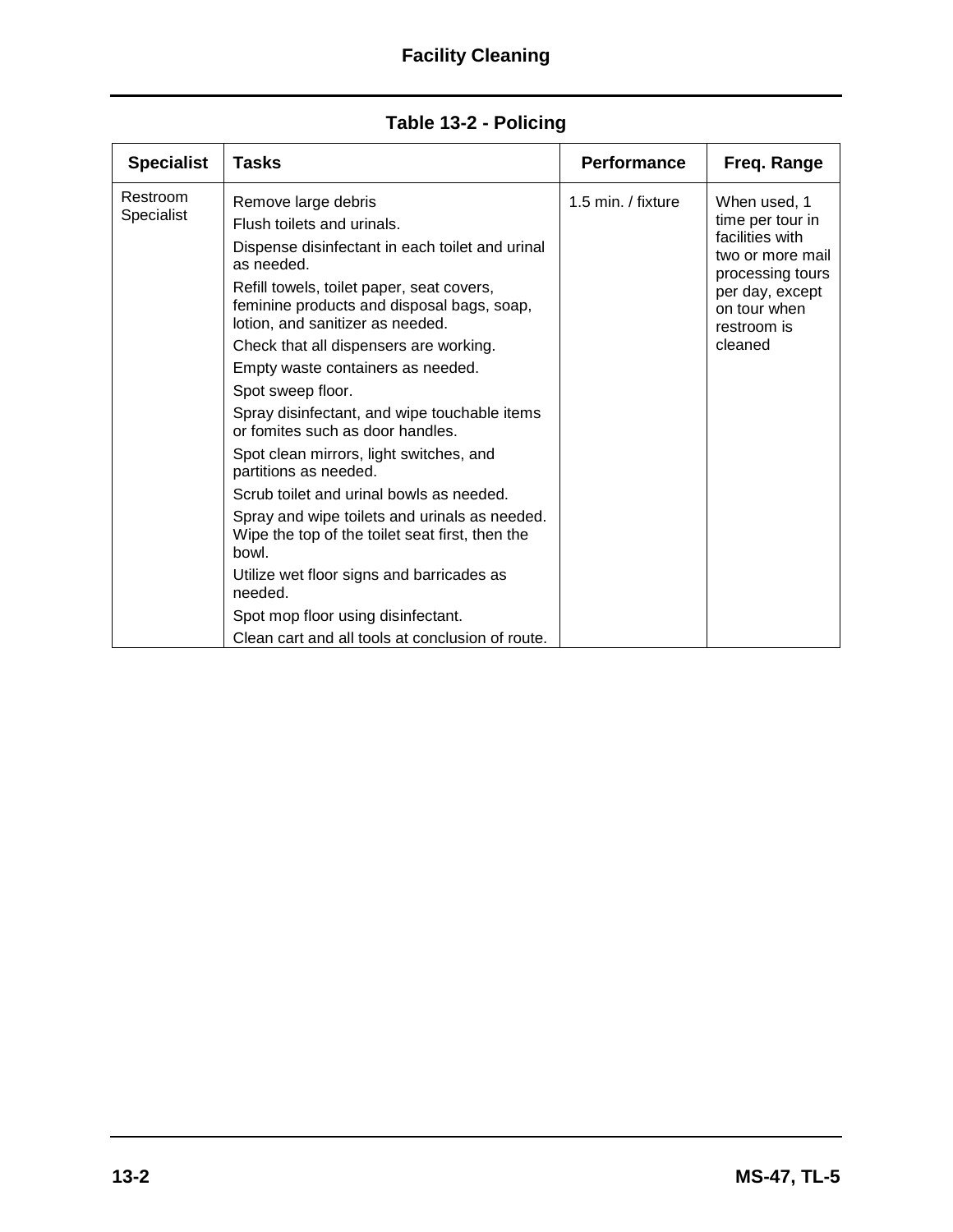**Table 13-2 - Policing**

| Specialist | Tasks | Performance | Freq. Range |
|---|---|---|---|
| Restroom Specialist | Remove large debris<br>Flush toilets and urinals.<br>Dispense disinfectant in each toilet and urinal as needed.<br>Refill towels, toilet paper, seat covers, feminine products and disposal bags, soap, lotion, and sanitizer as needed.<br>Check that all dispensers are working.<br>Empty waste containers as needed.<br>Spot sweep floor.<br>Spray disinfectant, and wipe touchable items or fomites such as door handles.<br>Spot clean mirrors, light switches, and partitions as needed.<br>Scrub toilet and urinal bowls as needed.<br>Spray and wipe toilets and urinals as needed. Wipe the top of the toilet seat first, then the bowl.<br>Utilize wet floor signs and barricades as needed.<br>Spot mop floor using disinfectant.<br>Clean cart and all tools at conclusion of route. | 1.5 min. / fixture | When used, 1 time per tour in facilities with two or more mail processing tours per day, except on tour when restroom is cleaned |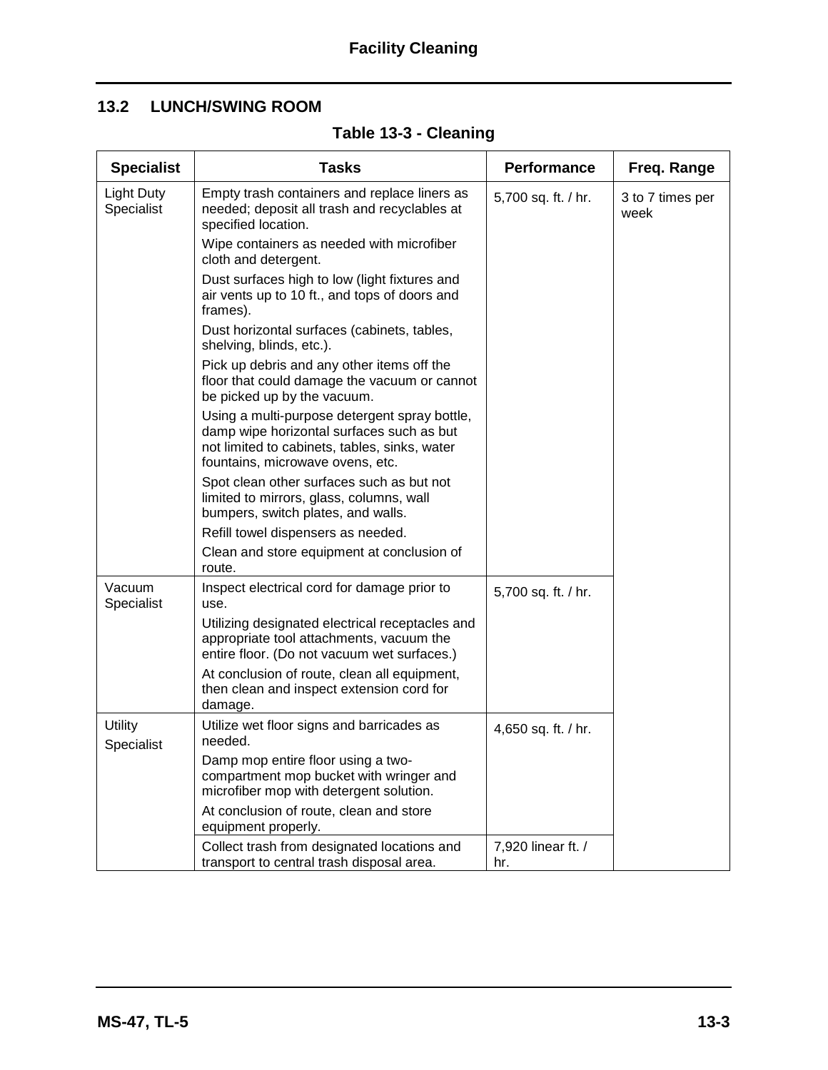## 13.2 LUNCH/SWING ROOM

**Table 13-3 - Cleaning**

| Specialist | Tasks | Performance | Freq. Range |
|---|---|---|---|
| Light Duty Specialist | Empty trash containers and replace liners as needed; deposit all trash and recyclables at specified location.<br>Wipe containers as needed with microfiber cloth and detergent.<br>Dust surfaces high to low (light fixtures and air vents up to 10 ft., and tops of doors and frames).<br>Dust horizontal surfaces (cabinets, tables, shelving, blinds, etc.).<br>Pick up debris and any other items off the floor that could damage the vacuum or cannot be picked up by the vacuum.<br>Using a multi-purpose detergent spray bottle, damp wipe horizontal surfaces such as but not limited to cabinets, tables, sinks, water fountains, microwave ovens, etc.<br>Spot clean other surfaces such as but not limited to mirrors, glass, columns, wall bumpers, switch plates, and walls.<br>Refill towel dispensers as needed.<br>Clean and store equipment at conclusion of route. | 5,700 sq. ft. / hr. | 3 to 7 times per week |
| Vacuum Specialist | Inspect electrical cord for damage prior to use.<br>Utilizing designated electrical receptacles and appropriate tool attachments, vacuum the entire floor. (Do not vacuum wet surfaces.)<br>At conclusion of route, clean all equipment, then clean and inspect extension cord for damage. | 5,700 sq. ft. / hr. | |
| Utility Specialist | Utilize wet floor signs and barricades as needed.<br>Damp mop entire floor using a two-compartment mop bucket with wringer and microfiber mop with detergent solution.<br>At conclusion of route, clean and store equipment properly. | 4,650 sq. ft. / hr. | |
| | Collect trash from designated locations and transport to central trash disposal area. | 7,920 linear ft. / hr. | |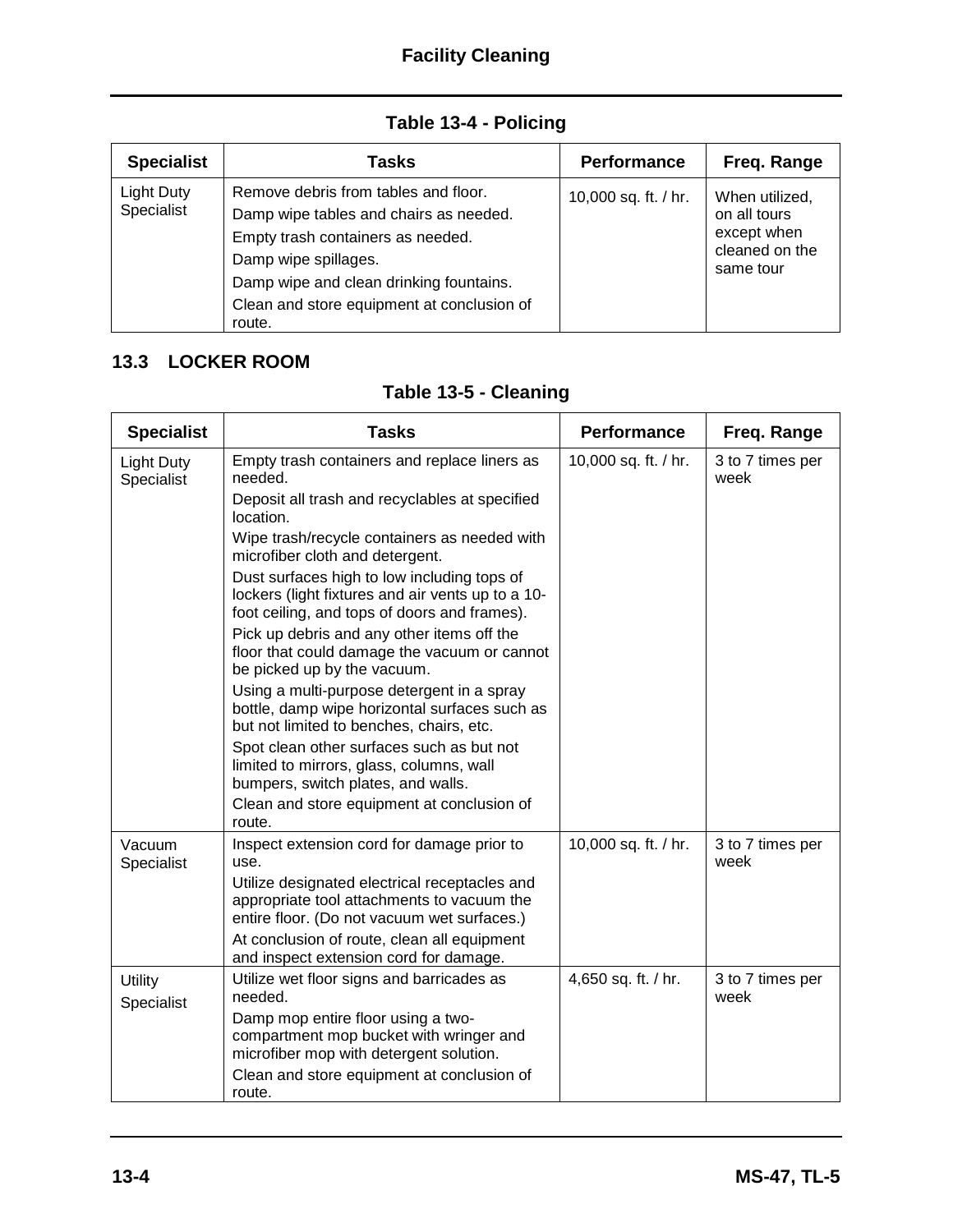**Table 13-4 - Policing**

| Specialist | Tasks | Performance | Freq. Range |
|---|---|---|---|
| Light Duty Specialist | Remove debris from tables and floor.<br>Damp wipe tables and chairs as needed.<br>Empty trash containers as needed.<br>Damp wipe spillages.<br>Damp wipe and clean drinking fountains.<br>Clean and store equipment at conclusion of route. | 10,000 sq. ft. / hr. | When utilized, on all tours except when cleaned on the same tour |

## 13.3 LOCKER ROOM

**Table 13-5 - Cleaning**

| Specialist | Tasks | Performance | Freq. Range |
|---|---|---|---|
| Light Duty Specialist | Empty trash containers and replace liners as needed.<br>Deposit all trash and recyclables at specified location.<br>Wipe trash/recycle containers as needed with microfiber cloth and detergent.<br>Dust surfaces high to low including tops of lockers (light fixtures and air vents up to a 10-foot ceiling, and tops of doors and frames).<br>Pick up debris and any other items off the floor that could damage the vacuum or cannot be picked up by the vacuum.<br>Using a multi-purpose detergent in a spray bottle, damp wipe horizontal surfaces such as but not limited to benches, chairs, etc.<br>Spot clean other surfaces such as but not limited to mirrors, glass, columns, wall bumpers, switch plates, and walls.<br>Clean and store equipment at conclusion of route. | 10,000 sq. ft. / hr. | 3 to 7 times per week |
| Vacuum Specialist | Inspect extension cord for damage prior to use.<br>Utilize designated electrical receptacles and appropriate tool attachments to vacuum the entire floor. (Do not vacuum wet surfaces.)<br>At conclusion of route, clean all equipment and inspect extension cord for damage. | 10,000 sq. ft. / hr. | 3 to 7 times per week |
| Utility Specialist | Utilize wet floor signs and barricades as needed.<br>Damp mop entire floor using a two-compartment mop bucket with wringer and microfiber mop with detergent solution.<br>Clean and store equipment at conclusion of route. | 4,650 sq. ft. / hr. | 3 to 7 times per week |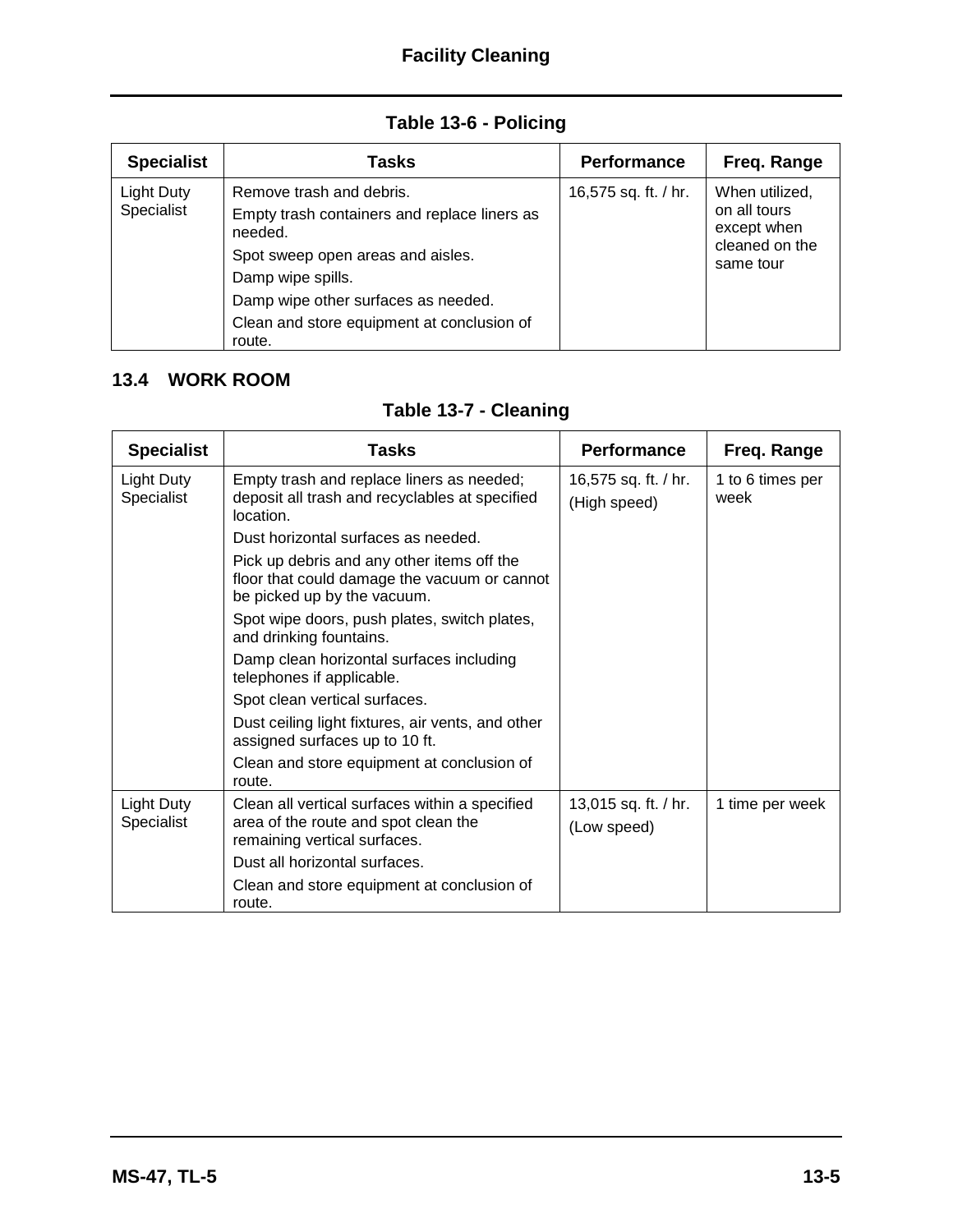**Table 13-6 - Policing**

| Specialist | Tasks | Performance | Freq. Range |
| --- | --- | --- | --- |
| Light Duty Specialist | Remove trash and debris.<br>Empty trash containers and replace liners as needed.<br>Spot sweep open areas and aisles.<br>Damp wipe spills.<br>Damp wipe other surfaces as needed.<br>Clean and store equipment at conclusion of route. | 16,575 sq. ft. / hr. | When utilized, on all tours except when cleaned on the same tour |

## 13.4 WORK ROOM

**Table 13-7 - Cleaning**

| Specialist | Tasks | Performance | Freq. Range |
| --- | --- | --- | --- |
| Light Duty Specialist | Empty trash and replace liners as needed; deposit all trash and recyclables at specified location.<br>Dust horizontal surfaces as needed.<br>Pick up debris and any other items off the floor that could damage the vacuum or cannot be picked up by the vacuum.<br>Spot wipe doors, push plates, switch plates, and drinking fountains.<br>Damp clean horizontal surfaces including telephones if applicable.<br>Spot clean vertical surfaces.<br>Dust ceiling light fixtures, air vents, and other assigned surfaces up to 10 ft.<br>Clean and store equipment at conclusion of route. | 16,575 sq. ft. / hr.<br>(High speed) | 1 to 6 times per week |
| Light Duty Specialist | Clean all vertical surfaces within a specified area of the route and spot clean the remaining vertical surfaces.<br>Dust all horizontal surfaces.<br>Clean and store equipment at conclusion of route. | 13,015 sq. ft. / hr.<br>(Low speed) | 1 time per week |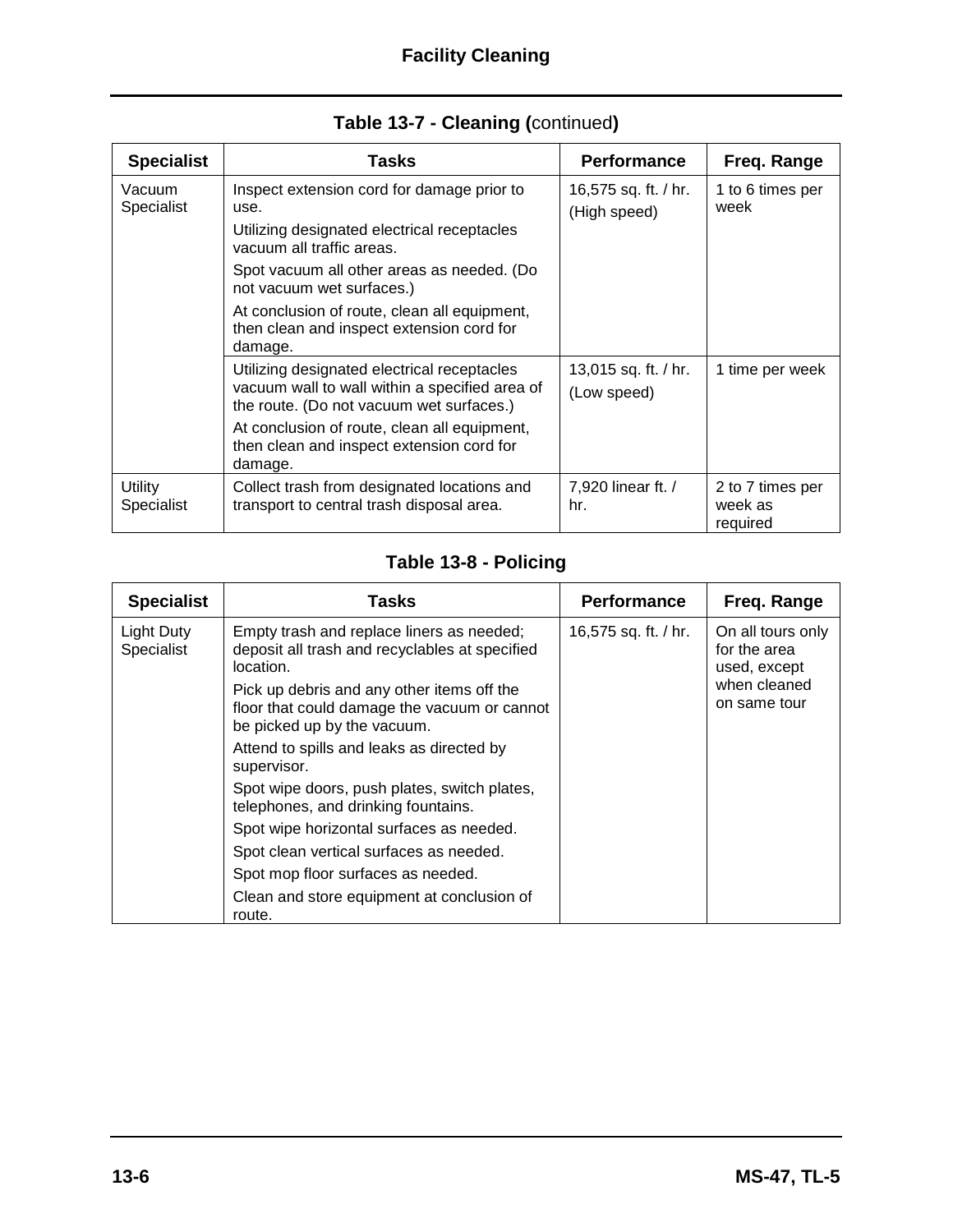### Table 13-7 - Cleaning (continued)

| Specialist | Tasks | Performance | Freq. Range |
|---|---|---|---|
| Vacuum Specialist | Inspect extension cord for damage prior to use.<br>Utilizing designated electrical receptacles vacuum all traffic areas.<br>Spot vacuum all other areas as needed. (Do not vacuum wet surfaces.)<br>At conclusion of route, clean all equipment, then clean and inspect extension cord for damage. | 16,575 sq. ft. / hr. (High speed) | 1 to 6 times per week |
| | Utilizing designated electrical receptacles vacuum wall to wall within a specified area of the route. (Do not vacuum wet surfaces.)<br>At conclusion of route, clean all equipment, then clean and inspect extension cord for damage. | 13,015 sq. ft. / hr. (Low speed) | 1 time per week |
| Utility Specialist | Collect trash from designated locations and transport to central trash disposal area. | 7,920 linear ft. / hr. | 2 to 7 times per week as required |

### Table 13-8 - Policing

| Specialist | Tasks | Performance | Freq. Range |
|---|---|---|---|
| Light Duty Specialist | Empty trash and replace liners as needed; deposit all trash and recyclables at specified location.<br>Pick up debris and any other items off the floor that could damage the vacuum or cannot be picked up by the vacuum.<br>Attend to spills and leaks as directed by supervisor.<br>Spot wipe doors, push plates, switch plates, telephones, and drinking fountains.<br>Spot wipe horizontal surfaces as needed.<br>Spot clean vertical surfaces as needed.<br>Spot mop floor surfaces as needed.<br>Clean and store equipment at conclusion of route. | 16,575 sq. ft. / hr. | On all tours only for the area used, except when cleaned on same tour |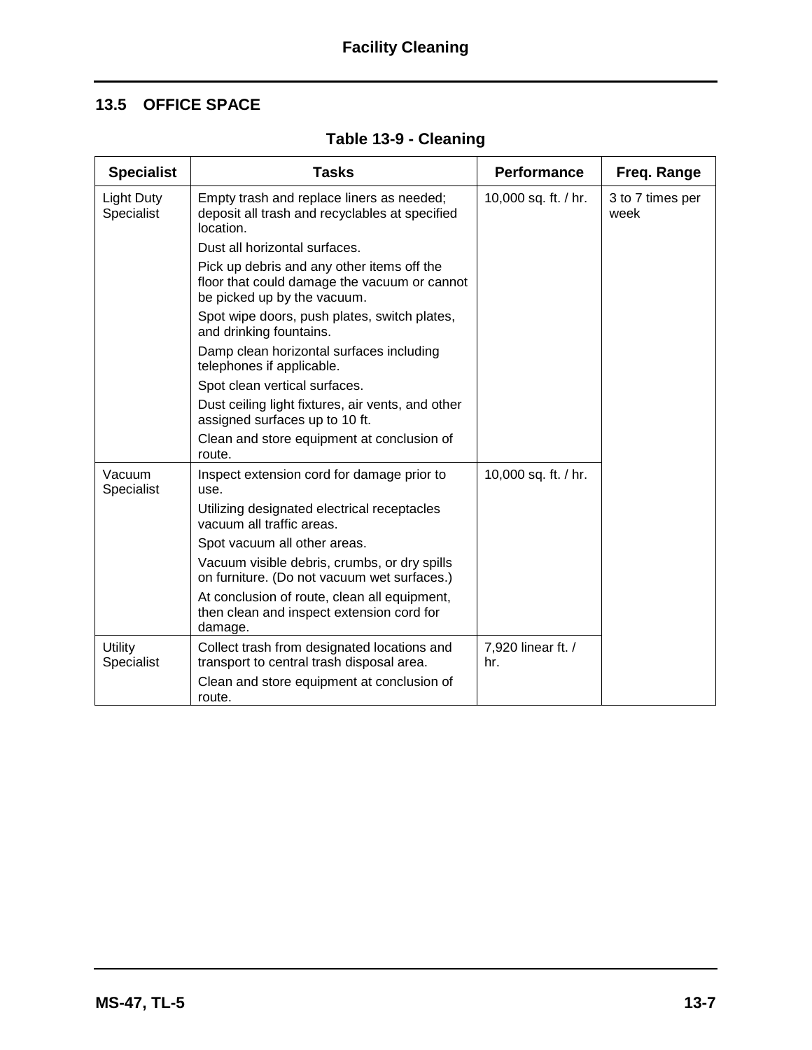## 13.5 OFFICE SPACE

**Table 13-9 - Cleaning**

| Specialist | Tasks | Performance | Freq. Range |
|---|---|---|---|
| Light Duty Specialist | Empty trash and replace liners as needed; deposit all trash and recyclables at specified location. | 10,000 sq. ft. / hr. | 3 to 7 times per week |
| | Dust all horizontal surfaces. | | |
| | Pick up debris and any other items off the floor that could damage the vacuum or cannot be picked up by the vacuum. | | |
| | Spot wipe doors, push plates, switch plates, and drinking fountains. | | |
| | Damp clean horizontal surfaces including telephones if applicable. | | |
| | Spot clean vertical surfaces. | | |
| | Dust ceiling light fixtures, air vents, and other assigned surfaces up to 10 ft. | | |
| | Clean and store equipment at conclusion of route. | | |
| Vacuum Specialist | Inspect extension cord for damage prior to use. | 10,000 sq. ft. / hr. | |
| | Utilizing designated electrical receptacles vacuum all traffic areas. | | |
| | Spot vacuum all other areas. | | |
| | Vacuum visible debris, crumbs, or dry spills on furniture. (Do not vacuum wet surfaces.) | | |
| | At conclusion of route, clean all equipment, then clean and inspect extension cord for damage. | | |
| Utility Specialist | Collect trash from designated locations and transport to central trash disposal area. | 7,920 linear ft. / hr. | |
| | Clean and store equipment at conclusion of route. | | |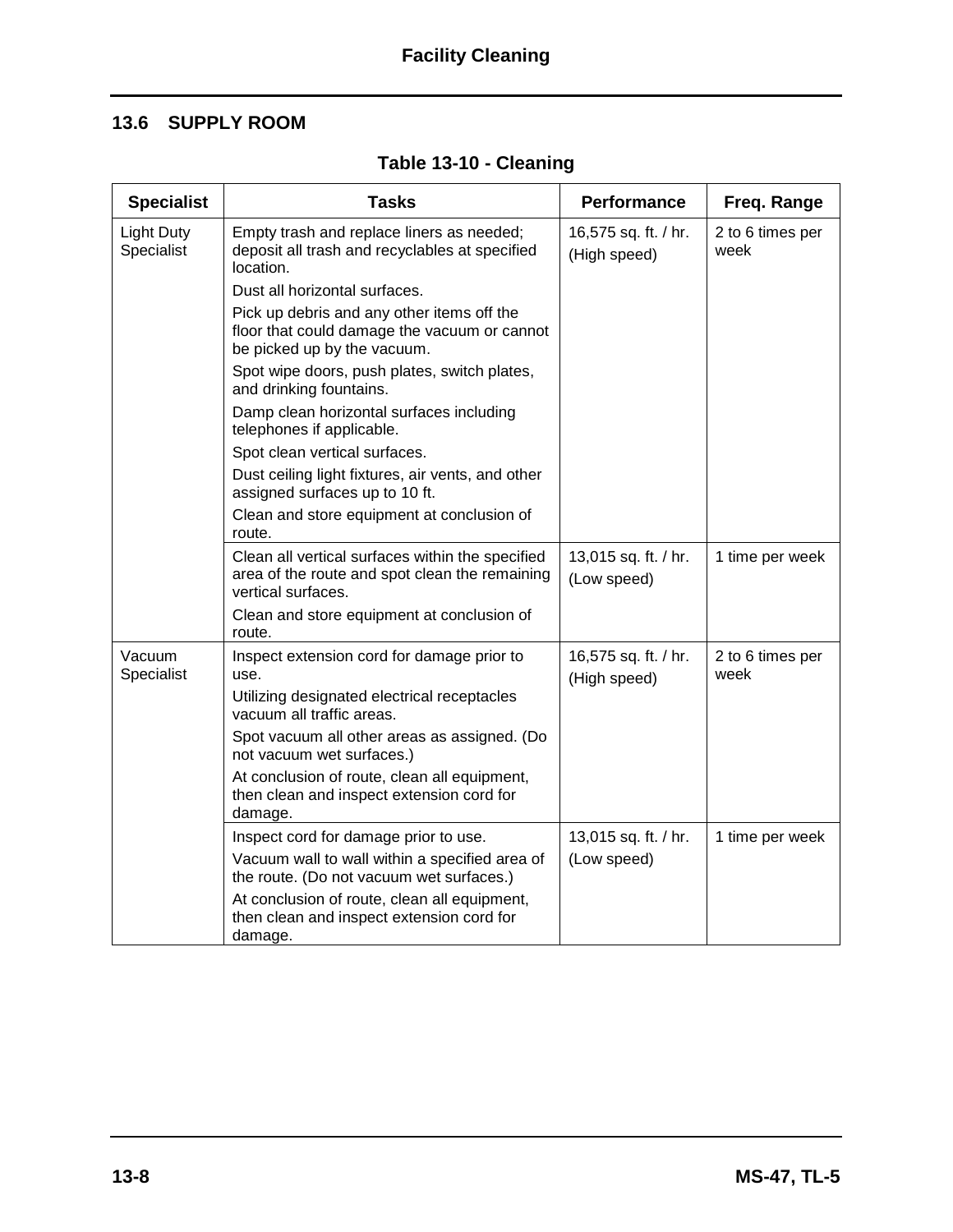## 13.6 SUPPLY ROOM

**Table 13-10 - Cleaning**

| Specialist | Tasks | Performance | Freq. Range |
|---|---|---|---|
| Light Duty Specialist | Empty trash and replace liners as needed; deposit all trash and recyclables at specified location.<br>Dust all horizontal surfaces.<br>Pick up debris and any other items off the floor that could damage the vacuum or cannot be picked up by the vacuum.<br>Spot wipe doors, push plates, switch plates, and drinking fountains.<br>Damp clean horizontal surfaces including telephones if applicable.<br>Spot clean vertical surfaces.<br>Dust ceiling light fixtures, air vents, and other assigned surfaces up to 10 ft.<br>Clean and store equipment at conclusion of route. | 16,575 sq. ft. / hr.<br>(High speed) | 2 to 6 times per week |
| | Clean all vertical surfaces within the specified area of the route and spot clean the remaining vertical surfaces.<br>Clean and store equipment at conclusion of route. | 13,015 sq. ft. / hr.<br>(Low speed) | 1 time per week |
| Vacuum Specialist | Inspect extension cord for damage prior to use.<br>Utilizing designated electrical receptacles vacuum all traffic areas.<br>Spot vacuum all other areas as assigned. (Do not vacuum wet surfaces.)<br>At conclusion of route, clean all equipment, then clean and inspect extension cord for damage. | 16,575 sq. ft. / hr.<br>(High speed) | 2 to 6 times per week |
| | Inspect cord for damage prior to use.<br>Vacuum wall to wall within a specified area of the route. (Do not vacuum wet surfaces.)<br>At conclusion of route, clean all equipment, then clean and inspect extension cord for damage. | 13,015 sq. ft. / hr.<br>(Low speed) | 1 time per week |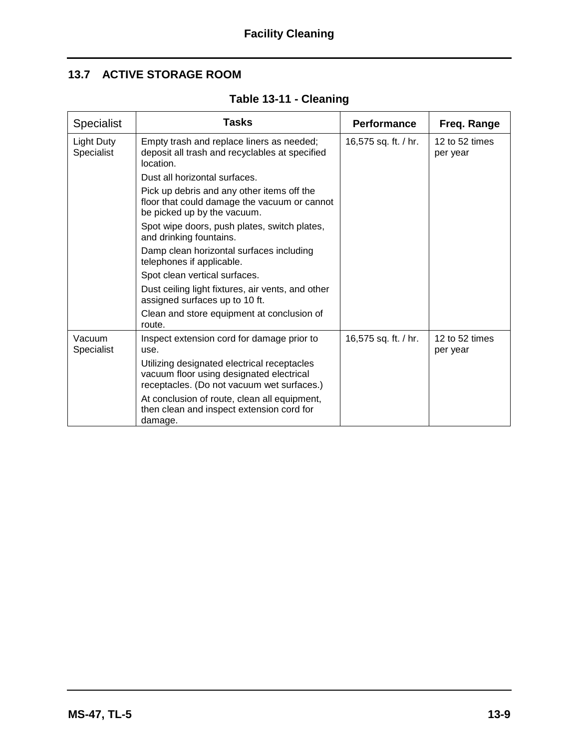## 13.7 ACTIVE STORAGE ROOM

**Table 13-11 - Cleaning**

| Specialist | Tasks | Performance | Freq. Range |
|---|---|---|---|
| Light Duty Specialist | Empty trash and replace liners as needed; deposit all trash and recyclables at specified location.<br>Dust all horizontal surfaces.<br>Pick up debris and any other items off the floor that could damage the vacuum or cannot be picked up by the vacuum.<br>Spot wipe doors, push plates, switch plates, and drinking fountains.<br>Damp clean horizontal surfaces including telephones if applicable.<br>Spot clean vertical surfaces.<br>Dust ceiling light fixtures, air vents, and other assigned surfaces up to 10 ft.<br>Clean and store equipment at conclusion of route. | 16,575 sq. ft. / hr. | 12 to 52 times per year |
| Vacuum Specialist | Inspect extension cord for damage prior to use.<br>Utilizing designated electrical receptacles vacuum floor using designated electrical receptacles. (Do not vacuum wet surfaces.)<br>At conclusion of route, clean all equipment, then clean and inspect extension cord for damage. | 16,575 sq. ft. / hr. | 12 to 52 times per year |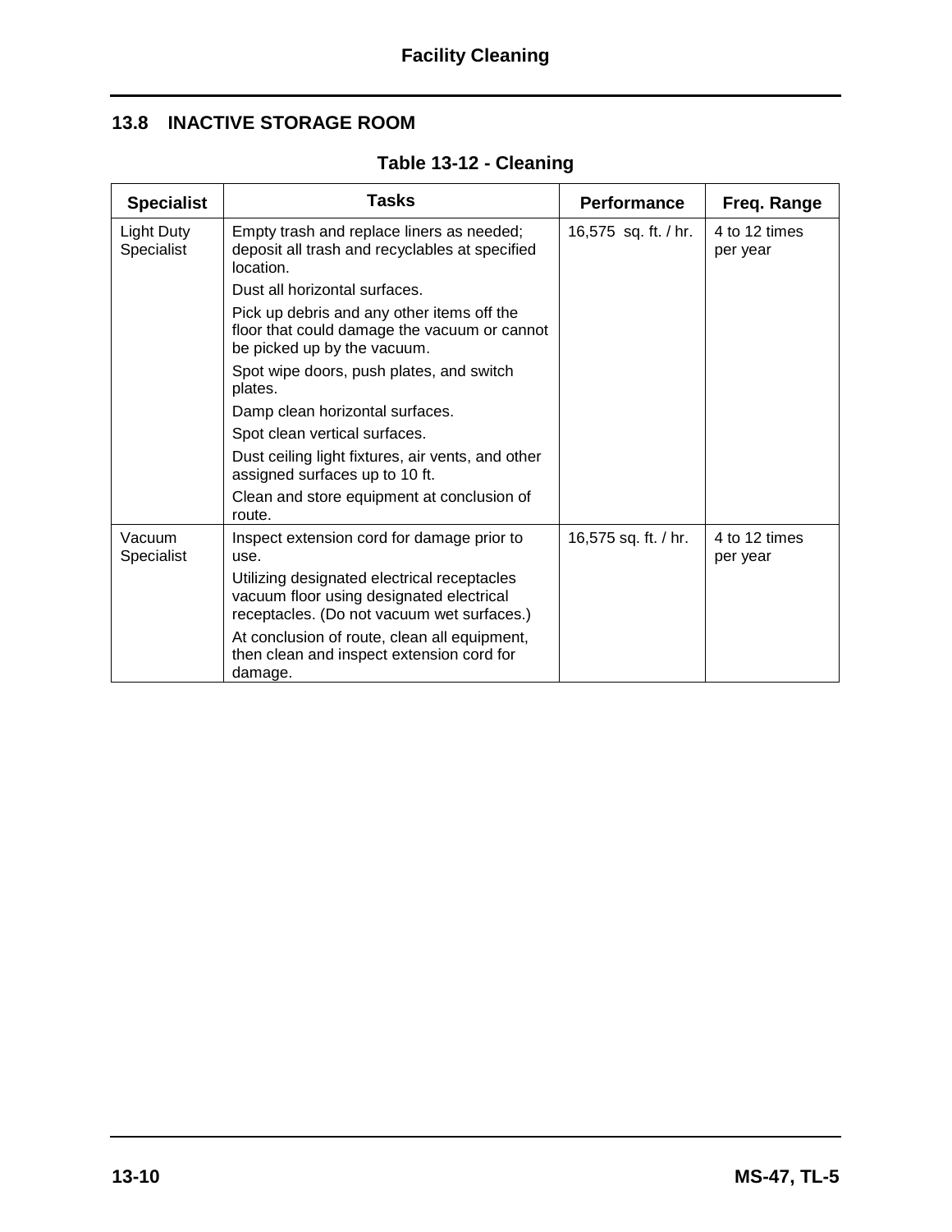## 13.8 INACTIVE STORAGE ROOM

**Table 13-12 - Cleaning**

| Specialist | Tasks | Performance | Freq. Range |
|---|---|---|---|
| Light Duty Specialist | Empty trash and replace liners as needed; deposit all trash and recyclables at specified location.<br>Dust all horizontal surfaces.<br>Pick up debris and any other items off the floor that could damage the vacuum or cannot be picked up by the vacuum.<br>Spot wipe doors, push plates, and switch plates.<br>Damp clean horizontal surfaces.<br>Spot clean vertical surfaces.<br>Dust ceiling light fixtures, air vents, and other assigned surfaces up to 10 ft.<br>Clean and store equipment at conclusion of route. | 16,575 sq. ft. / hr. | 4 to 12 times per year |
| Vacuum Specialist | Inspect extension cord for damage prior to use.<br>Utilizing designated electrical receptacles vacuum floor using designated electrical receptacles. (Do not vacuum wet surfaces.)<br>At conclusion of route, clean all equipment, then clean and inspect extension cord for damage. | 16,575 sq. ft. / hr. | 4 to 12 times per year |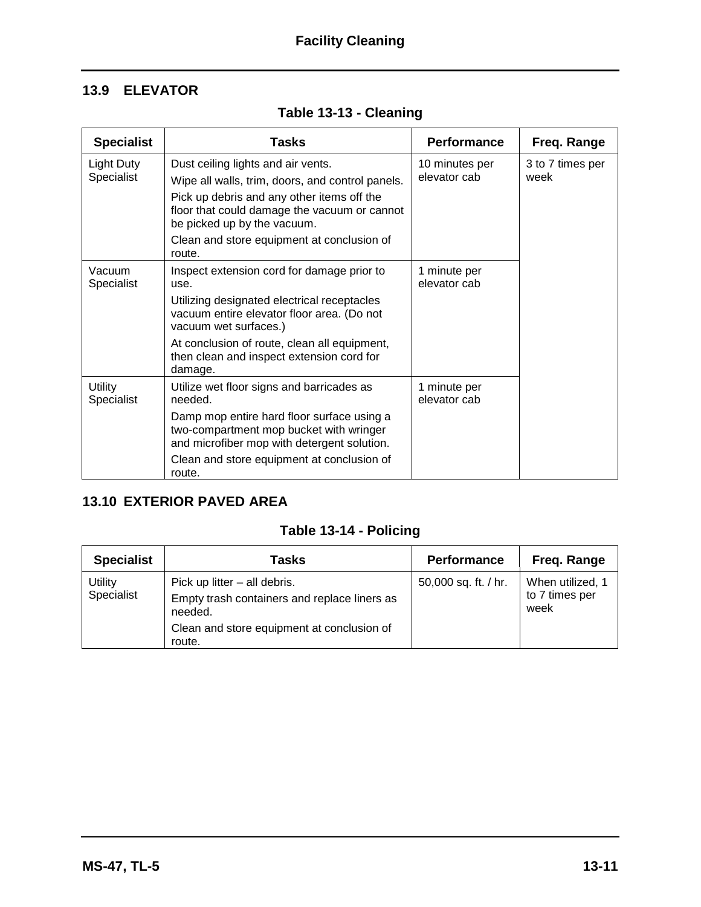## 13.9 ELEVATOR

### Table 13-13 - Cleaning

| Specialist | Tasks | Performance | Freq. Range |
|---|---|---|---|
| Light Duty Specialist | Dust ceiling lights and air vents.<br>Wipe all walls, trim, doors, and control panels.<br>Pick up debris and any other items off the floor that could damage the vacuum or cannot be picked up by the vacuum.<br>Clean and store equipment at conclusion of route. | 10 minutes per elevator cab | 3 to 7 times per week |
| Vacuum Specialist | Inspect extension cord for damage prior to use.<br>Utilizing designated electrical receptacles vacuum entire elevator floor area. (Do not vacuum wet surfaces.)<br>At conclusion of route, clean all equipment, then clean and inspect extension cord for damage. | 1 minute per elevator cab | |
| Utility Specialist | Utilize wet floor signs and barricades as needed.<br>Damp mop entire hard floor surface using a two-compartment mop bucket with wringer and microfiber mop with detergent solution.<br>Clean and store equipment at conclusion of route. | 1 minute per elevator cab | |

## 13.10 EXTERIOR PAVED AREA

### Table 13-14 - Policing

| Specialist | Tasks | Performance | Freq. Range |
|---|---|---|---|
| Utility Specialist | Pick up litter – all debris.<br>Empty trash containers and replace liners as needed.<br>Clean and store equipment at conclusion of route. | 50,000 sq. ft. / hr. | When utilized, 1 to 7 times per week |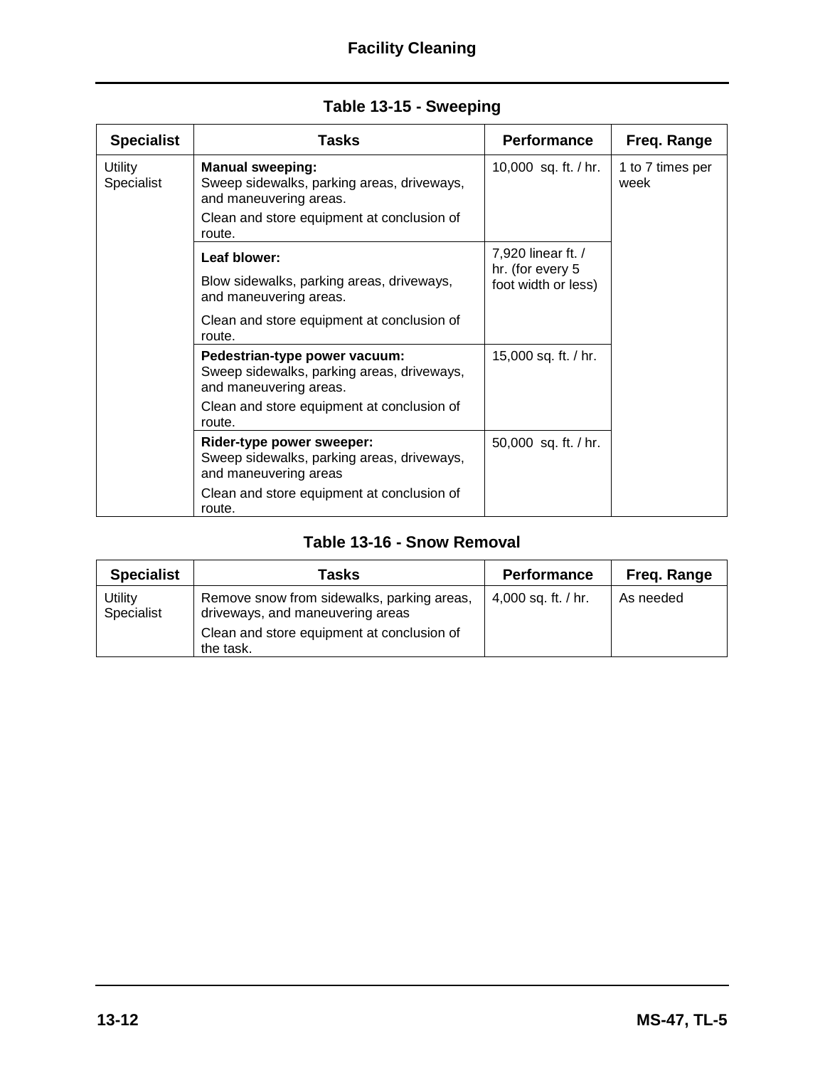**Table 13-15 - Sweeping**

| Specialist | Tasks | Performance | Freq. Range |
|---|---|---|---|
| Utility Specialist | **Manual sweeping:** Sweep sidewalks, parking areas, driveways, and maneuvering areas. Clean and store equipment at conclusion of route. | 10,000 sq. ft. / hr. | 1 to 7 times per week |
| | **Leaf blower:** Blow sidewalks, parking areas, driveways, and maneuvering areas. Clean and store equipment at conclusion of route. | 7,920 linear ft. / hr. (for every 5 foot width or less) | |
| | **Pedestrian-type power vacuum:** Sweep sidewalks, parking areas, driveways, and maneuvering areas. Clean and store equipment at conclusion of route. | 15,000 sq. ft. / hr. | |
| | **Rider-type power sweeper:** Sweep sidewalks, parking areas, driveways, and maneuvering areas Clean and store equipment at conclusion of route. | 50,000 sq. ft. / hr. | |

**Table 13-16 - Snow Removal**

| Specialist | Tasks | Performance | Freq. Range |
|---|---|---|---|
| Utility Specialist | Remove snow from sidewalks, parking areas, driveways, and maneuvering areas Clean and store equipment at conclusion of the task. | 4,000 sq. ft. / hr. | As needed |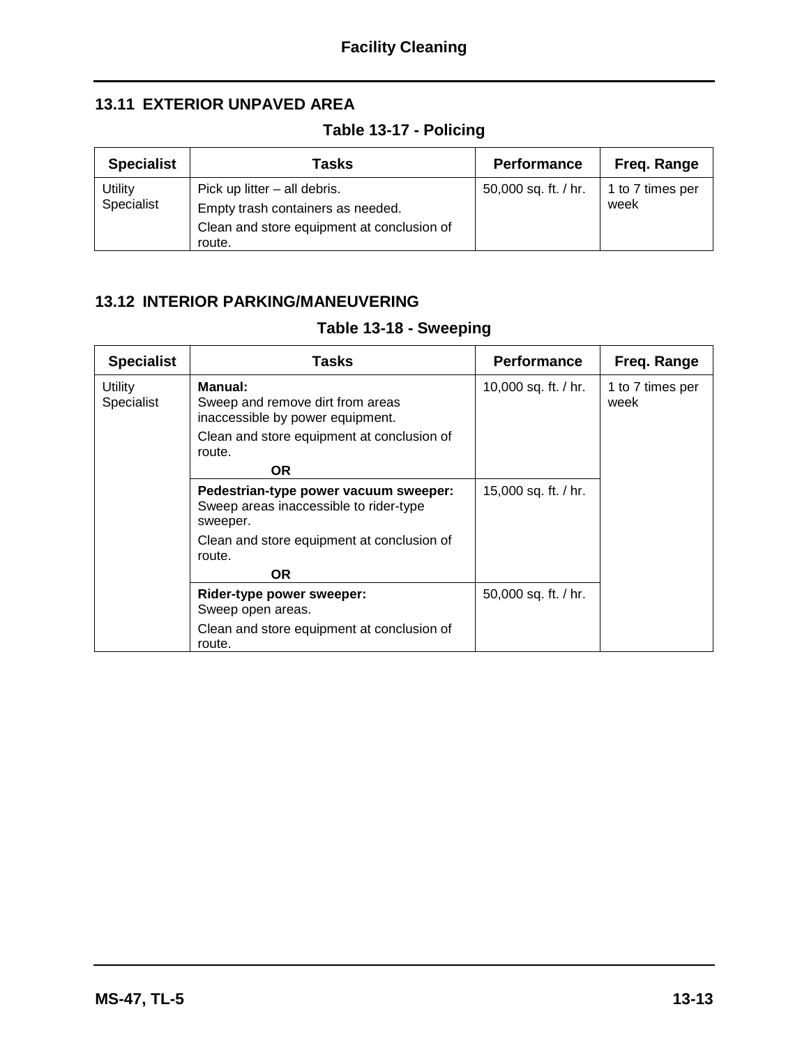## 13.11 EXTERIOR UNPAVED AREA

### Table 13-17 - Policing

| Specialist | Tasks | Performance | Freq. Range |
|---|---|---|---|
| Utility Specialist | Pick up litter – all debris.<br>Empty trash containers as needed.<br>Clean and store equipment at conclusion of route. | 50,000 sq. ft. / hr. | 1 to 7 times per week |

## 13.12 INTERIOR PARKING/MANEUVERING

### Table 13-18 - Sweeping

| Specialist | Tasks | Performance | Freq. Range |
|---|---|---|---|
| Utility Specialist | **Manual:**<br>Sweep and remove dirt from areas inaccessible by power equipment.<br>Clean and store equipment at conclusion of route.<br>**OR** | 10,000 sq. ft. / hr. | 1 to 7 times per week |
| | **Pedestrian-type power vacuum sweeper:**<br>Sweep areas inaccessible to rider-type sweeper.<br>Clean and store equipment at conclusion of route.<br>**OR** | 15,000 sq. ft. / hr. | |
| | **Rider-type power sweeper:**<br>Sweep open areas.<br>Clean and store equipment at conclusion of route. | 50,000 sq. ft. / hr. | |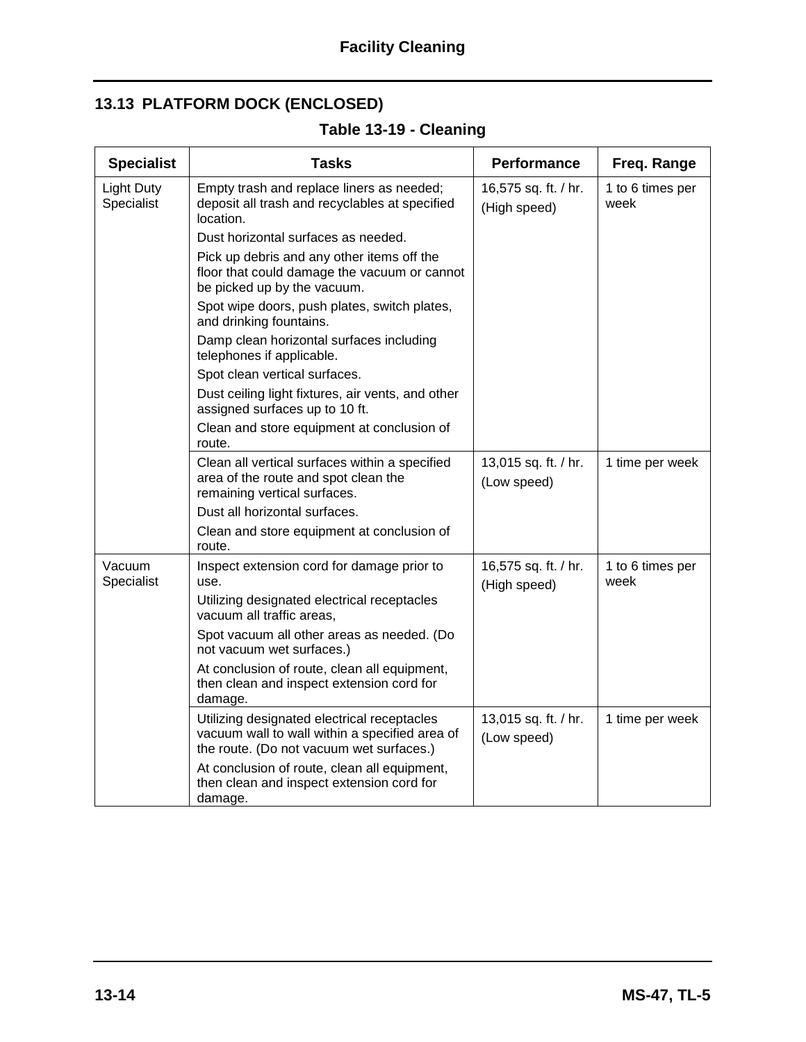## 13.13 PLATFORM DOCK (ENCLOSED)

**Table 13-19 - Cleaning**

| Specialist | Tasks | Performance | Freq. Range |
|---|---|---|---|
| Light Duty Specialist | Empty trash and replace liners as needed; deposit all trash and recyclables at specified location.<br>Dust horizontal surfaces as needed.<br>Pick up debris and any other items off the floor that could damage the vacuum or cannot be picked up by the vacuum.<br>Spot wipe doors, push plates, switch plates, and drinking fountains.<br>Damp clean horizontal surfaces including telephones if applicable.<br>Spot clean vertical surfaces.<br>Dust ceiling light fixtures, air vents, and other assigned surfaces up to 10 ft.<br>Clean and store equipment at conclusion of route. | 16,575 sq. ft. / hr.<br>(High speed) | 1 to 6 times per week |
| | Clean all vertical surfaces within a specified area of the route and spot clean the remaining vertical surfaces.<br>Dust all horizontal surfaces.<br>Clean and store equipment at conclusion of route. | 13,015 sq. ft. / hr.<br>(Low speed) | 1 time per week |
| Vacuum Specialist | Inspect extension cord for damage prior to use.<br>Utilizing designated electrical receptacles vacuum all traffic areas,<br>Spot vacuum all other areas as needed. (Do not vacuum wet surfaces.)<br>At conclusion of route, clean all equipment, then clean and inspect extension cord for damage. | 16,575 sq. ft. / hr.<br>(High speed) | 1 to 6 times per week |
| | Utilizing designated electrical receptacles vacuum wall to wall within a specified area of the route. (Do not vacuum wet surfaces.)<br>At conclusion of route, clean all equipment, then clean and inspect extension cord for damage. | 13,015 sq. ft. / hr.<br>(Low speed) | 1 time per week |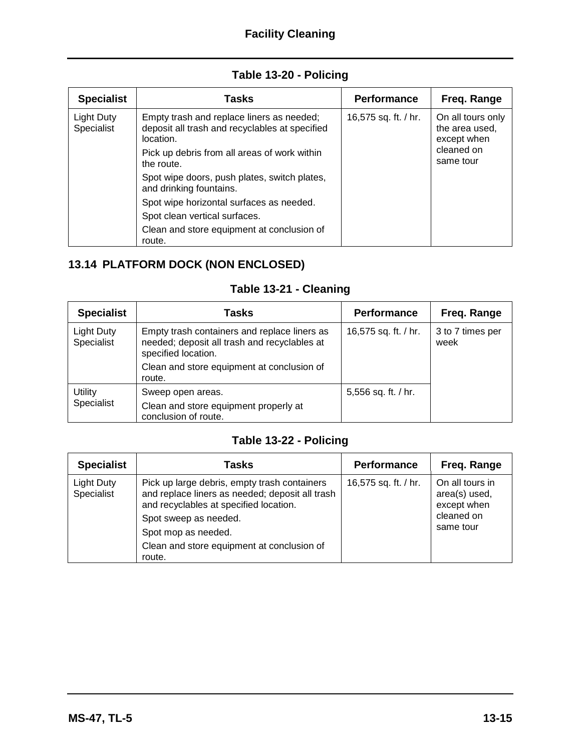### Table 13-20 - Policing

| Specialist | Tasks | Performance | Freq. Range |
|---|---|---|---|
| Light Duty Specialist | Empty trash and replace liners as needed; deposit all trash and recyclables at specified location.<br>Pick up debris from all areas of work within the route.<br>Spot wipe doors, push plates, switch plates, and drinking fountains.<br>Spot wipe horizontal surfaces as needed.<br>Spot clean vertical surfaces.<br>Clean and store equipment at conclusion of route. | 16,575 sq. ft. / hr. | On all tours only the area used, except when cleaned on same tour |

## 13.14 PLATFORM DOCK (NON ENCLOSED)

### Table 13-21 - Cleaning

| Specialist | Tasks | Performance | Freq. Range |
|---|---|---|---|
| Light Duty Specialist | Empty trash containers and replace liners as needed; deposit all trash and recyclables at specified location.<br>Clean and store equipment at conclusion of route. | 16,575 sq. ft. / hr. | 3 to 7 times per week |
| Utility Specialist | Sweep open areas.<br>Clean and store equipment properly at conclusion of route. | 5,556 sq. ft. / hr. | |

### Table 13-22 - Policing

| Specialist | Tasks | Performance | Freq. Range |
|---|---|---|---|
| Light Duty Specialist | Pick up large debris, empty trash containers and replace liners as needed; deposit all trash and recyclables at specified location.<br>Spot sweep as needed.<br>Spot mop as needed.<br>Clean and store equipment at conclusion of route. | 16,575 sq. ft. / hr. | On all tours in area(s) used, except when cleaned on same tour |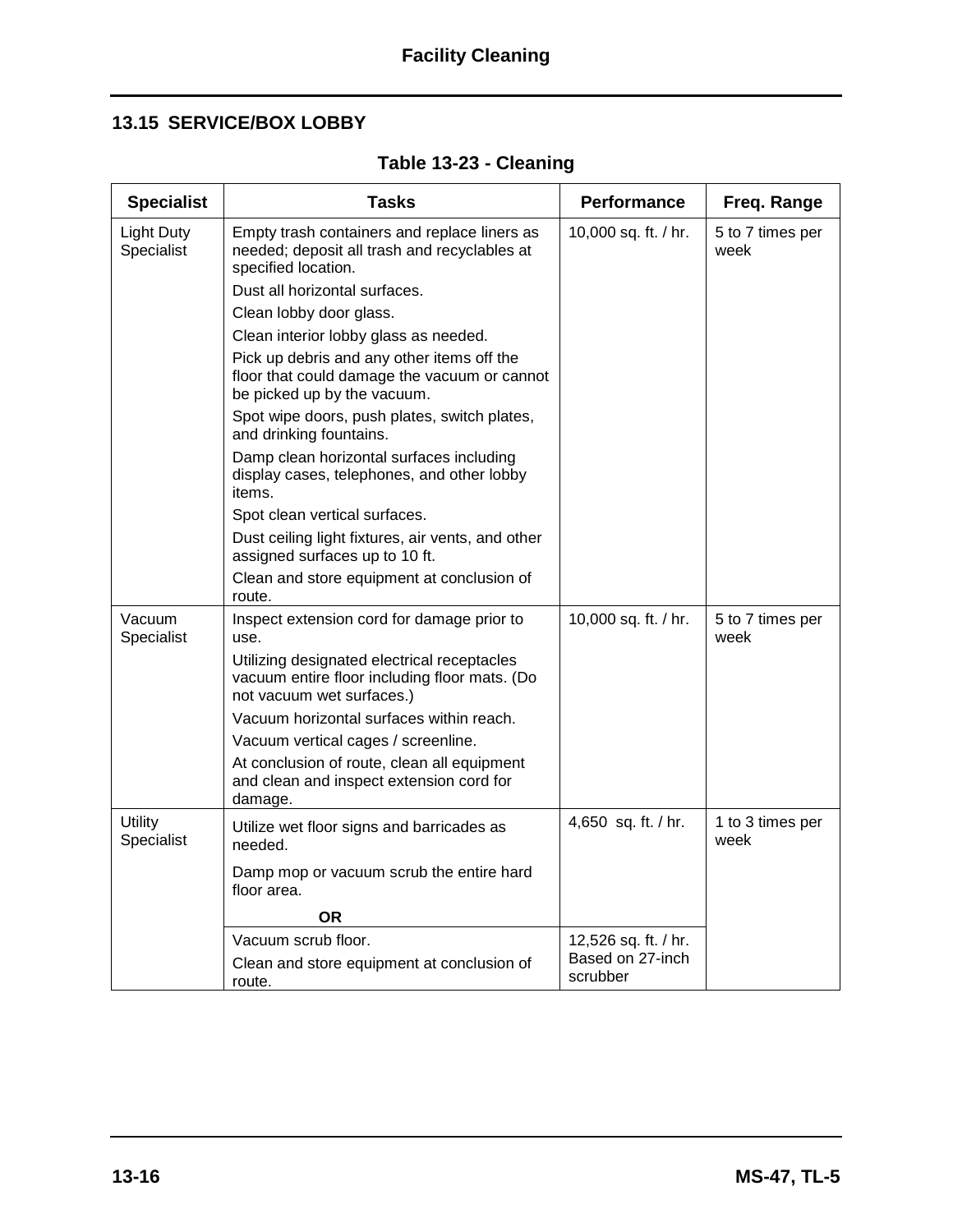## 13.15 SERVICE/BOX LOBBY

**Table 13-23 - Cleaning**

| Specialist | Tasks | Performance | Freq. Range |
|---|---|---|---|
| Light Duty Specialist | Empty trash containers and replace liners as needed; deposit all trash and recyclables at specified location.<br>Dust all horizontal surfaces.<br>Clean lobby door glass.<br>Clean interior lobby glass as needed.<br>Pick up debris and any other items off the floor that could damage the vacuum or cannot be picked up by the vacuum.<br>Spot wipe doors, push plates, switch plates, and drinking fountains.<br>Damp clean horizontal surfaces including display cases, telephones, and other lobby items.<br>Spot clean vertical surfaces.<br>Dust ceiling light fixtures, air vents, and other assigned surfaces up to 10 ft.<br>Clean and store equipment at conclusion of route. | 10,000 sq. ft. / hr. | 5 to 7 times per week |
| Vacuum Specialist | Inspect extension cord for damage prior to use.<br>Utilizing designated electrical receptacles vacuum entire floor including floor mats. (Do not vacuum wet surfaces.)<br>Vacuum horizontal surfaces within reach.<br>Vacuum vertical cages / screenline.<br>At conclusion of route, clean all equipment and clean and inspect extension cord for damage. | 10,000 sq. ft. / hr. | 5 to 7 times per week |
| Utility Specialist | Utilize wet floor signs and barricades as needed.<br>Damp mop or vacuum scrub the entire hard floor area.<br>**OR** | 4,650 sq. ft. / hr. | 1 to 3 times per week |
| | Vacuum scrub floor.<br>Clean and store equipment at conclusion of route. | 12,526 sq. ft. / hr. Based on 27-inch scrubber | |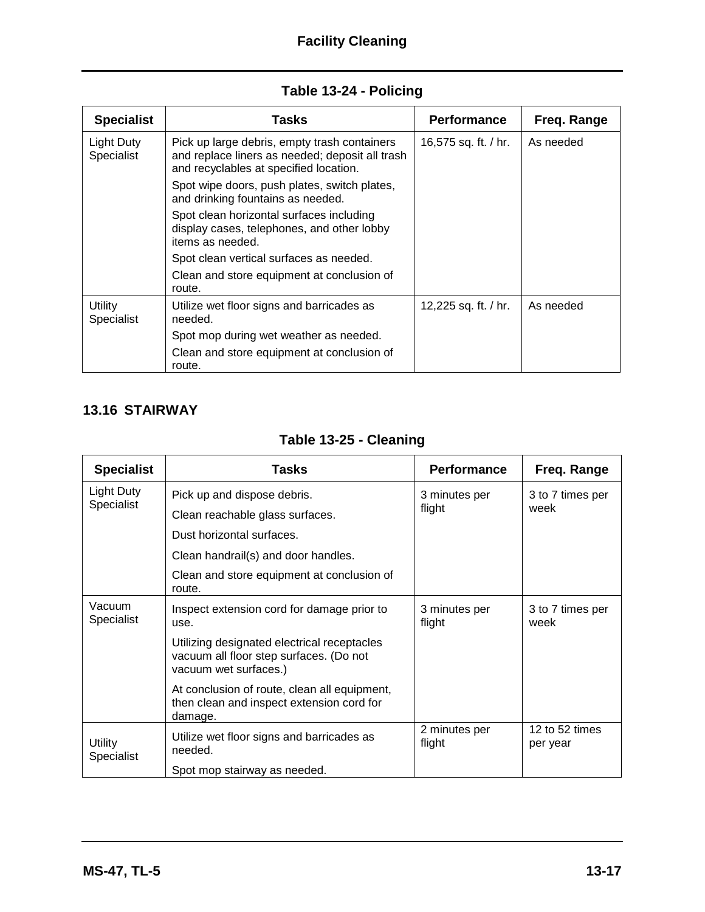**Table 13-24 - Policing**

| Specialist | Tasks | Performance | Freq. Range |
|---|---|---|---|
| Light Duty Specialist | Pick up large debris, empty trash containers and replace liners as needed; deposit all trash and recyclables at specified location.<br>Spot wipe doors, push plates, switch plates, and drinking fountains as needed.<br>Spot clean horizontal surfaces including display cases, telephones, and other lobby items as needed.<br>Spot clean vertical surfaces as needed.<br>Clean and store equipment at conclusion of route. | 16,575 sq. ft. / hr. | As needed |
| Utility Specialist | Utilize wet floor signs and barricades as needed.<br>Spot mop during wet weather as needed.<br>Clean and store equipment at conclusion of route. | 12,225 sq. ft. / hr. | As needed |

## 13.16 STAIRWAY

**Table 13-25 - Cleaning**

| Specialist | Tasks | Performance | Freq. Range |
|---|---|---|---|
| Light Duty Specialist | Pick up and dispose debris.<br>Clean reachable glass surfaces.<br>Dust horizontal surfaces.<br>Clean handrail(s) and door handles.<br>Clean and store equipment at conclusion of route. | 3 minutes per flight | 3 to 7 times per week |
| Vacuum Specialist | Inspect extension cord for damage prior to use.<br>Utilizing designated electrical receptacles vacuum all floor step surfaces. (Do not vacuum wet surfaces.)<br>At conclusion of route, clean all equipment, then clean and inspect extension cord for damage. | 3 minutes per flight | 3 to 7 times per week |
| Utility Specialist | Utilize wet floor signs and barricades as needed.<br>Spot mop stairway as needed. | 2 minutes per flight | 12 to 52 times per year |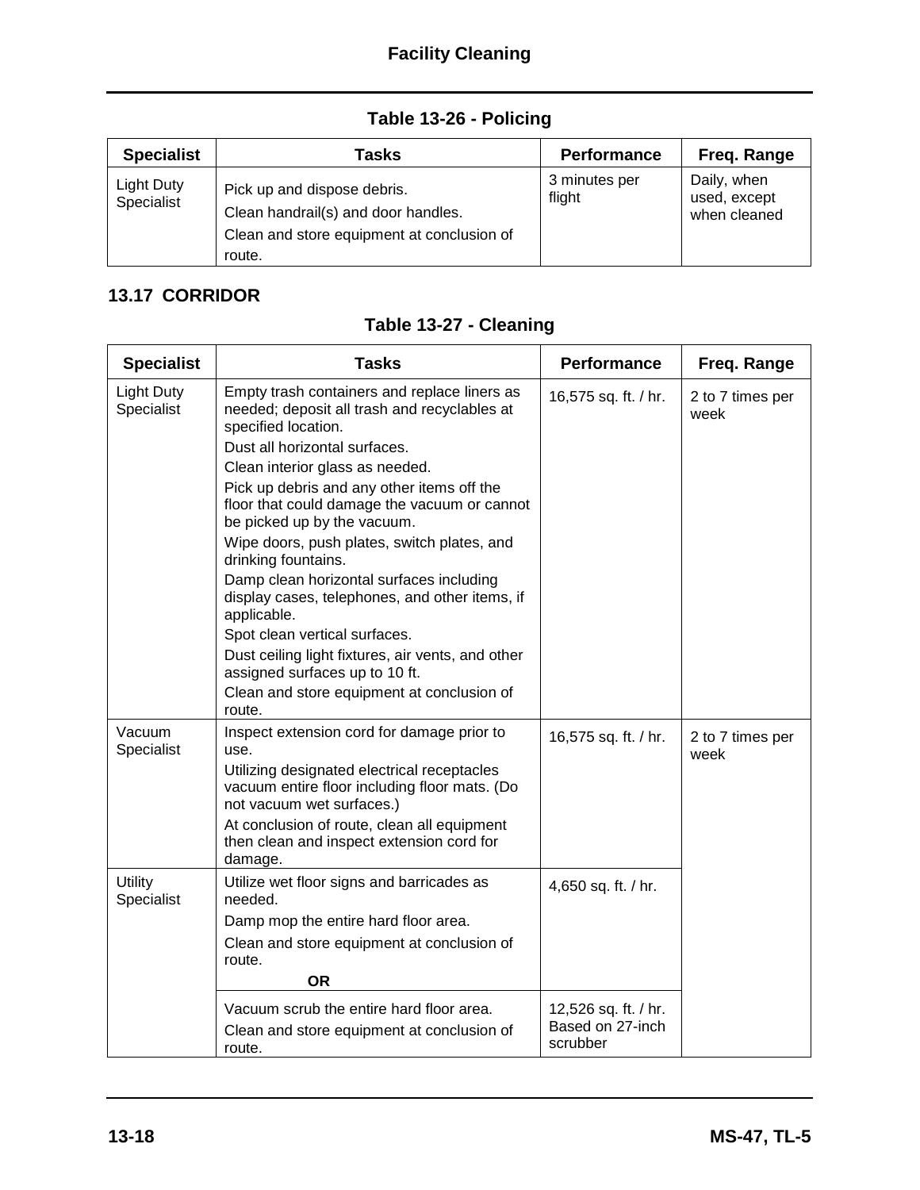**Table 13-26 - Policing**

| Specialist | Tasks | Performance | Freq. Range |
|---|---|---|---|
| Light Duty Specialist | Pick up and dispose debris.<br>Clean handrail(s) and door handles.<br>Clean and store equipment at conclusion of route. | 3 minutes per flight | Daily, when used, except when cleaned |

## 13.17 CORRIDOR

**Table 13-27 - Cleaning**

| Specialist | Tasks | Performance | Freq. Range |
|---|---|---|---|
| Light Duty Specialist | Empty trash containers and replace liners as needed; deposit all trash and recyclables at specified location.<br>Dust all horizontal surfaces.<br>Clean interior glass as needed.<br>Pick up debris and any other items off the floor that could damage the vacuum or cannot be picked up by the vacuum.<br>Wipe doors, push plates, switch plates, and drinking fountains.<br>Damp clean horizontal surfaces including display cases, telephones, and other items, if applicable.<br>Spot clean vertical surfaces.<br>Dust ceiling light fixtures, air vents, and other assigned surfaces up to 10 ft.<br>Clean and store equipment at conclusion of route. | 16,575 sq. ft. / hr. | 2 to 7 times per week |
| Vacuum Specialist | Inspect extension cord for damage prior to use.<br>Utilizing designated electrical receptacles vacuum entire floor including floor mats. (Do not vacuum wet surfaces.)<br>At conclusion of route, clean all equipment then clean and inspect extension cord for damage. | 16,575 sq. ft. / hr. | 2 to 7 times per week |
| Utility Specialist | Utilize wet floor signs and barricades as needed.<br>Damp mop the entire hard floor area.<br>Clean and store equipment at conclusion of route.<br>**OR** | 4,650 sq. ft. / hr. | |
| | Vacuum scrub the entire hard floor area.<br>Clean and store equipment at conclusion of route. | 12,526 sq. ft. / hr. Based on 27-inch scrubber | |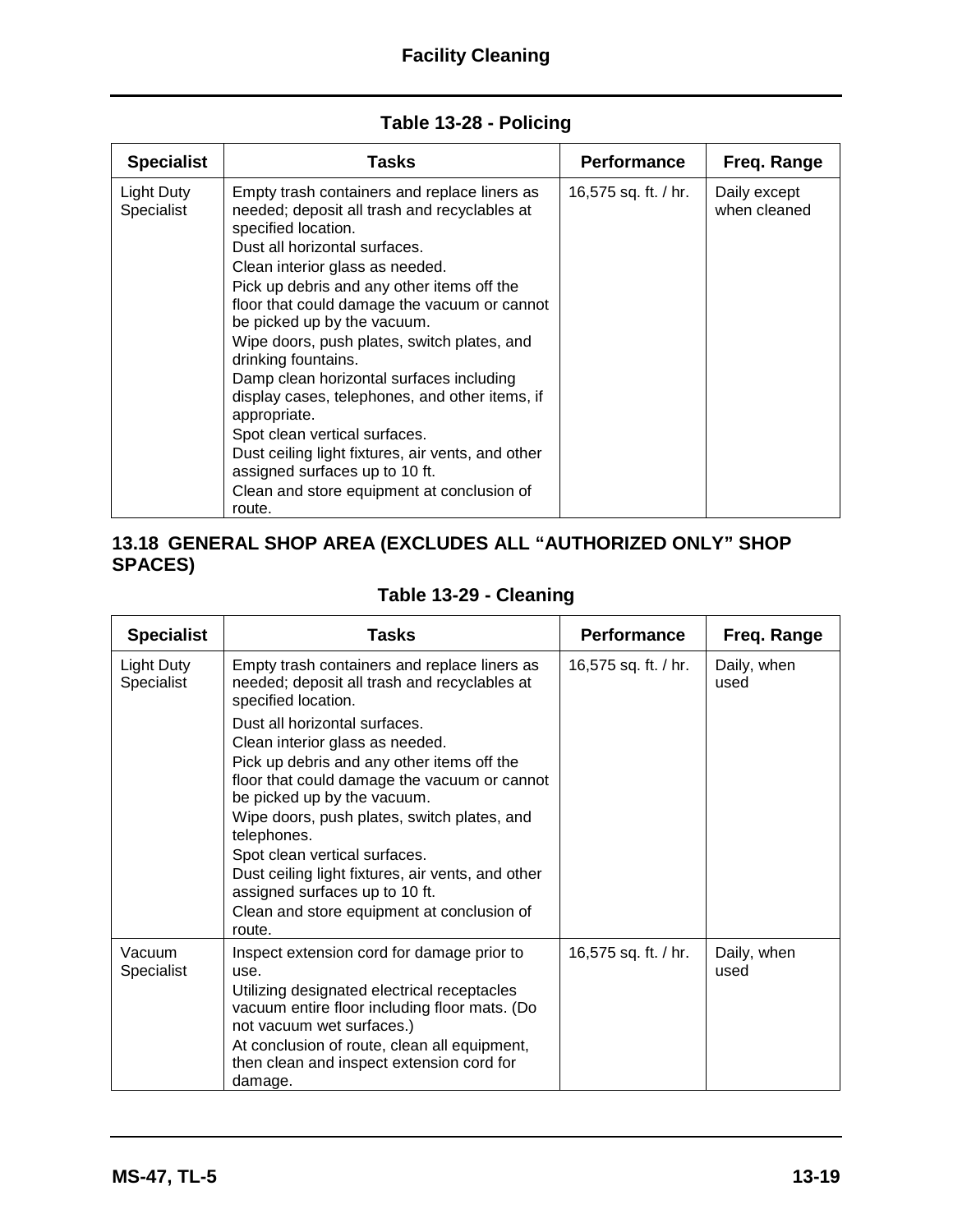**Table 13-28 - Policing**

| Specialist | Tasks | Performance | Freq. Range |
|---|---|---|---|
| Light Duty Specialist | Empty trash containers and replace liners as needed; deposit all trash and recyclables at specified location.<br>Dust all horizontal surfaces.<br>Clean interior glass as needed.<br>Pick up debris and any other items off the floor that could damage the vacuum or cannot be picked up by the vacuum.<br>Wipe doors, push plates, switch plates, and drinking fountains.<br>Damp clean horizontal surfaces including display cases, telephones, and other items, if appropriate.<br>Spot clean vertical surfaces.<br>Dust ceiling light fixtures, air vents, and other assigned surfaces up to 10 ft.<br>Clean and store equipment at conclusion of route. | 16,575 sq. ft. / hr. | Daily except when cleaned |

## 13.18 GENERAL SHOP AREA (EXCLUDES ALL "AUTHORIZED ONLY" SHOP SPACES)

**Table 13-29 - Cleaning**

| Specialist | Tasks | Performance | Freq. Range |
|---|---|---|---|
| Light Duty Specialist | Empty trash containers and replace liners as needed; deposit all trash and recyclables at specified location.<br>Dust all horizontal surfaces.<br>Clean interior glass as needed.<br>Pick up debris and any other items off the floor that could damage the vacuum or cannot be picked up by the vacuum.<br>Wipe doors, push plates, switch plates, and telephones.<br>Spot clean vertical surfaces.<br>Dust ceiling light fixtures, air vents, and other assigned surfaces up to 10 ft.<br>Clean and store equipment at conclusion of route. | 16,575 sq. ft. / hr. | Daily, when used |
| Vacuum Specialist | Inspect extension cord for damage prior to use.<br>Utilizing designated electrical receptacles vacuum entire floor including floor mats. (Do not vacuum wet surfaces.)<br>At conclusion of route, clean all equipment, then clean and inspect extension cord for damage. | 16,575 sq. ft. / hr. | Daily, when used |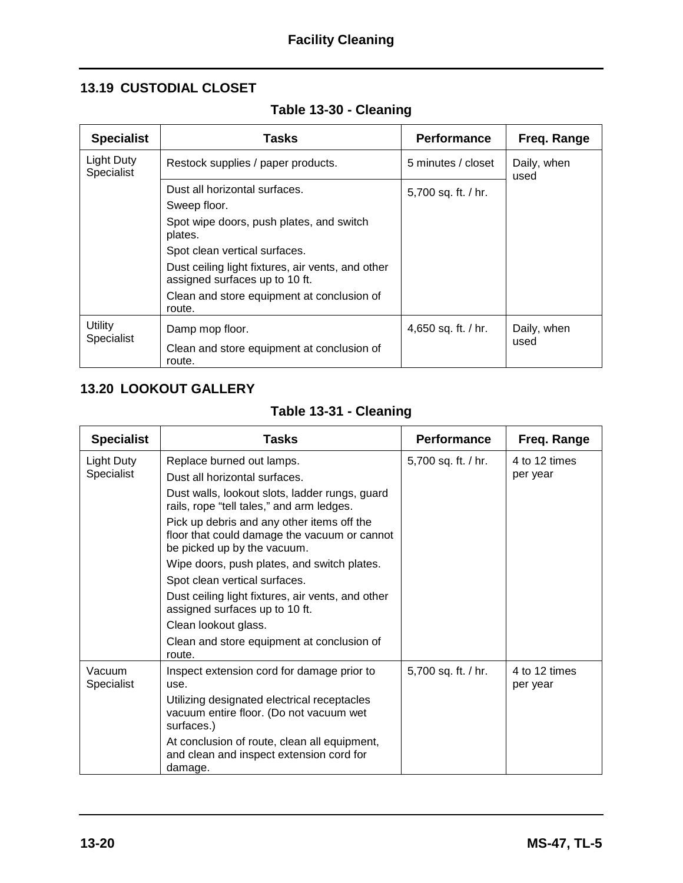## 13.19 CUSTODIAL CLOSET

**Table 13-30 - Cleaning**

| Specialist | Tasks | Performance | Freq. Range |
|---|---|---|---|
| Light Duty Specialist | Restock supplies / paper products. | 5 minutes / closet | Daily, when used |
| | Dust all horizontal surfaces.<br>Sweep floor.<br>Spot wipe doors, push plates, and switch plates.<br>Spot clean vertical surfaces.<br>Dust ceiling light fixtures, air vents, and other assigned surfaces up to 10 ft.<br>Clean and store equipment at conclusion of route. | 5,700 sq. ft. / hr. | |
| Utility Specialist | Damp mop floor.<br>Clean and store equipment at conclusion of route. | 4,650 sq. ft. / hr. | Daily, when used |

## 13.20 LOOKOUT GALLERY

**Table 13-31 - Cleaning**

| Specialist | Tasks | Performance | Freq. Range |
|---|---|---|---|
| Light Duty Specialist | Replace burned out lamps.<br>Dust all horizontal surfaces.<br>Dust walls, lookout slots, ladder rungs, guard rails, rope "tell tales," and arm ledges.<br>Pick up debris and any other items off the floor that could damage the vacuum or cannot be picked up by the vacuum.<br>Wipe doors, push plates, and switch plates.<br>Spot clean vertical surfaces.<br>Dust ceiling light fixtures, air vents, and other assigned surfaces up to 10 ft.<br>Clean lookout glass.<br>Clean and store equipment at conclusion of route. | 5,700 sq. ft. / hr. | 4 to 12 times per year |
| Vacuum Specialist | Inspect extension cord for damage prior to use.<br>Utilizing designated electrical receptacles vacuum entire floor. (Do not vacuum wet surfaces.)<br>At conclusion of route, clean all equipment, and clean and inspect extension cord for damage. | 5,700 sq. ft. / hr. | 4 to 12 times per year |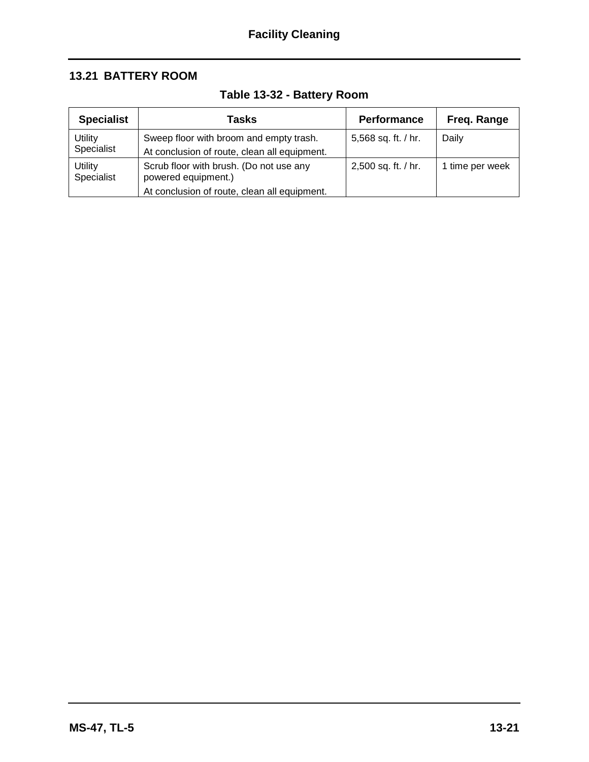## 13.21 BATTERY ROOM

**Table 13-32 - Battery Room**

| Specialist | Tasks | Performance | Freq. Range |
|---|---|---|---|
| Utility Specialist | Sweep floor with broom and empty trash.<br>At conclusion of route, clean all equipment. | 5,568 sq. ft. / hr. | Daily |
| Utility Specialist | Scrub floor with brush. (Do not use any powered equipment.)<br>At conclusion of route, clean all equipment. | 2,500 sq. ft. / hr. | 1 time per week |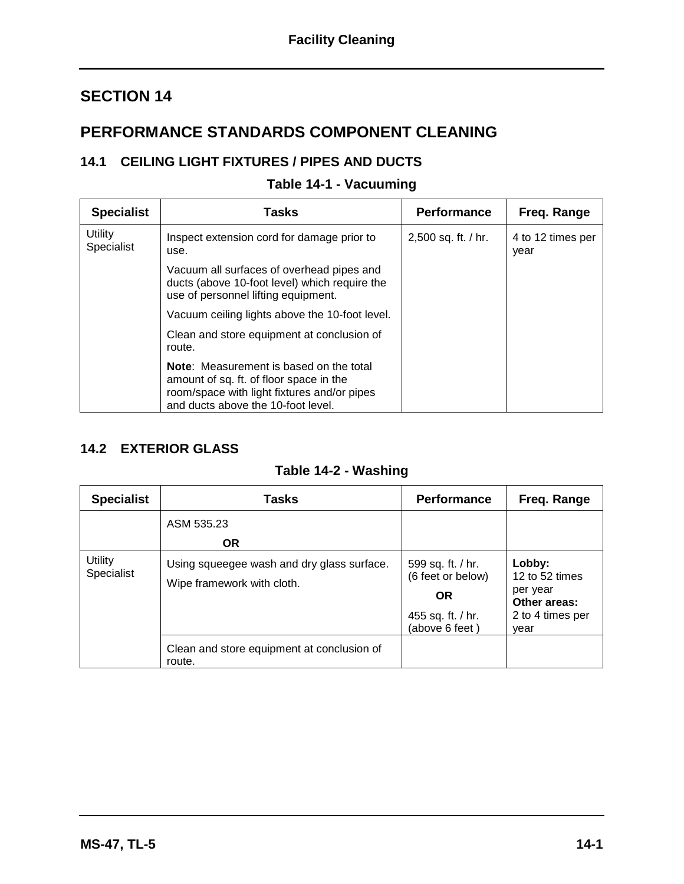# SECTION 14

# PERFORMANCE STANDARDS COMPONENT CLEANING

## 14.1 CEILING LIGHT FIXTURES / PIPES AND DUCTS

**Table 14-1 - Vacuuming**

| Specialist | Tasks | Performance | Freq. Range |
|---|---|---|---|
| Utility Specialist | Inspect extension cord for damage prior to use.<br><br>Vacuum all surfaces of overhead pipes and ducts (above 10-foot level) which require the use of personnel lifting equipment.<br><br>Vacuum ceiling lights above the 10-foot level.<br><br>Clean and store equipment at conclusion of route.<br><br>**Note**: Measurement is based on the total amount of sq. ft. of floor space in the room/space with light fixtures and/or pipes and ducts above the 10-foot level. | 2,500 sq. ft. / hr. | 4 to 12 times per year |

## 14.2 EXTERIOR GLASS

**Table 14-2 - Washing**

| Specialist | Tasks | Performance | Freq. Range |
|---|---|---|---|
| | ASM 535.23<br><br>**OR** | | |
| Utility Specialist | Using squeegee wash and dry glass surface.<br><br>Wipe framework with cloth. | 599 sq. ft. / hr. (6 feet or below)<br><br>**OR**<br><br>455 sq. ft. / hr. (above 6 feet ) | **Lobby:** 12 to 52 times per year<br>**Other areas:** 2 to 4 times per year |
| | Clean and store equipment at conclusion of route. | | |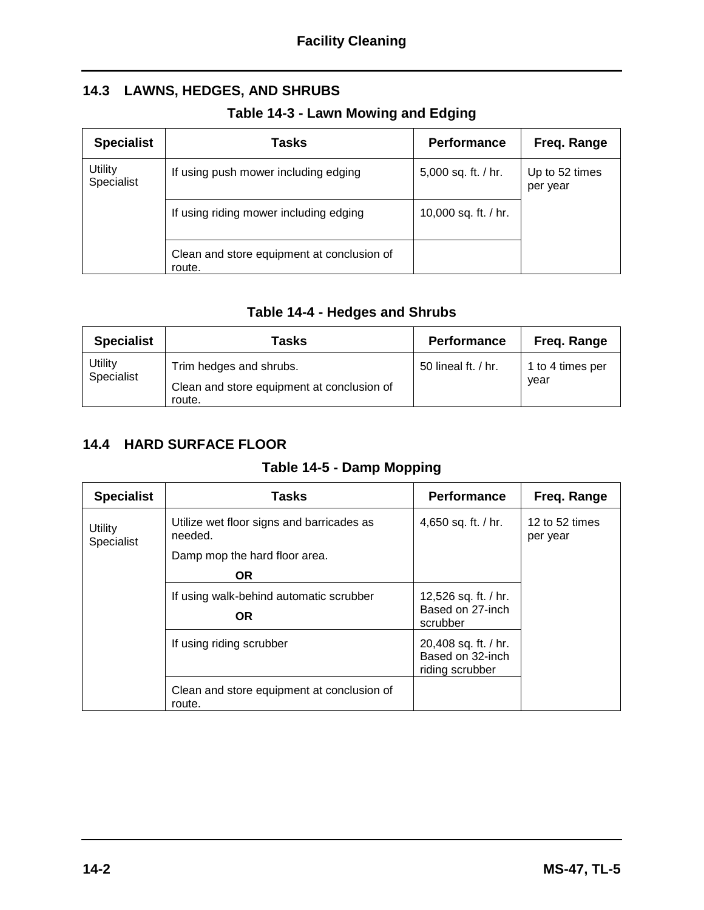## 14.3 LAWNS, HEDGES, AND SHRUBS

### Table 14-3 - Lawn Mowing and Edging

| Specialist | Tasks | Performance | Freq. Range |
|---|---|---|---|
| Utility Specialist | If using push mower including edging | 5,000 sq. ft. / hr. | Up to 52 times per year |
| | If using riding mower including edging | 10,000 sq. ft. / hr. | |
| | Clean and store equipment at conclusion of route. | | |

### Table 14-4 - Hedges and Shrubs

| Specialist | Tasks | Performance | Freq. Range |
|---|---|---|---|
| Utility Specialist | Trim hedges and shrubs.<br>Clean and store equipment at conclusion of route. | 50 lineal ft. / hr. | 1 to 4 times per year |

## 14.4 HARD SURFACE FLOOR

### Table 14-5 - Damp Mopping

| Specialist | Tasks | Performance | Freq. Range |
|---|---|---|---|
| Utility Specialist | Utilize wet floor signs and barricades as needed.<br>Damp mop the hard floor area.<br>**OR** | 4,650 sq. ft. / hr. | 12 to 52 times per year |
| | If using walk-behind automatic scrubber<br>**OR** | 12,526 sq. ft. / hr. Based on 27-inch scrubber | |
| | If using riding scrubber | 20,408 sq. ft. / hr. Based on 32-inch riding scrubber | |
| | Clean and store equipment at conclusion of route. | | |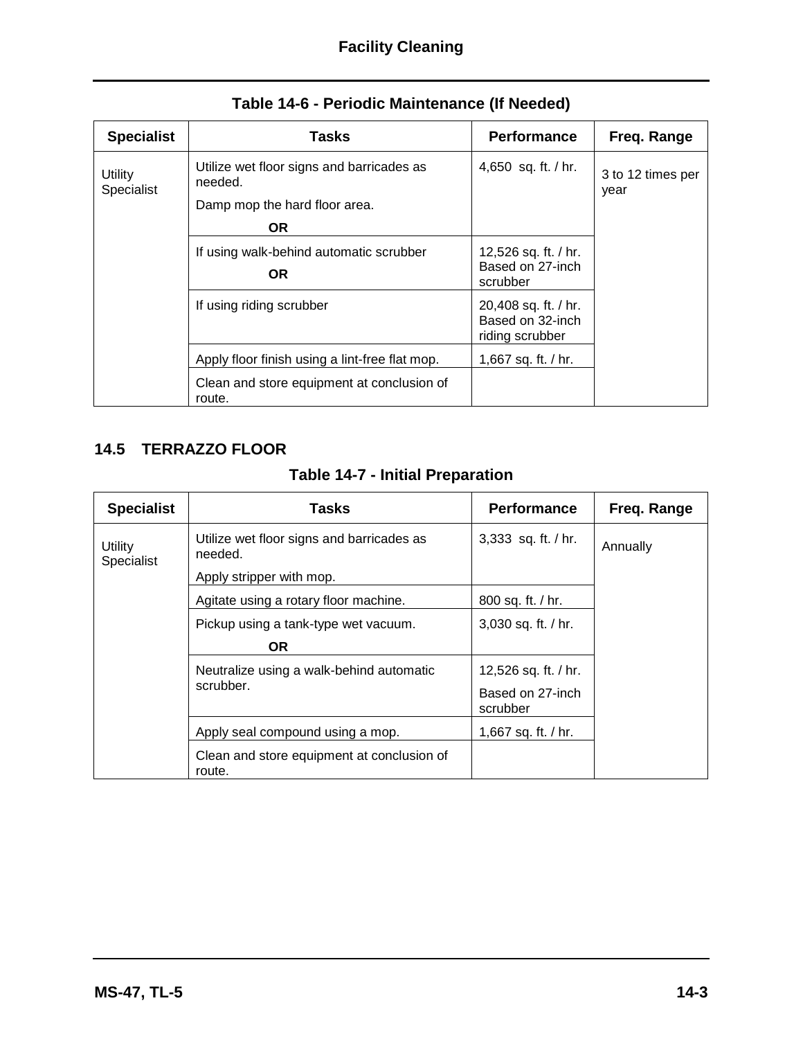**Table 14-6 - Periodic Maintenance (If Needed)**

| Specialist | Tasks | Performance | Freq. Range |
|---|---|---|---|
| Utility Specialist | Utilize wet floor signs and barricades as needed.<br>Damp mop the hard floor area.<br>**OR** | 4,650 sq. ft. / hr. | 3 to 12 times per year |
| | If using walk-behind automatic scrubber<br>**OR** | 12,526 sq. ft. / hr. Based on 27-inch scrubber | |
| | If using riding scrubber | 20,408 sq. ft. / hr. Based on 32-inch riding scrubber | |
| | Apply floor finish using a lint-free flat mop. | 1,667 sq. ft. / hr. | |
| | Clean and store equipment at conclusion of route. | | |

## 14.5 TERRAZZO FLOOR

**Table 14-7 - Initial Preparation**

| Specialist | Tasks | Performance | Freq. Range |
|---|---|---|---|
| Utility Specialist | Utilize wet floor signs and barricades as needed.<br>Apply stripper with mop. | 3,333 sq. ft. / hr. | Annually |
| | Agitate using a rotary floor machine. | 800 sq. ft. / hr. | |
| | Pickup using a tank-type wet vacuum.<br>**OR** | 3,030 sq. ft. / hr. | |
| | Neutralize using a walk-behind automatic scrubber. | 12,526 sq. ft. / hr.<br>Based on 27-inch scrubber | |
| | Apply seal compound using a mop. | 1,667 sq. ft. / hr. | |
| | Clean and store equipment at conclusion of route. | | |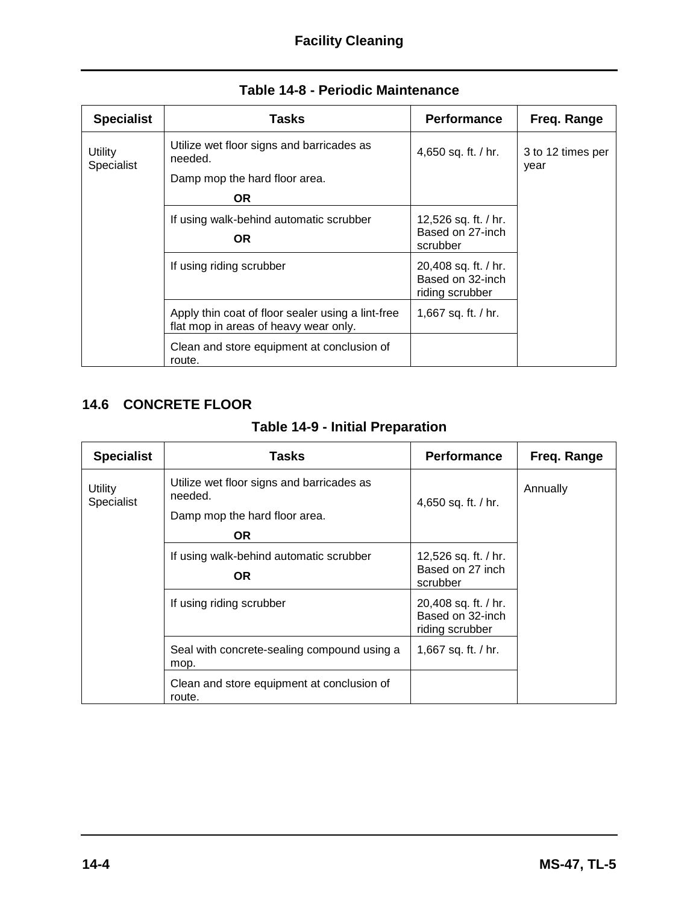**Table 14-8 - Periodic Maintenance**

| Specialist | Tasks | Performance | Freq. Range |
|---|---|---|---|
| Utility Specialist | Utilize wet floor signs and barricades as needed. Damp mop the hard floor area. **OR** | 4,650 sq. ft. / hr. | 3 to 12 times per year |
| | If using walk-behind automatic scrubber **OR** | 12,526 sq. ft. / hr. Based on 27-inch scrubber | |
| | If using riding scrubber | 20,408 sq. ft. / hr. Based on 32-inch riding scrubber | |
| | Apply thin coat of floor sealer using a lint-free flat mop in areas of heavy wear only. | 1,667 sq. ft. / hr. | |
| | Clean and store equipment at conclusion of route. | | |

## 14.6 CONCRETE FLOOR

**Table 14-9 - Initial Preparation**

| Specialist | Tasks | Performance | Freq. Range |
|---|---|---|---|
| Utility Specialist | Utilize wet floor signs and barricades as needed. Damp mop the hard floor area. **OR** | 4,650 sq. ft. / hr. | Annually |
| | If using walk-behind automatic scrubber **OR** | 12,526 sq. ft. / hr. Based on 27 inch scrubber | |
| | If using riding scrubber | 20,408 sq. ft. / hr. Based on 32-inch riding scrubber | |
| | Seal with concrete-sealing compound using a mop. | 1,667 sq. ft. / hr. | |
| | Clean and store equipment at conclusion of route. | | |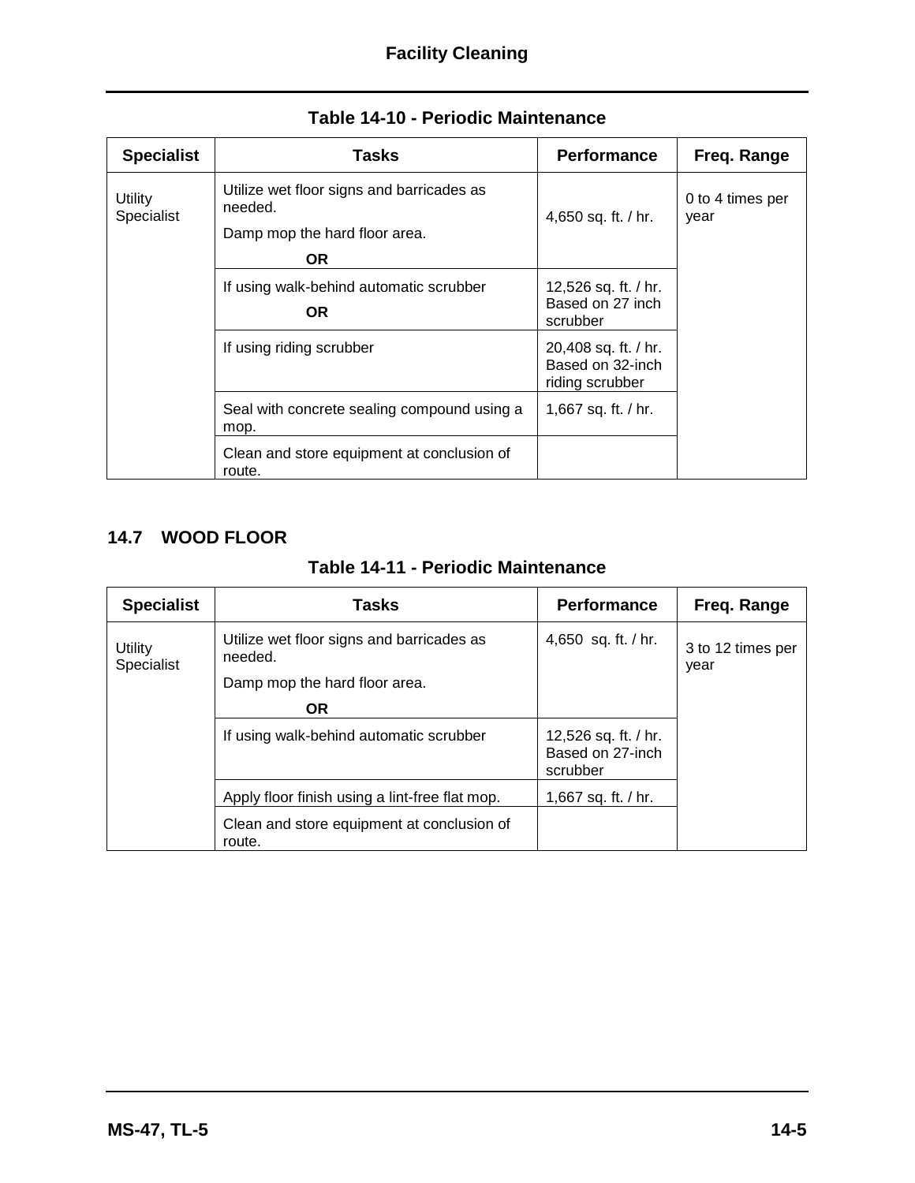**Table 14-10 - Periodic Maintenance**

| Specialist | Tasks | Performance | Freq. Range |
|---|---|---|---|
| Utility Specialist | Utilize wet floor signs and barricades as needed.<br>Damp mop the hard floor area.<br>**OR** | 4,650 sq. ft. / hr. | 0 to 4 times per year |
| | If using walk-behind automatic scrubber<br>**OR** | 12,526 sq. ft. / hr. Based on 27 inch scrubber | |
| | If using riding scrubber | 20,408 sq. ft. / hr. Based on 32-inch riding scrubber | |
| | Seal with concrete sealing compound using a mop. | 1,667 sq. ft. / hr. | |
| | Clean and store equipment at conclusion of route. | | |

## 14.7 WOOD FLOOR

**Table 14-11 - Periodic Maintenance**

| Specialist | Tasks | Performance | Freq. Range |
|---|---|---|---|
| Utility Specialist | Utilize wet floor signs and barricades as needed.<br>Damp mop the hard floor area.<br>**OR** | 4,650 sq. ft. / hr. | 3 to 12 times per year |
| | If using walk-behind automatic scrubber | 12,526 sq. ft. / hr. Based on 27-inch scrubber | |
| | Apply floor finish using a lint-free flat mop. | 1,667 sq. ft. / hr. | |
| | Clean and store equipment at conclusion of route. | | |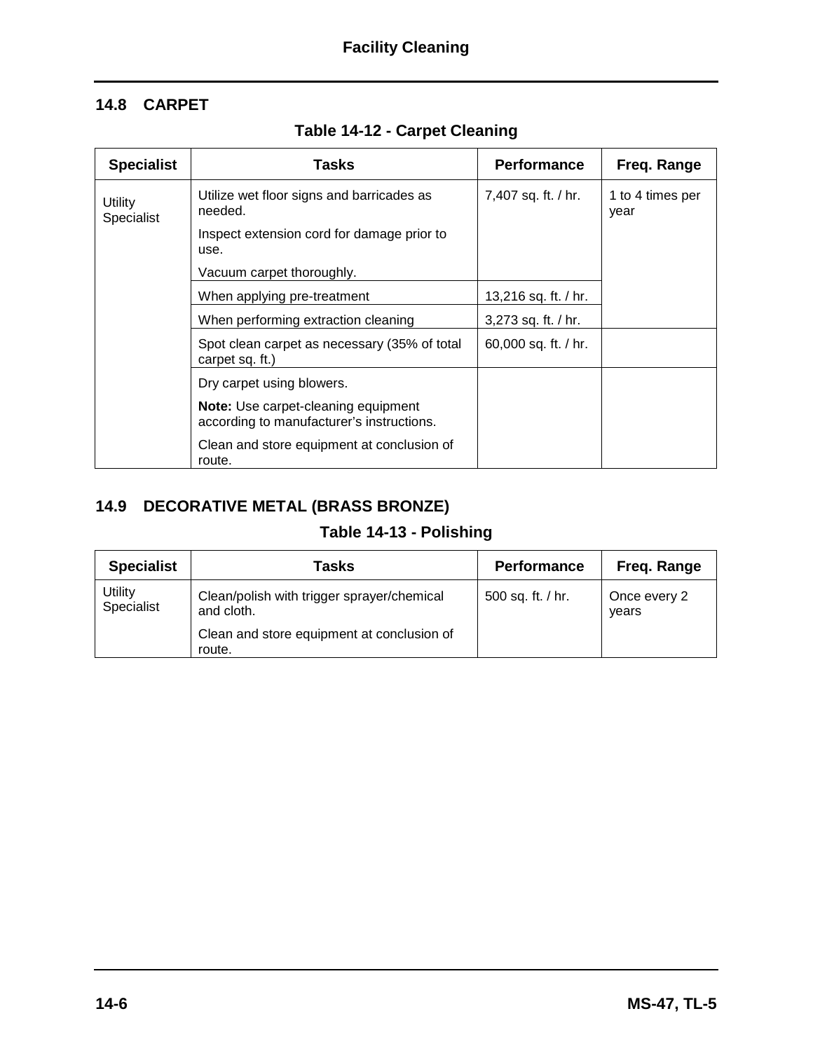## 14.8 CARPET

### Table 14-12 - Carpet Cleaning

| Specialist | Tasks | Performance | Freq. Range |
|---|---|---|---|
| Utility Specialist | Utilize wet floor signs and barricades as needed.<br>Inspect extension cord for damage prior to use.<br>Vacuum carpet thoroughly. | 7,407 sq. ft. / hr. | 1 to 4 times per year |
| | When applying pre-treatment | 13,216 sq. ft. / hr. | |
| | When performing extraction cleaning | 3,273 sq. ft. / hr. | |
| | Spot clean carpet as necessary (35% of total carpet sq. ft.) | 60,000 sq. ft. / hr. | |
| | Dry carpet using blowers.<br>**Note:** Use carpet-cleaning equipment according to manufacturer's instructions.<br>Clean and store equipment at conclusion of route. | | |

## 14.9 DECORATIVE METAL (BRASS BRONZE)

### Table 14-13 - Polishing

| Specialist | Tasks | Performance | Freq. Range |
|---|---|---|---|
| Utility Specialist | Clean/polish with trigger sprayer/chemical and cloth.<br>Clean and store equipment at conclusion of route. | 500 sq. ft. / hr. | Once every 2 years |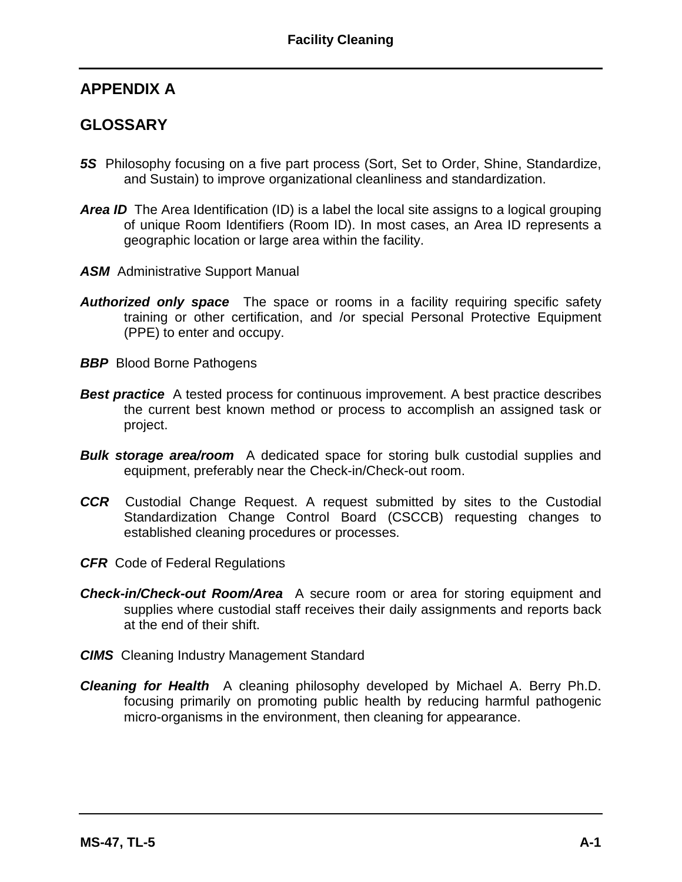## APPENDIX A

## GLOSSARY

***5S*** Philosophy focusing on a five part process (Sort, Set to Order, Shine, Standardize, and Sustain) to improve organizational cleanliness and standardization.

***Area ID*** The Area Identification (ID) is a label the local site assigns to a logical grouping of unique Room Identifiers (Room ID). In most cases, an Area ID represents a geographic location or large area within the facility.

***ASM*** Administrative Support Manual

***Authorized only space*** The space or rooms in a facility requiring specific safety training or other certification, and /or special Personal Protective Equipment (PPE) to enter and occupy.

***BBP*** Blood Borne Pathogens

***Best practice*** A tested process for continuous improvement. A best practice describes the current best known method or process to accomplish an assigned task or project.

***Bulk storage area/room*** A dedicated space for storing bulk custodial supplies and equipment, preferably near the Check-in/Check-out room.

***CCR*** Custodial Change Request. A request submitted by sites to the Custodial Standardization Change Control Board (CSCCB) requesting changes to established cleaning procedures or processes.

***CFR*** Code of Federal Regulations

***Check-in/Check-out Room/Area*** A secure room or area for storing equipment and supplies where custodial staff receives their daily assignments and reports back at the end of their shift.

***CIMS*** Cleaning Industry Management Standard

***Cleaning for Health*** A cleaning philosophy developed by Michael A. Berry Ph.D. focusing primarily on promoting public health by reducing harmful pathogenic micro-organisms in the environment, then cleaning for appearance.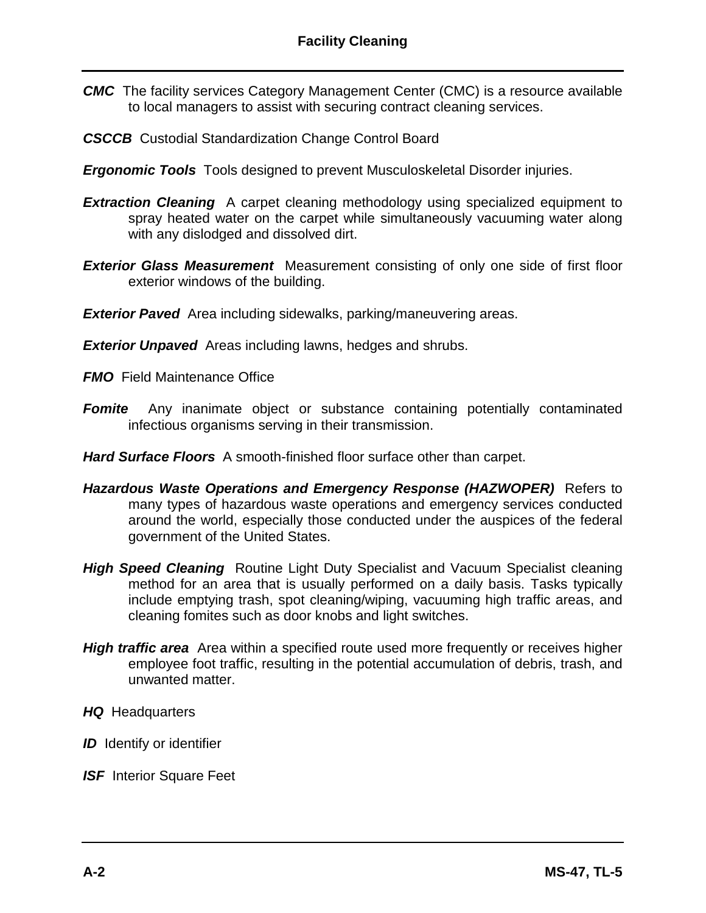***CMC*** The facility services Category Management Center (CMC) is a resource available to local managers to assist with securing contract cleaning services.

***CSCCB*** Custodial Standardization Change Control Board

***Ergonomic Tools*** Tools designed to prevent Musculoskeletal Disorder injuries.

***Extraction Cleaning*** A carpet cleaning methodology using specialized equipment to spray heated water on the carpet while simultaneously vacuuming water along with any dislodged and dissolved dirt.

***Exterior Glass Measurement*** Measurement consisting of only one side of first floor exterior windows of the building.

***Exterior Paved*** Area including sidewalks, parking/maneuvering areas.

***Exterior Unpaved*** Areas including lawns, hedges and shrubs.

***FMO*** Field Maintenance Office

***Fomite*** Any inanimate object or substance containing potentially contaminated infectious organisms serving in their transmission.

***Hard Surface Floors*** A smooth-finished floor surface other than carpet.

***Hazardous Waste Operations and Emergency Response (HAZWOPER)*** Refers to many types of hazardous waste operations and emergency services conducted around the world, especially those conducted under the auspices of the federal government of the United States.

***High Speed Cleaning*** Routine Light Duty Specialist and Vacuum Specialist cleaning method for an area that is usually performed on a daily basis. Tasks typically include emptying trash, spot cleaning/wiping, vacuuming high traffic areas, and cleaning fomites such as door knobs and light switches.

***High traffic area*** Area within a specified route used more frequently or receives higher employee foot traffic, resulting in the potential accumulation of debris, trash, and unwanted matter.

***HQ*** Headquarters

***ID*** Identify or identifier

***ISF*** Interior Square Feet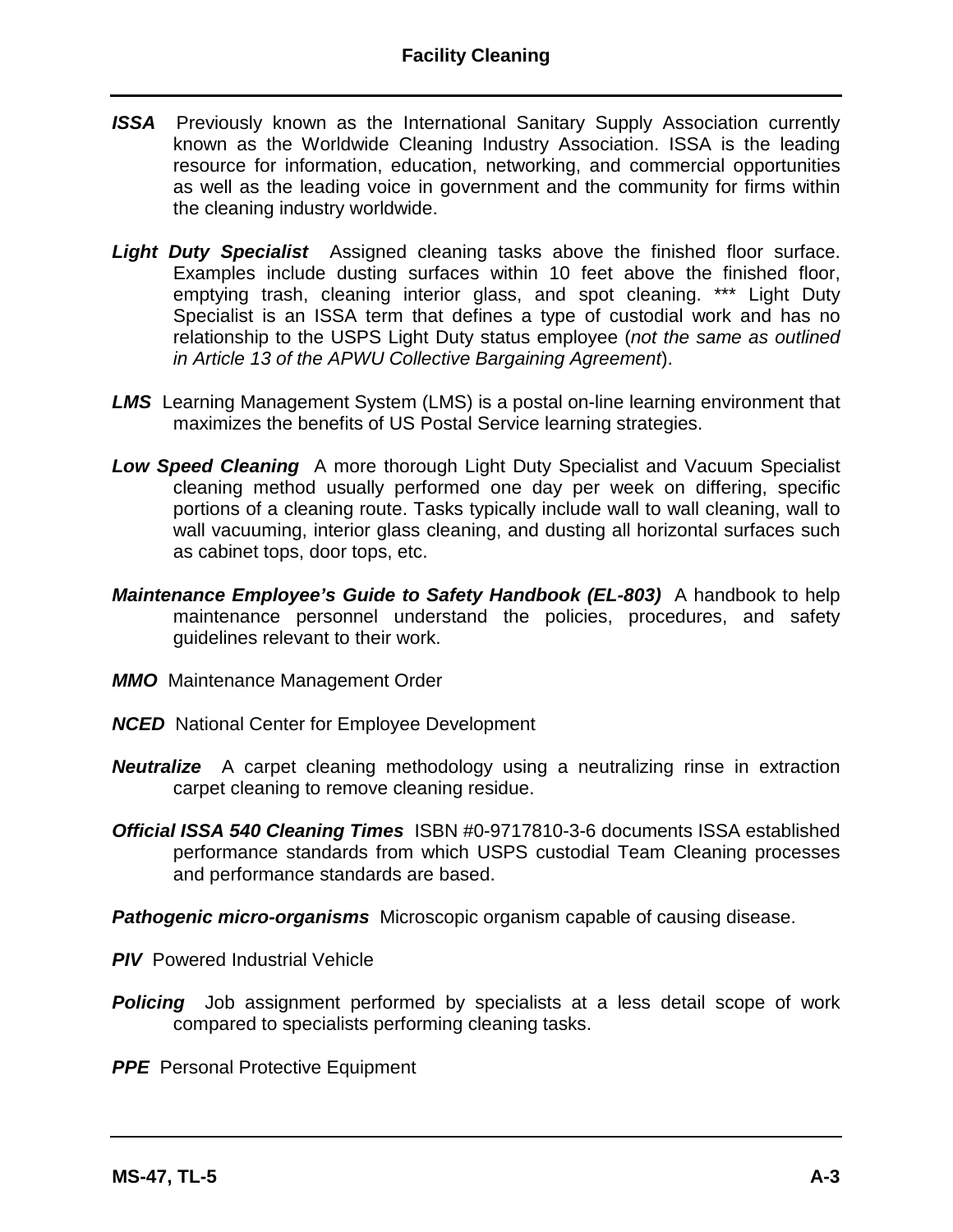***ISSA*** Previously known as the International Sanitary Supply Association currently known as the Worldwide Cleaning Industry Association. ISSA is the leading resource for information, education, networking, and commercial opportunities as well as the leading voice in government and the community for firms within the cleaning industry worldwide.

***Light Duty Specialist*** Assigned cleaning tasks above the finished floor surface. Examples include dusting surfaces within 10 feet above the finished floor, emptying trash, cleaning interior glass, and spot cleaning. *** Light Duty Specialist is an ISSA term that defines a type of custodial work and has no relationship to the USPS Light Duty status employee (*not the same as outlined in Article 13 of the APWU Collective Bargaining Agreement*).

***LMS*** Learning Management System (LMS) is a postal on-line learning environment that maximizes the benefits of US Postal Service learning strategies.

***Low Speed Cleaning*** A more thorough Light Duty Specialist and Vacuum Specialist cleaning method usually performed one day per week on differing, specific portions of a cleaning route. Tasks typically include wall to wall cleaning, wall to wall vacuuming, interior glass cleaning, and dusting all horizontal surfaces such as cabinet tops, door tops, etc.

***Maintenance Employee's Guide to Safety Handbook (EL-803)*** A handbook to help maintenance personnel understand the policies, procedures, and safety guidelines relevant to their work.

***MMO*** Maintenance Management Order

***NCED*** National Center for Employee Development

***Neutralize*** A carpet cleaning methodology using a neutralizing rinse in extraction carpet cleaning to remove cleaning residue.

***Official ISSA 540 Cleaning Times*** ISBN #0-9717810-3-6 documents ISSA established performance standards from which USPS custodial Team Cleaning processes and performance standards are based.

***Pathogenic micro-organisms*** Microscopic organism capable of causing disease.

***PIV*** Powered Industrial Vehicle

***Policing*** Job assignment performed by specialists at a less detail scope of work compared to specialists performing cleaning tasks.

***PPE*** Personal Protective Equipment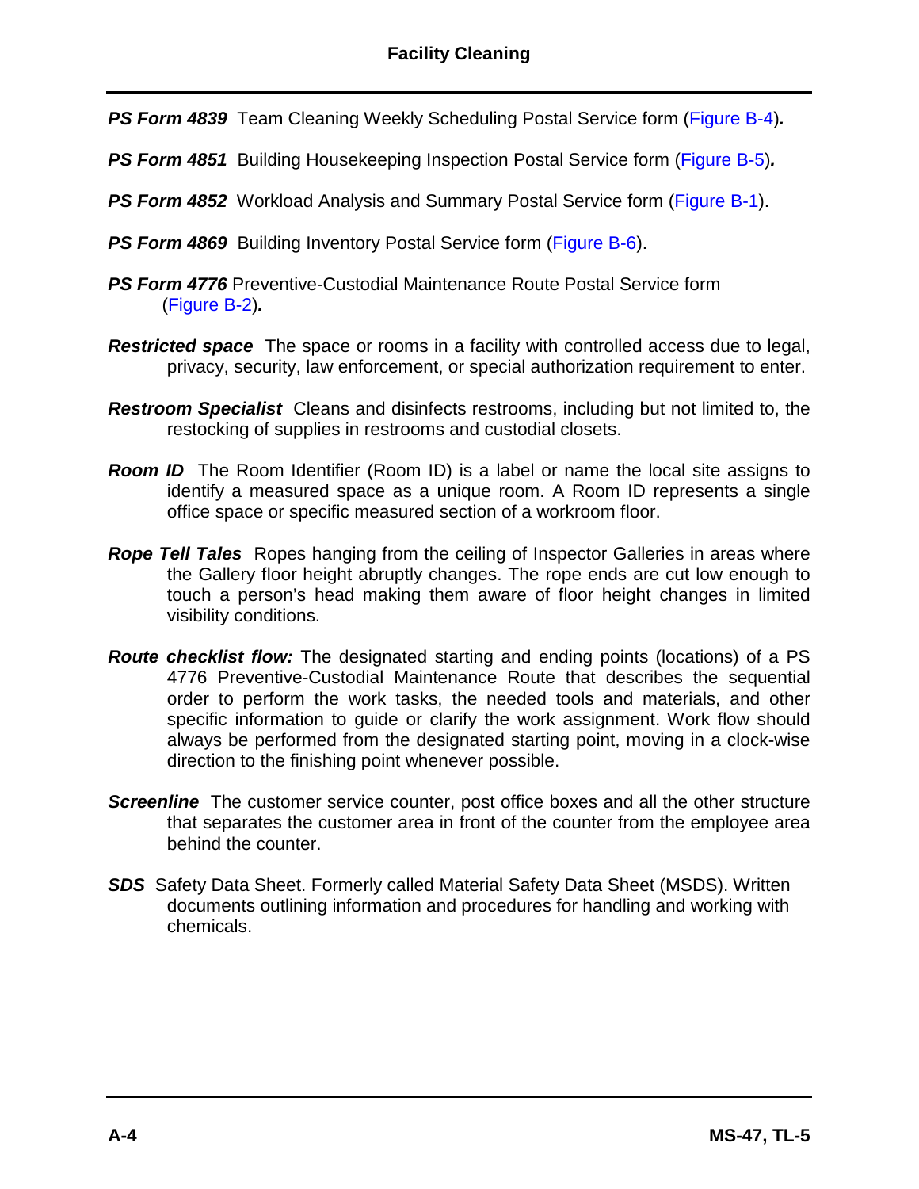***PS Form 4839*** Team Cleaning Weekly Scheduling Postal Service form (Figure B-4)*.*

***PS Form 4851*** Building Housekeeping Inspection Postal Service form (Figure B-5)*.*

***PS Form 4852*** Workload Analysis and Summary Postal Service form (Figure B-1).

***PS Form 4869*** Building Inventory Postal Service form (Figure B-6).

***PS Form 4776*** Preventive-Custodial Maintenance Route Postal Service form (Figure B-2)*.*

***Restricted space*** The space or rooms in a facility with controlled access due to legal, privacy, security, law enforcement, or special authorization requirement to enter.

***Restroom Specialist*** Cleans and disinfects restrooms, including but not limited to, the restocking of supplies in restrooms and custodial closets.

***Room ID*** The Room Identifier (Room ID) is a label or name the local site assigns to identify a measured space as a unique room. A Room ID represents a single office space or specific measured section of a workroom floor.

***Rope Tell Tales*** Ropes hanging from the ceiling of Inspector Galleries in areas where the Gallery floor height abruptly changes. The rope ends are cut low enough to touch a person's head making them aware of floor height changes in limited visibility conditions.

***Route checklist flow:*** The designated starting and ending points (locations) of a PS 4776 Preventive-Custodial Maintenance Route that describes the sequential order to perform the work tasks, the needed tools and materials, and other specific information to guide or clarify the work assignment. Work flow should always be performed from the designated starting point, moving in a clock-wise direction to the finishing point whenever possible.

***Screenline*** The customer service counter, post office boxes and all the other structure that separates the customer area in front of the counter from the employee area behind the counter.

***SDS*** Safety Data Sheet. Formerly called Material Safety Data Sheet (MSDS). Written documents outlining information and procedures for handling and working with chemicals.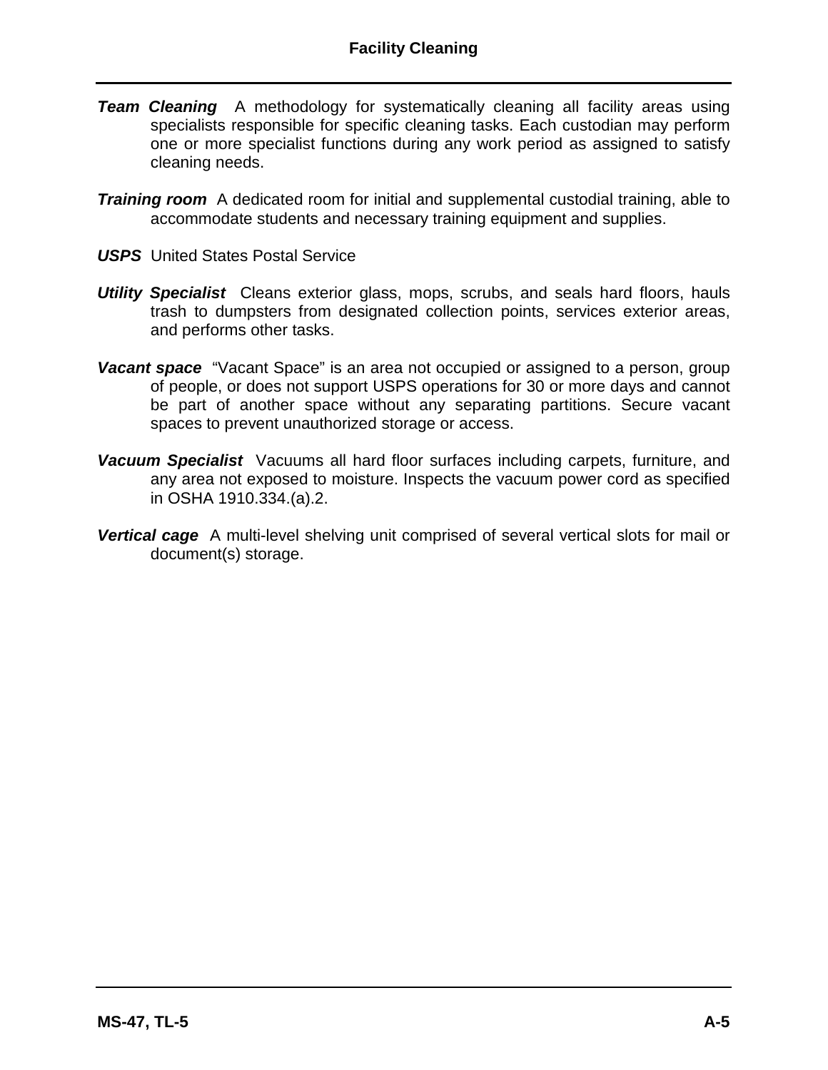***Team Cleaning*** A methodology for systematically cleaning all facility areas using specialists responsible for specific cleaning tasks. Each custodian may perform one or more specialist functions during any work period as assigned to satisfy cleaning needs.

***Training room*** A dedicated room for initial and supplemental custodial training, able to accommodate students and necessary training equipment and supplies.

***USPS*** United States Postal Service

***Utility Specialist*** Cleans exterior glass, mops, scrubs, and seals hard floors, hauls trash to dumpsters from designated collection points, services exterior areas, and performs other tasks.

***Vacant space*** "Vacant Space" is an area not occupied or assigned to a person, group of people, or does not support USPS operations for 30 or more days and cannot be part of another space without any separating partitions. Secure vacant spaces to prevent unauthorized storage or access.

***Vacuum Specialist*** Vacuums all hard floor surfaces including carpets, furniture, and any area not exposed to moisture. Inspects the vacuum power cord as specified in OSHA 1910.334.(a).2.

***Vertical cage*** A multi-level shelving unit comprised of several vertical slots for mail or document(s) storage.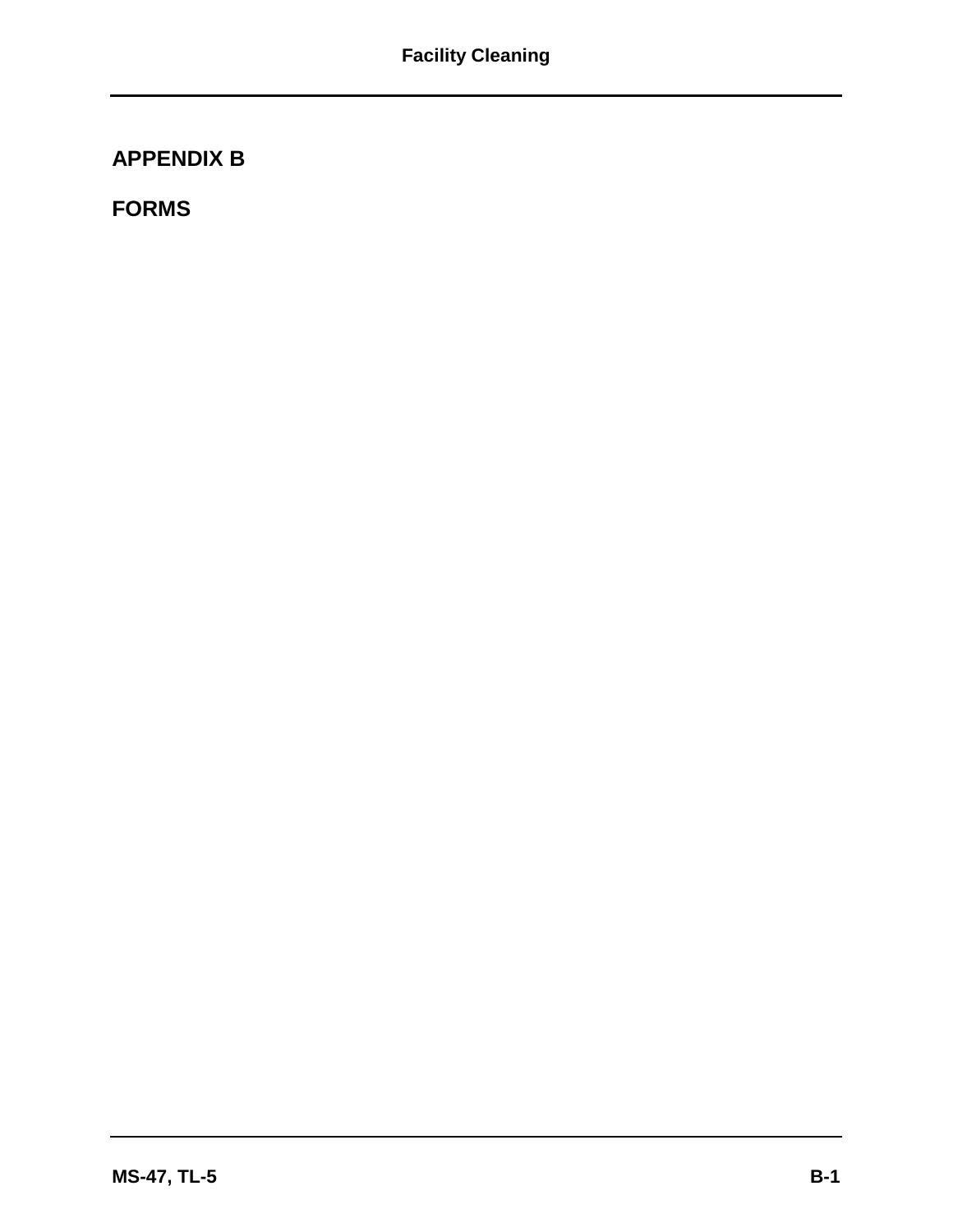# APPENDIX B

# FORMS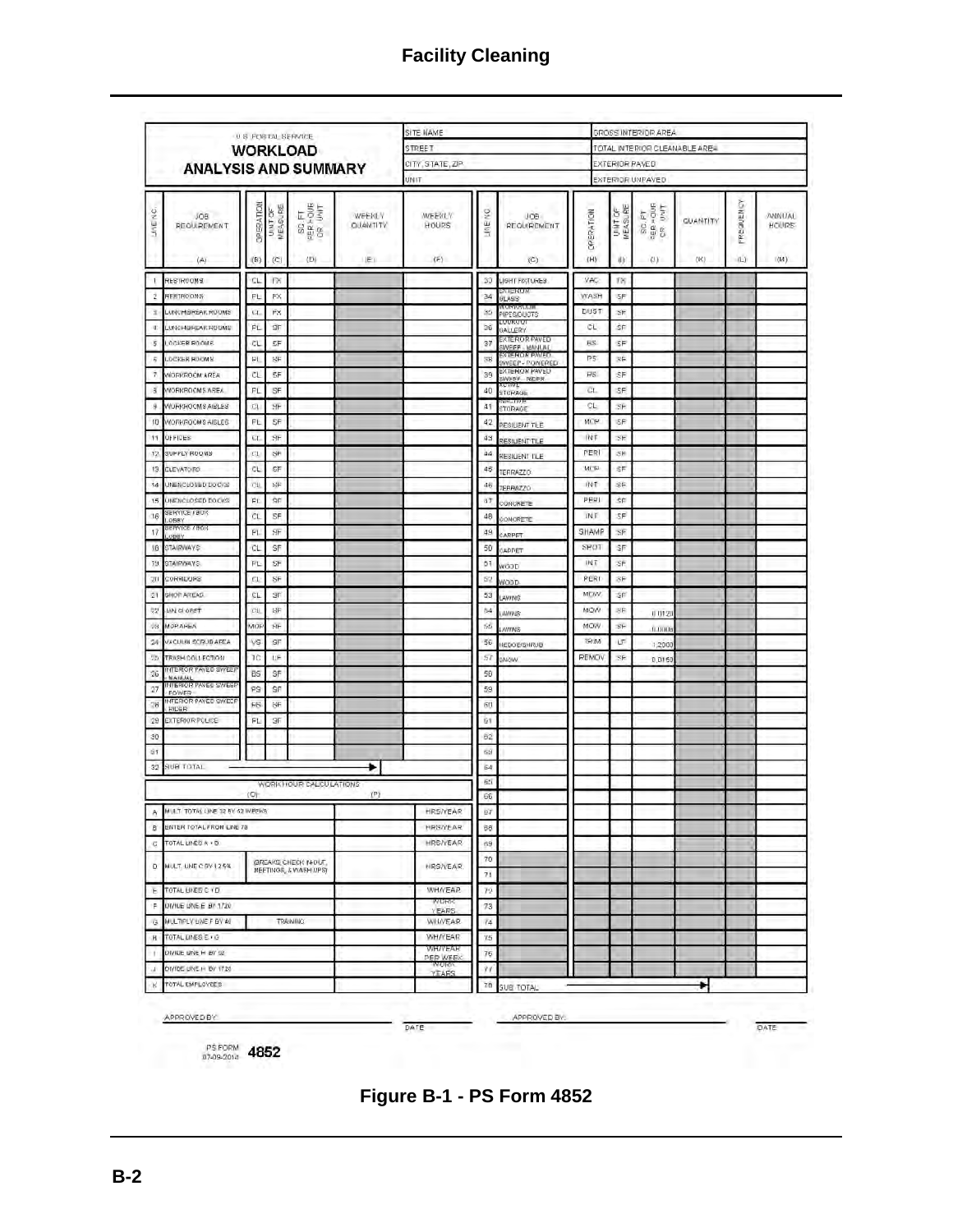# Facility Cleaning

| U.S. POSTAL SERVICE **WORKLOAD ANALYSIS AND SUMMARY** | SITE NAME | GROSS INTERIOR AREA |
|---|---|---|
| | STREET | TOTAL INTERIOR CLEANABLE AREA |
| | CITY, STATE, ZIP | EXTERIOR PAVED |
| | UNIT | EXTERIOR UNPAVED |

| LINE NO. | JOB REQUIREMENT (A) | OPERATION (B) | UNIT OF MEASURE (C) | SQ FT PER HOUR OR UNIT (D) | WEEKLY QUANTITY (E) | WEEKLY HOURS (F) | LINE NO. | JOB REQUIREMENT (C) | OPERATION (H) | UNIT OF MEASURE (I) | SQ FT PER HOUR OR UNIT (J) | QUANTITY (K) | FREQUENCY (L) | ANNUAL HOURS (M) |
|---|---|---|---|---|---|---|---|---|---|---|---|---|---|---|
| 1 | RESTROOMS | CL | FX | | | | 33 | LIGHT FIXTURES | VAC | FX | | | | |
| 2 | RESTROOMS | PL | FX | | | | 34 | EXTERIOR GLASS | WASH | SF | | | | |
| 3 | LUNCH/BREAK ROOMS | CL | FX | | | | 35 | WORKROOM PIPES/DUCTS | DUST | SF | | | | |
| 4 | LUNCH/BREAK ROOMS | PL | SF | | | | 36 | LOOKOUT GALLERY | CL | SF | | | | |
| 5 | LOCKER ROOMS | CL | SF | | | | 37 | EXTERIOR PAVED SWEEP - MANUAL | BS | SF | | | | |
| 6 | LOCKER ROOMS | PL | SF | | | | 38 | EXTERIOR PAVED SWEEP - POWERED | PS | SF | | | | |
| 7 | WORKROOM AREA | CL | SF | | | | 39 | EXTERIOR PAVED SWEEP - RIDER | RS | SF | | | | |
| 8 | WORKROOMS AREA | PL | SF | | | | 40 | ACTIVE STORAGE | CL | SF | | | | |
| 9 | WORKROOMS AISLES | CL | SF | | | | 41 | INACTIVE STORAGE | CL | SF | | | | |
| 10 | WORKROOMS AISLES | PL | SF | | | | 42 | RESILIENT TILE | MOP | SF | | | | |
| 11 | OFFICES | CL | SF | | | | 43 | RESILIENT TILE | INT | SF | | | | |
| 12 | SUPPLY ROOMS | CL | SF | | | | 44 | RESILIENT TILE | PERI | SF | | | | |
| 13 | ELEVATORS | CL | SF | | | | 45 | TERRAZZO | MOP | SF | | | | |
| 14 | UNENCLOSED DOCKS | CL | SF | | | | 46 | TERRAZZO | INT | SF | | | | |
| 15 | UNENCLOSED DOCKS | PL | SF | | | | 47 | CONCRETE | PERI | SF | | | | |
| 16 | SERVICE / BOX LOBBY | CL | SF | | | | 48 | CONCRETE | INT | SF | | | | |
| 17 | SERVICE / BOX LOBBY | PL | SF | | | | 49 | CARPET | SHAMP | SF | | | | |
| 18 | STAIRWAYS | CL | SF | | | | 50 | CARPET | SPOT | SF | | | | |
| 19 | STAIRWAYS | PL | SF | | | | 51 | WOOD | INT | SF | | | | |
| 20 | CORRIDORS | CL | SF | | | | 52 | WOOD | PERI | SF | | | | |
| 21 | SHOP AREAS | CL | SF | | | | 53 | LAWNS | MOW | SF | | | | |
| 22 | JAN CLOSET | CL | SF | | | | 54 | LAWNS | MOW | SF | 0.0120 | | | |
| 23 | MOP AREA | MOP | SF | | | | 55 | LAWNS | MOW | SF | 0.0006 | | | |
| 24 | VACUUM SCRUB AREA | VS | SF | | | | 56 | HEDGE/SHRUB | TRIM | LF | 1.2000 | | | |
| 25 | TRASH COLLECTION | TC | LF | | | | 57 | SNOW | REMOV | SF | 0.0150 | | | |
| 26 | INTERIOR PAVED SWEEP - MANUAL | BS | SF | | | | 58 | | | | | | | |
| 27 | INTERIOR PAVED SWEEP - POWER | PS | SF | | | | 59 | | | | | | | |
| 28 | INTERIOR PAVED SWEEP - RIDER | RS | SF | | | | 60 | | | | | | | |
| 29 | EXTERIOR POLICE | PL | SF | | | | 61 | | | | | | | |
| 30 | | | | | | | 62 | | | | | | | |
| 31 | | | | | | | 63 | | | | | | | |
| 32 | SUB TOTAL | | | | → | | 64 | | | | | | | |
| | | | | | | | 65 | | | | | | | |
| | | | | | | | 66 | | | | | | | |
| | | | | | | | 67 | | | | | | | |
| | | | | | | | 68 | | | | | | | |
| | | | | | | | 69 | | | | | | | |
| | | | | | | | 70 | | | | | | | |
| | | | | | | | 71 | | | | | | | |
| | | | | | | | 72 | | | | | | | |
| | | | | | | | 73 | | | | | | | |
| | | | | | | | 74 | | | | | | | |
| | | | | | | | 75 | | | | | | | |
| | | | | | | | 76 | | | | | | | |
| | | | | | | | 77 | | | | | | | |
| | | | | | | | 78 | SUB TOTAL | → | | | | | |

| WORKHOUR CALCULATIONS (O) | | (P) | |
|---|---|---|---|
| A | MULT. TOTAL LINE 32 BY 52 WEEKS | | HRS/YEAR |
| B | ENTER TOTAL FROM LINE 78 | | HRS/YEAR |
| C | TOTAL LINES A + B | | HRS/YEAR |
| D | MULT. LINE C BY 12.5% (BREAKS, CHECK IN/OUT, MEETINGS, & WASH UPS) | | HRS/YEAR |
| E | TOTAL LINES C + D | | WH/YEAR |
| F | DIVIDE LINE E BY 1720 | | WORK YEARS |
| G | MULTIPLY LINE F BY 40 (TRAINING) | | WH/YEAR |
| H | TOTAL LINES E + G | | WH/YEAR |
| I | DIVIDE LINE H BY 52 | | WH/YEAR PER WEEK |
| J | DIVIDE LINE H BY 1720 | | WORK YEARS |
| K | TOTAL EMPLOYEES | | |

APPROVED BY: ____________ DATE ____________ APPROVED BY: ____________ DATE ____________

PS FORM **4852** 07-09-2014

**Figure B-1 - PS Form 4852**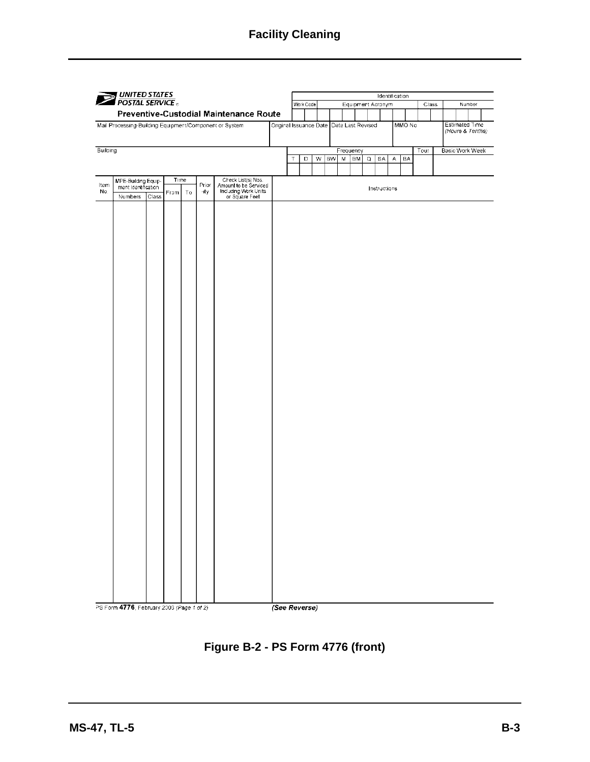**UNITED STATES POSTAL SERVICE**

**Preventive-Custodial Maintenance Route**

| Identification | | | | |
|---|---|---|---|---|
| Work Code | Equipment Acronym | | Class | Number |

| Mail Processing-Building Equipment/Component or System | Original Issuance Date | Date Last Revised | MMO No | Estimated Time *(Hours & Tenths)* |
|---|---|---|---|---|
| | | | | |

| Building | Frequency | | | | | | | | | | Tour | Basic Work Week |
|---|---|---|---|---|---|---|---|---|---|---|---|---|
| | T | D | W | BW | M | BM | Q | SA | A | BA | | |

| Item No | MPE-Building Equipment Identification | | Time | | Priority | Check List(s) Nos. Amount to be Serviced Including Work Units or Square Feet | Instructions |
|---|---|---|---|---|---|---|---|
| | Numbers | Class | From | To | | | |
| | | | | | | | |

PS Form **4776**, February 2003 *(Page 1 of 2)* *(See Reverse)*

**Figure B-2 - PS Form 4776 (front)**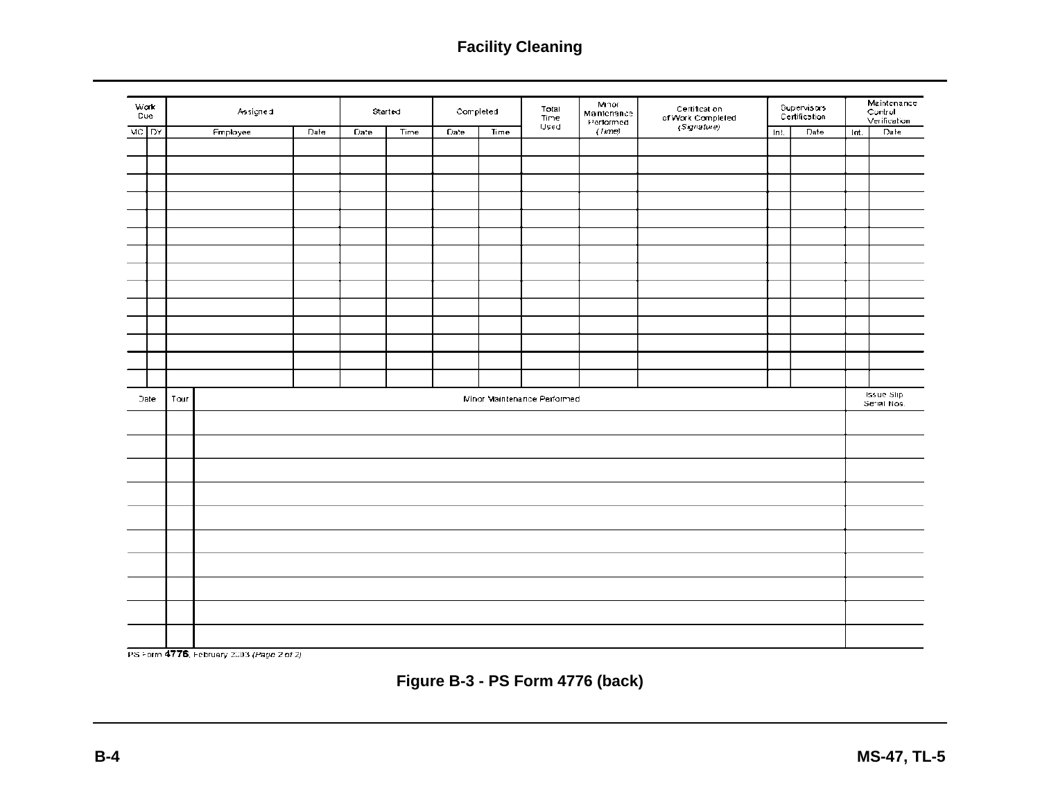| Work Due | | Assigned | | Started | | Completed | | Total Time Used | Minor Maintenance Performed (Time) | Certification of Work Completed (Signature) | Supervisors Certification | | Maintenance Control Verification | |
|---|---|---|---|---|---|---|---|---|---|---|---|---|---|---|
| MO | DY | Employee | Date | Date | Time | Date | Time | | | | Init. | Date | Init. | Date |
| | | | | | | | | | | | | | | |
| | | | | | | | | | | | | | | |
| | | | | | | | | | | | | | | |
| | | | | | | | | | | | | | | |
| | | | | | | | | | | | | | | |
| | | | | | | | | | | | | | | |
| | | | | | | | | | | | | | | |
| | | | | | | | | | | | | | | |
| | | | | | | | | | | | | | | |
| | | | | | | | | | | | | | | |
| | | | | | | | | | | | | | | |
| | | | | | | | | | | | | | | |
| | | | | | | | | | | | | | | |
| | | | | | | | | | | | | | | |

| Date | Tour | Minor Maintenance Performed | Issue Slip Serial Nos. |
|---|---|---|---|
| | | | |
| | | | |
| | | | |
| | | | |
| | | | |
| | | | |
| | | | |
| | | | |
| | | | |
| | | | |

PS Form **4776**, February 2003 *(Page 2 of 2)*

**Figure B-3 - PS Form 4776 (back)**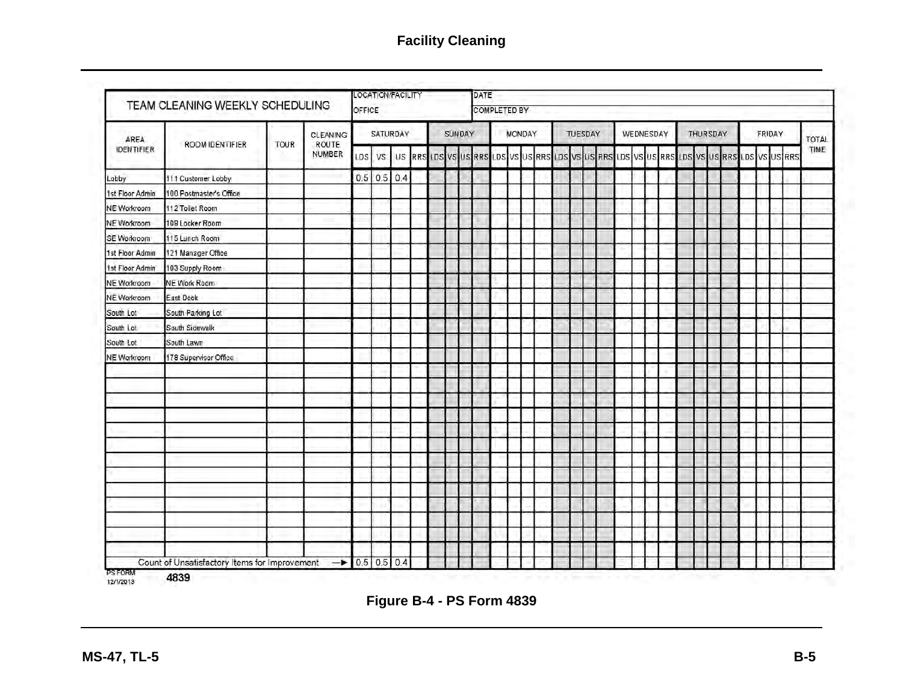## Facility Cleaning

| TEAM CLEANING WEEKLY SCHEDULING | | | | LOCATION/FACILITY | | | | | | | | DATE | | | | | | | | | | | | | | | | | | | | | |
|---|---|---|---|---|---|---|---|---|---|---|---|---|---|---|---|---|---|---|---|---|---|---|---|---|---|---|---|---|---|---|---|---|
| | | | | OFFICE | | | | | | | | COMPLETED BY | | | | | | | | | | | | | | | | | | | | |
| AREA IDENTIFIER | ROOM IDENTIFIER | TOUR | CLEANING ROUTE NUMBER | SATURDAY | | | | SUNDAY | | | | MONDAY | | | | TUESDAY | | | | WEDNESDAY | | | | THURSDAY | | | | FRIDAY | | | | TOTAL TIME |
| | | | | LDS | VS | US | RRS | LDS | VS | US | RRS | LDS | VS | US | RRS | LDS | VS | US | RRS | LDS | VS | US | RRS | LDS | VS | US | RRS | LDS | VS | US | RRS | |
| Lobby | 111 Customer Lobby | | | 0.5 | 0.5 | 0.4 | | | | | | | | | | | | | | | | | | | | | | | | | | |
| 1st Floor Admin | 100 Postmaster's Office | | | | | | | | | | | | | | | | | | | | | | | | | | | | | | | |
| NE Workroom | 112 Toilet Room | | | | | | | | | | | | | | | | | | | | | | | | | | | | | | | |
| NE Workroom | 109 Locker Room | | | | | | | | | | | | | | | | | | | | | | | | | | | | | | | |
| SE Workroom | 115 Lunch Room | | | | | | | | | | | | | | | | | | | | | | | | | | | | | | | |
| 1st Floor Admin | 121 Manager Office | | | | | | | | | | | | | | | | | | | | | | | | | | | | | | | |
| 1st Floor Admin | 103 Supply Room | | | | | | | | | | | | | | | | | | | | | | | | | | | | | | | |
| NE Workroom | NE Work Room | | | | | | | | | | | | | | | | | | | | | | | | | | | | | | | |
| NE Workroom | East Dock | | | | | | | | | | | | | | | | | | | | | | | | | | | | | | | |
| South Lot | South Parking Lot | | | | | | | | | | | | | | | | | | | | | | | | | | | | | | | |
| South Lot | South Sidewalk | | | | | | | | | | | | | | | | | | | | | | | | | | | | | | | |
| South Lot | South Lawn | | | | | | | | | | | | | | | | | | | | | | | | | | | | | | | |
| NE Workroom | 178 Supervisor Office | | | | | | | | | | | | | | | | | | | | | | | | | | | | | | | |
| Count of Unsatisfactory Items for Improvement → | | | | 0.5 | 0.5 | 0.4 | | | | | | | | | | | | | | | | | | | | | | | | | | |

PS FORM 4839
12/1/2013

Figure B-4 - PS Form 4839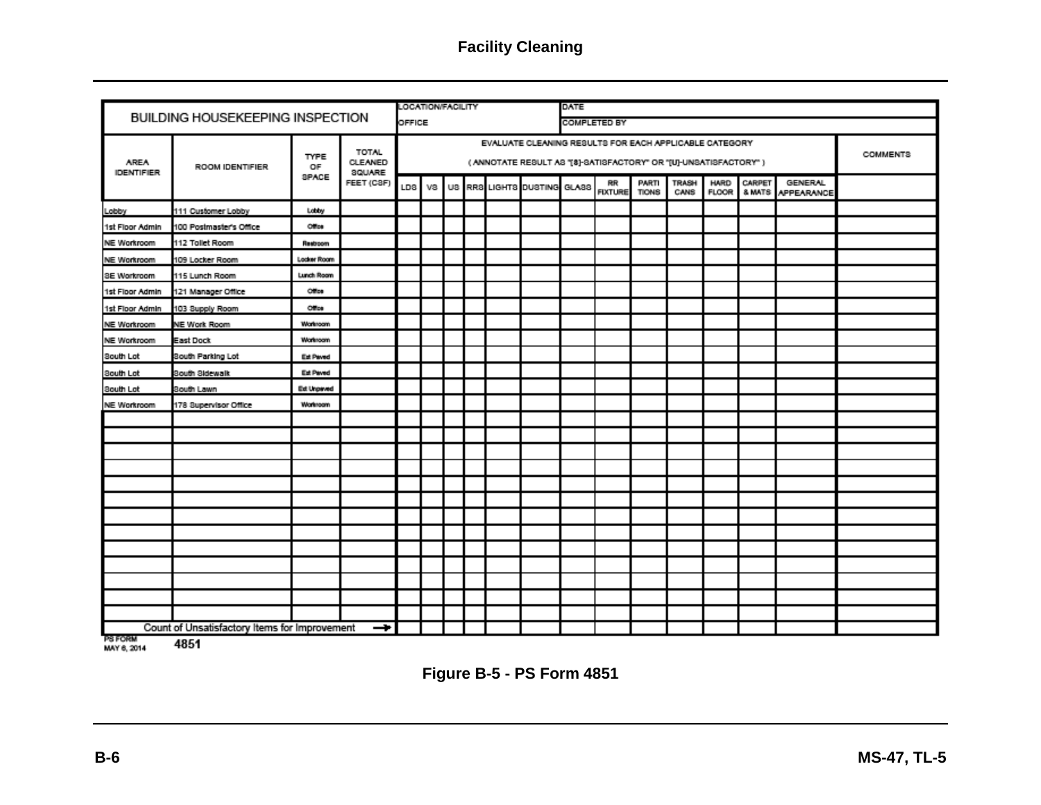**BUILDING HOUSEKEEPING INSPECTION**

LOCATION/FACILITY | DATE
OFFICE | COMPLETED BY

| AREA IDENTIFIER | ROOM IDENTIFIER | TYPE OF SPACE | TOTAL CLEANED SQUARE FEET (CSF) | EVALUATE CLEANING RESULTS FOR EACH APPLICABLE CATEGORY (ANNOTATE RESULT AS "[S]-SATISFACTORY" OR "[U]-UNSATISFACTORY") | | | | | | | | | | | | | | COMMENTS |
|---|---|---|---|---|---|---|---|---|---|---|---|---|---|---|---|---|---|---|
| | | | | LDS | VS | US | RRS | LIGHTS | DUSTING | GLASS | RR FIXTURE | PARTI TIONS | TRASH CANS | HARD FLOOR | CARPET & MATS | GENERAL APPEARANCE | | |
| Lobby | 111 Customer Lobby | Lobby | | | | | | | | | | | | | | | | |
| 1st Floor Admin | 100 Postmaster's Office | Office | | | | | | | | | | | | | | | | |
| NE Workroom | 112 Toilet Room | Restroom | | | | | | | | | | | | | | | | |
| NE Workroom | 109 Locker Room | Locker Room | | | | | | | | | | | | | | | | |
| SE Workroom | 115 Lunch Room | Lunch Room | | | | | | | | | | | | | | | | |
| 1st Floor Admin | 121 Manager Office | Office | | | | | | | | | | | | | | | | |
| 1st Floor Admin | 103 Supply Room | Office | | | | | | | | | | | | | | | | |
| NE Workroom | NE Work Room | Workroom | | | | | | | | | | | | | | | | |
| NE Workroom | East Dock | Workroom | | | | | | | | | | | | | | | | |
| South Lot | South Parking Lot | Ext Paved | | | | | | | | | | | | | | | | |
| South Lot | South Sidewalk | Ext Paved | | | | | | | | | | | | | | | | |
| South Lot | South Lawn | Ext Unpaved | | | | | | | | | | | | | | | | |
| NE Workroom | 178 Supervisor Office | Workroom | | | | | | | | | | | | | | | | |
| | | | | | | | | | | | | | | | | | | |
| | | | | | | | | | | | | | | | | | | |
| | | | | | | | | | | | | | | | | | | |
| | | | | | | | | | | | | | | | | | | |
| | | | | | | | | | | | | | | | | | | |
| | | | | | | | | | | | | | | | | | | |
| | | | | | | | | | | | | | | | | | | |
| | | | | | | | | | | | | | | | | | | |
| | | | | | | | | | | | | | | | | | | |
| | | | | | | | | | | | | | | | | | | |
| | | | | | | | | | | | | | | | | | | |
| | | | | | | | | | | | | | | | | | | |
| | | | | | | | | | | | | | | | | | | |
| Count of Unsatisfactory Items for Improvement → | | | | | | | | | | | | | | | | | | |

PS FORM 4851
MAY 6, 2014

**Figure B-5 - PS Form 4851**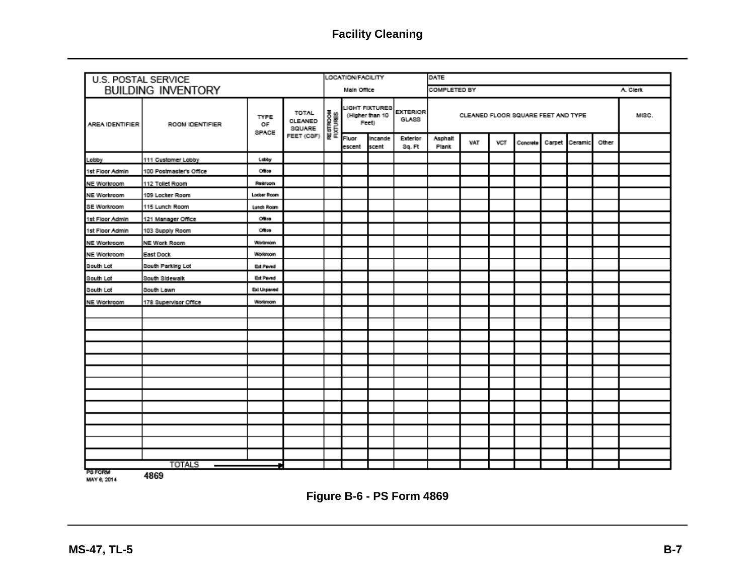U.S. POSTAL SERVICE
BUILDING INVENTORY

| AREA IDENTIFIER | ROOM IDENTIFIER | TYPE OF SPACE | TOTAL CLEANED SQUARE FEET (CSF) | RESTROOM FIXTURES | LIGHT FIXTURES (Higher than 10 Feet) | | EXTERIOR GLASS | CLEANED FLOOR SQUARE FEET AND TYPE | | | | | | | MISC. |
|---|---|---|---|---|---|---|---|---|---|---|---|---|---|---|---|
| | | | | | Fluorescent | Incandescent | Exterior Sq. Ft | Asphalt Plank | VAT | VCT | Concrete | Carpet | Ceramic | Other | |
| Lobby | 111 Customer Lobby | Lobby | | | | | | | | | | | | | |
| 1st Floor Admin | 100 Postmaster's Office | Office | | | | | | | | | | | | | |
| NE Workroom | 112 Toilet Room | Restroom | | | | | | | | | | | | | |
| NE Workroom | 109 Locker Room | Locker Room | | | | | | | | | | | | | |
| SE Workroom | 115 Lunch Room | Lunch Room | | | | | | | | | | | | | |
| 1st Floor Admin | 121 Manager Office | Office | | | | | | | | | | | | | |
| 1st Floor Admin | 103 Supply Room | Office | | | | | | | | | | | | | |
| NE Workroom | NE Work Room | Workroom | | | | | | | | | | | | | |
| NE Workroom | East Dock | Workroom | | | | | | | | | | | | | |
| South Lot | South Parking Lot | Ext Paved | | | | | | | | | | | | | |
| South Lot | South Sidewalk | Ext Paved | | | | | | | | | | | | | |
| South Lot | South Lawn | Ext Unpaved | | | | | | | | | | | | | |
| NE Workroom | 178 Supervisor Office | Workroom | | | | | | | | | | | | | |
| | | | | | | | | | | | | | | | |
| | | | | | | | | | | | | | | | |
| | | | | | | | | | | | | | | | |
| | | | | | | | | | | | | | | | |
| | | | | | | | | | | | | | | | |
| | | | | | | | | | | | | | | | |
| | | | | | | | | | | | | | | | |
| | | | | | | | | | | | | | | | |
| | | | | | | | | | | | | | | | |
| | | | | | | | | | | | | | | | |
| | | | | | | | | | | | | | | | |
| | | | | | | | | | | | | | | | |
| | | | | | | | | | | | | | | | |
| TOTALS → | | | | | | | | | | | | | | | |

LOCATION/FACILITY: Main Office
DATE:
COMPLETED BY: A. Clerk

PS FORM 4869
MAY 6, 2014

**Figure B-6 - PS Form 4869**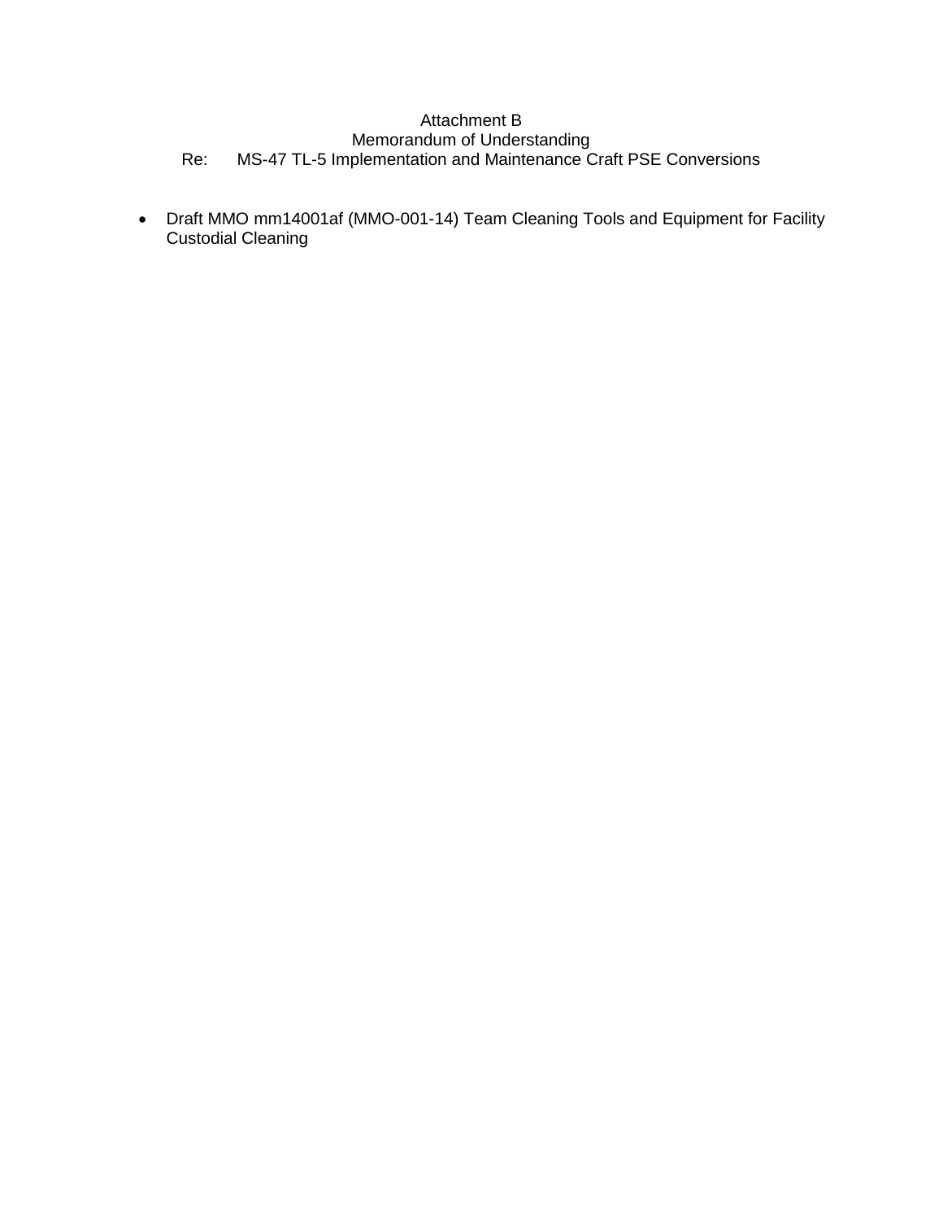Attachment B
Memorandum of Understanding
Re: MS-47 TL-5 Implementation and Maintenance Craft PSE Conversions

- Draft MMO mm14001af (MMO-001-14) Team Cleaning Tools and Equipment for Facility Custodial Cleaning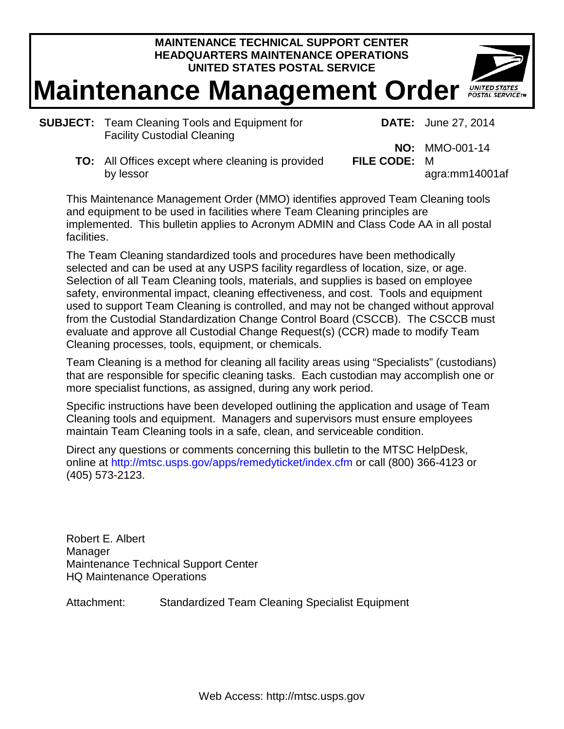**MAINTENANCE TECHNICAL SUPPORT CENTER**
**HEADQUARTERS MAINTENANCE OPERATIONS**
**UNITED STATES POSTAL SERVICE**

# Maintenance Management Order

**SUBJECT:** Team Cleaning Tools and Equipment for Facility Custodial Cleaning

**DATE:** June 27, 2014

**NO:** MMO-001-14

**TO:** All Offices except where cleaning is provided by lessor

**FILE CODE:** M

agra:mm14001af

This Maintenance Management Order (MMO) identifies approved Team Cleaning tools and equipment to be used in facilities where Team Cleaning principles are implemented. This bulletin applies to Acronym ADMIN and Class Code AA in all postal facilities.

The Team Cleaning standardized tools and procedures have been methodically selected and can be used at any USPS facility regardless of location, size, or age. Selection of all Team Cleaning tools, materials, and supplies is based on employee safety, environmental impact, cleaning effectiveness, and cost. Tools and equipment used to support Team Cleaning is controlled, and may not be changed without approval from the Custodial Standardization Change Control Board (CSCCB). The CSCCB must evaluate and approve all Custodial Change Request(s) (CCR) made to modify Team Cleaning processes, tools, equipment, or chemicals.

Team Cleaning is a method for cleaning all facility areas using "Specialists" (custodians) that are responsible for specific cleaning tasks. Each custodian may accomplish one or more specialist functions, as assigned, during any work period.

Specific instructions have been developed outlining the application and usage of Team Cleaning tools and equipment. Managers and supervisors must ensure employees maintain Team Cleaning tools in a safe, clean, and serviceable condition.

Direct any questions or comments concerning this bulletin to the MTSC HelpDesk, online at http://mtsc.usps.gov/apps/remedyticket/index.cfm or call (800) 366-4123 or (405) 573-2123.

Robert E. Albert
Manager
Maintenance Technical Support Center
HQ Maintenance Operations

Attachment: Standardized Team Cleaning Specialist Equipment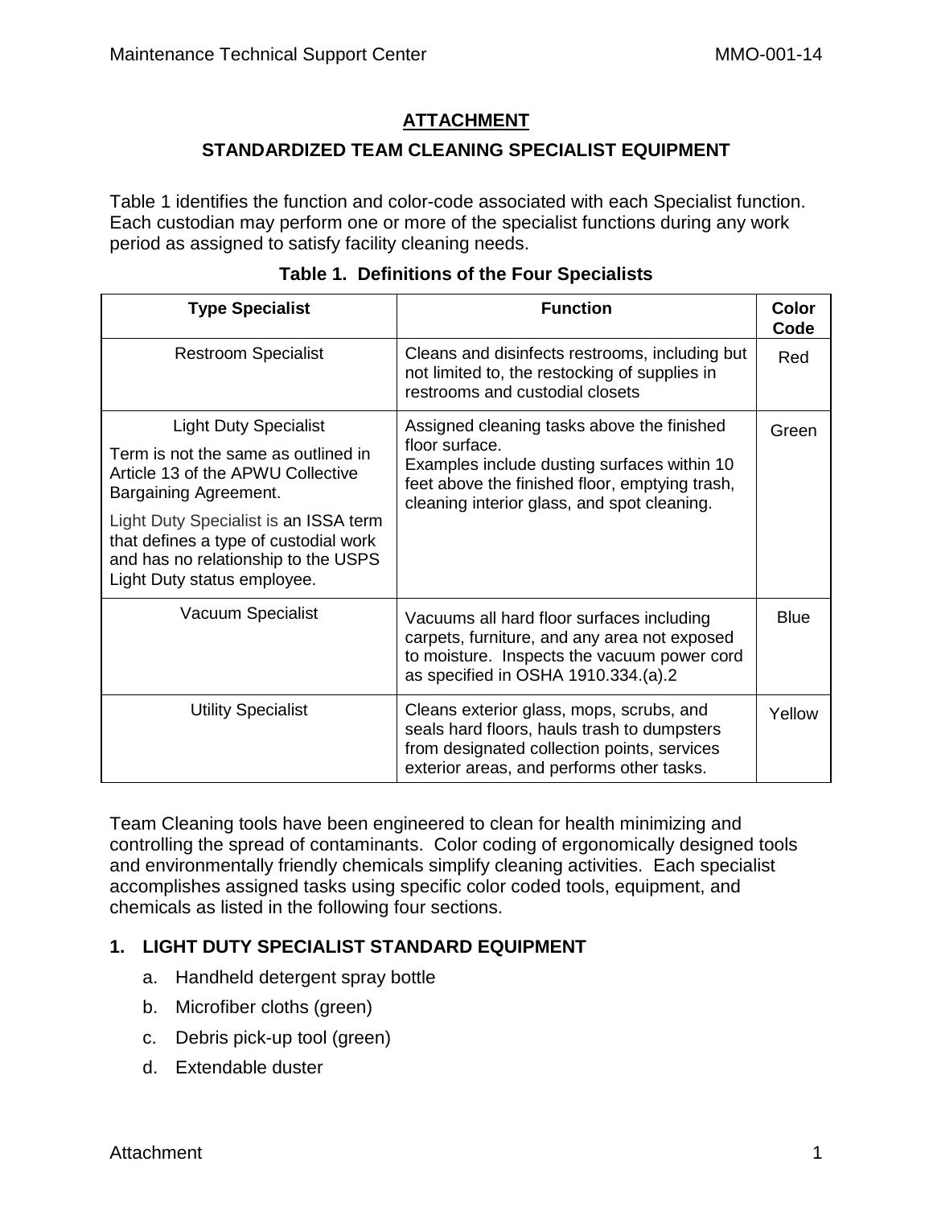## ATTACHMENT

### STANDARDIZED TEAM CLEANING SPECIALIST EQUIPMENT

Table 1 identifies the function and color-code associated with each Specialist function. Each custodian may perform one or more of the specialist functions during any work period as assigned to satisfy facility cleaning needs.

**Table 1. Definitions of the Four Specialists**

| Type Specialist | Function | Color Code |
|---|---|---|
| Restroom Specialist | Cleans and disinfects restrooms, including but not limited to, the restocking of supplies in restrooms and custodial closets | Red |
| Light Duty Specialist<br>Term is not the same as outlined in Article 13 of the APWU Collective Bargaining Agreement.<br>Light Duty Specialist is an ISSA term that defines a type of custodial work and has no relationship to the USPS Light Duty status employee. | Assigned cleaning tasks above the finished floor surface.<br>Examples include dusting surfaces within 10 feet above the finished floor, emptying trash, cleaning interior glass, and spot cleaning. | Green |
| Vacuum Specialist | Vacuums all hard floor surfaces including carpets, furniture, and any area not exposed to moisture. Inspects the vacuum power cord as specified in OSHA 1910.334.(a).2 | Blue |
| Utility Specialist | Cleans exterior glass, mops, scrubs, and seals hard floors, hauls trash to dumpsters from designated collection points, services exterior areas, and performs other tasks. | Yellow |

Team Cleaning tools have been engineered to clean for health minimizing and controlling the spread of contaminants. Color coding of ergonomically designed tools and environmentally friendly chemicals simplify cleaning activities. Each specialist accomplishes assigned tasks using specific color coded tools, equipment, and chemicals as listed in the following four sections.

### 1. LIGHT DUTY SPECIALIST STANDARD EQUIPMENT

a. Handheld detergent spray bottle

b. Microfiber cloths (green)

c. Debris pick-up tool (green)

d. Extendable duster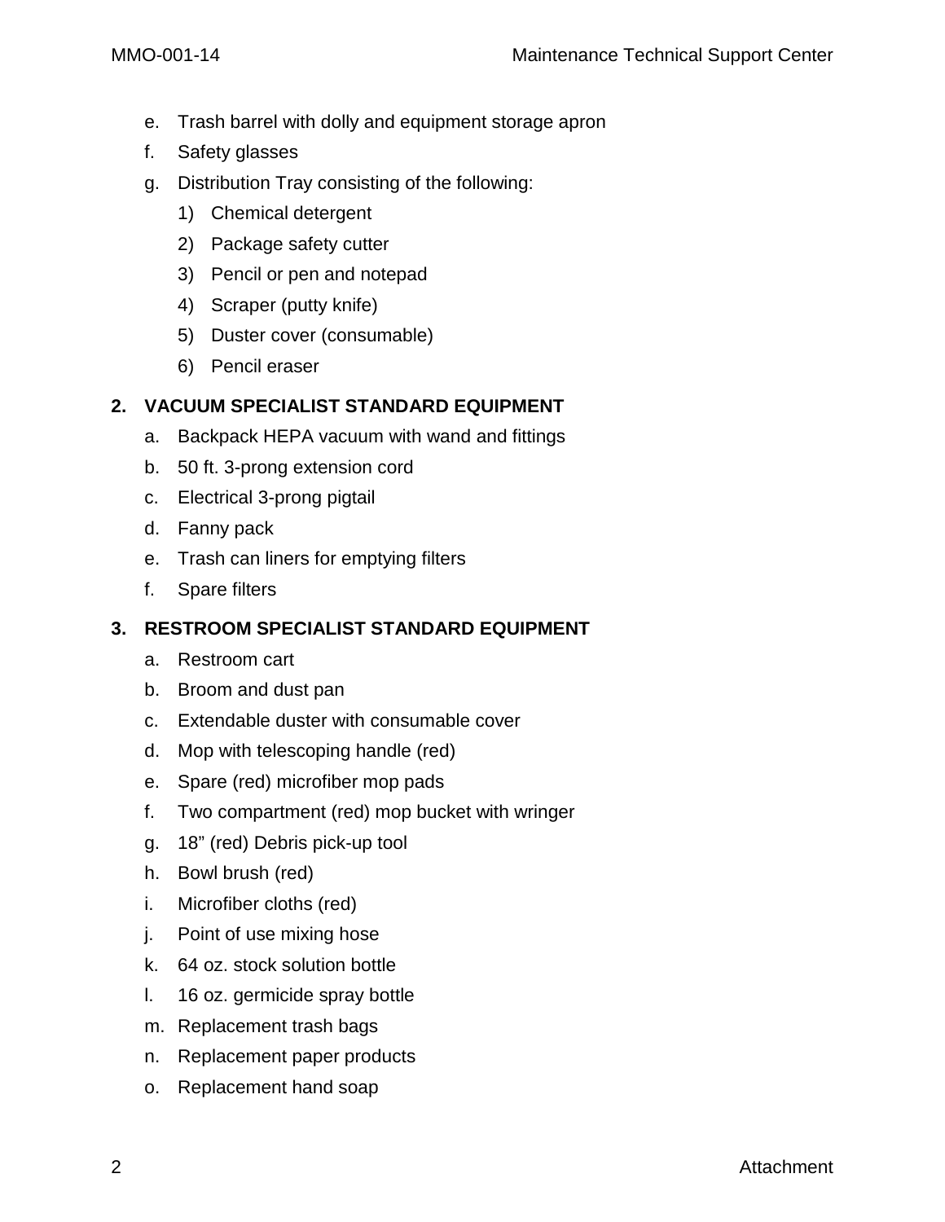e. Trash barrel with dolly and equipment storage apron
f. Safety glasses
g. Distribution Tray consisting of the following:
    1) Chemical detergent
    2) Package safety cutter
    3) Pencil or pen and notepad
    4) Scraper (putty knife)
    5) Duster cover (consumable)
    6) Pencil eraser

## 2. VACUUM SPECIALIST STANDARD EQUIPMENT

a. Backpack HEPA vacuum with wand and fittings
b. 50 ft. 3-prong extension cord
c. Electrical 3-prong pigtail
d. Fanny pack
e. Trash can liners for emptying filters
f. Spare filters

## 3. RESTROOM SPECIALIST STANDARD EQUIPMENT

a. Restroom cart
b. Broom and dust pan
c. Extendable duster with consumable cover
d. Mop with telescoping handle (red)
e. Spare (red) microfiber mop pads
f. Two compartment (red) mop bucket with wringer
g. 18" (red) Debris pick-up tool
h. Bowl brush (red)
i. Microfiber cloths (red)
j. Point of use mixing hose
k. 64 oz. stock solution bottle
l. 16 oz. germicide spray bottle
m. Replacement trash bags
n. Replacement paper products
o. Replacement hand soap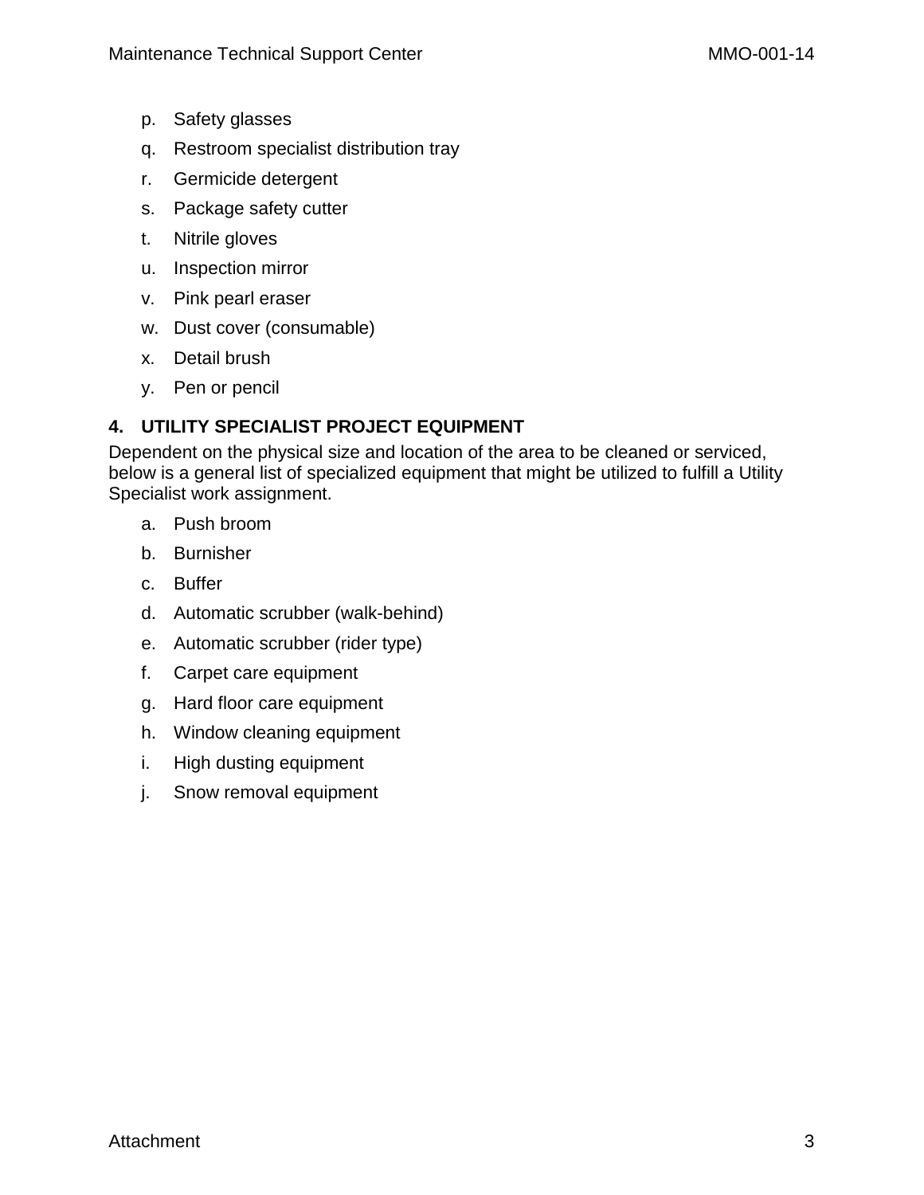p. Safety glasses
q. Restroom specialist distribution tray
r. Germicide detergent
s. Package safety cutter
t. Nitrile gloves
u. Inspection mirror
v. Pink pearl eraser
w. Dust cover (consumable)
x. Detail brush
y. Pen or pencil

## 4. UTILITY SPECIALIST PROJECT EQUIPMENT

Dependent on the physical size and location of the area to be cleaned or serviced, below is a general list of specialized equipment that might be utilized to fulfill a Utility Specialist work assignment.

a. Push broom
b. Burnisher
c. Buffer
d. Automatic scrubber (walk-behind)
e. Automatic scrubber (rider type)
f. Carpet care equipment
g. Hard floor care equipment
h. Window cleaning equipment
i. High dusting equipment
j. Snow removal equipment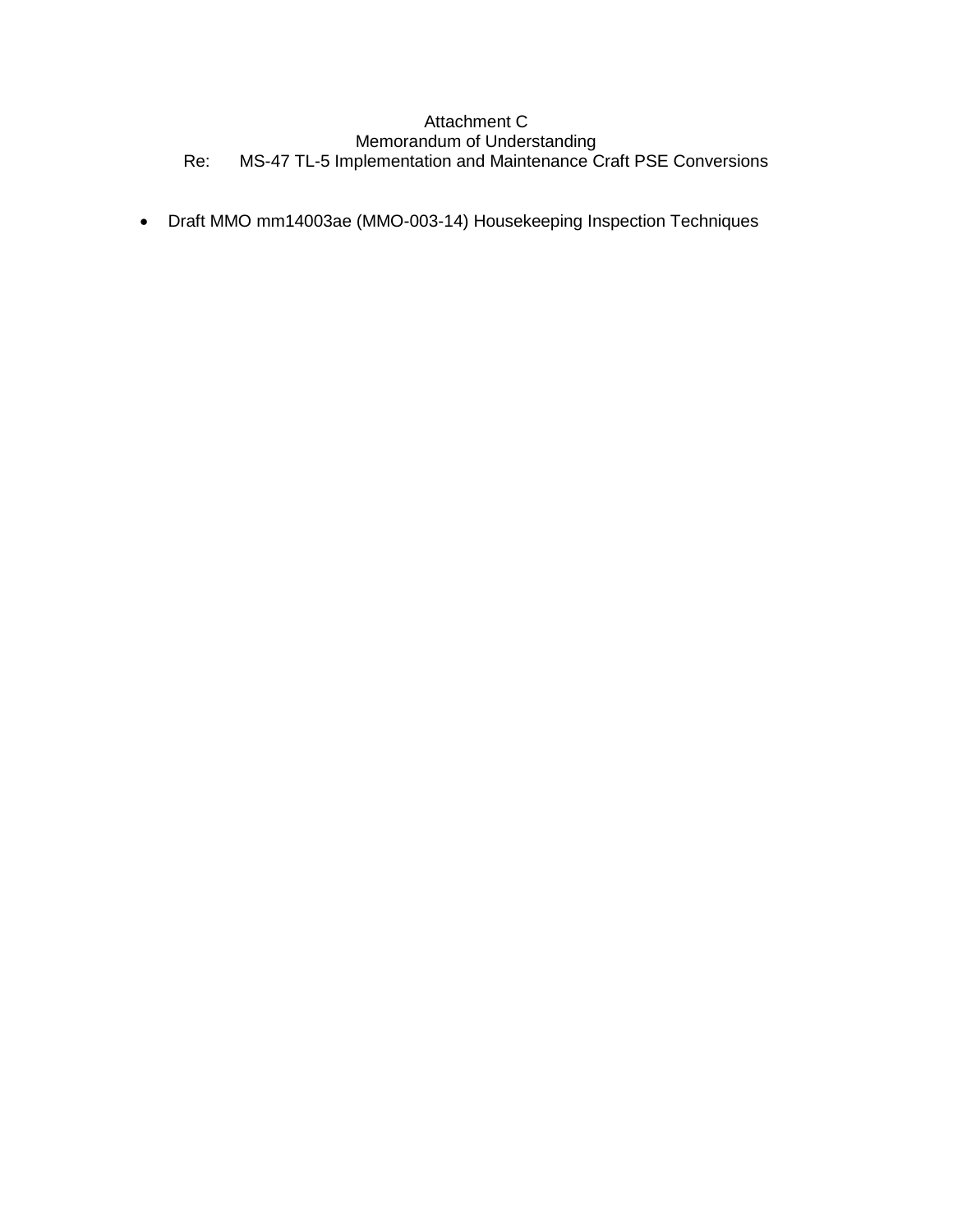Attachment C
Memorandum of Understanding
Re: MS-47 TL-5 Implementation and Maintenance Craft PSE Conversions

- Draft MMO mm14003ae (MMO-003-14) Housekeeping Inspection Techniques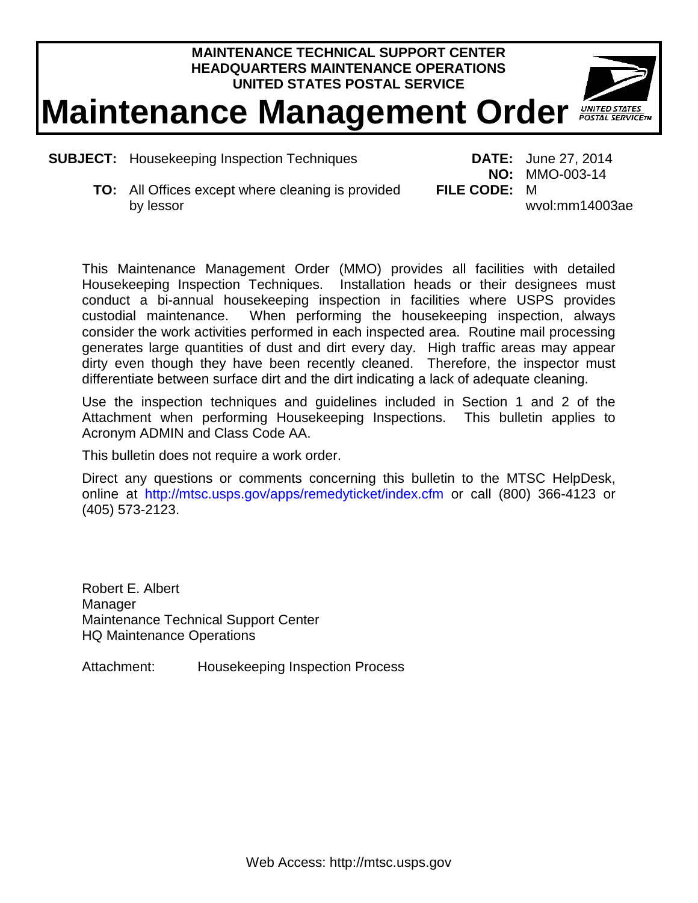**MAINTENANCE TECHNICAL SUPPORT CENTER**
**HEADQUARTERS MAINTENANCE OPERATIONS**
**UNITED STATES POSTAL SERVICE**

# Maintenance Management Order

**SUBJECT:** Housekeeping Inspection Techniques

**TO:** All Offices except where cleaning is provided by lessor

**DATE:** June 27, 2014
**NO:** MMO-003-14
**FILE CODE:** M
wvol:mm14003ae

This Maintenance Management Order (MMO) provides all facilities with detailed Housekeeping Inspection Techniques. Installation heads or their designees must conduct a bi-annual housekeeping inspection in facilities where USPS provides custodial maintenance. When performing the housekeeping inspection, always consider the work activities performed in each inspected area. Routine mail processing generates large quantities of dust and dirt every day. High traffic areas may appear dirty even though they have been recently cleaned. Therefore, the inspector must differentiate between surface dirt and the dirt indicating a lack of adequate cleaning.

Use the inspection techniques and guidelines included in Section 1 and 2 of the Attachment when performing Housekeeping Inspections. This bulletin applies to Acronym ADMIN and Class Code AA.

This bulletin does not require a work order.

Direct any questions or comments concerning this bulletin to the MTSC HelpDesk, online at http://mtsc.usps.gov/apps/remedyticket/index.cfm or call (800) 366-4123 or (405) 573-2123.

Robert E. Albert
Manager
Maintenance Technical Support Center
HQ Maintenance Operations

Attachment: Housekeeping Inspection Process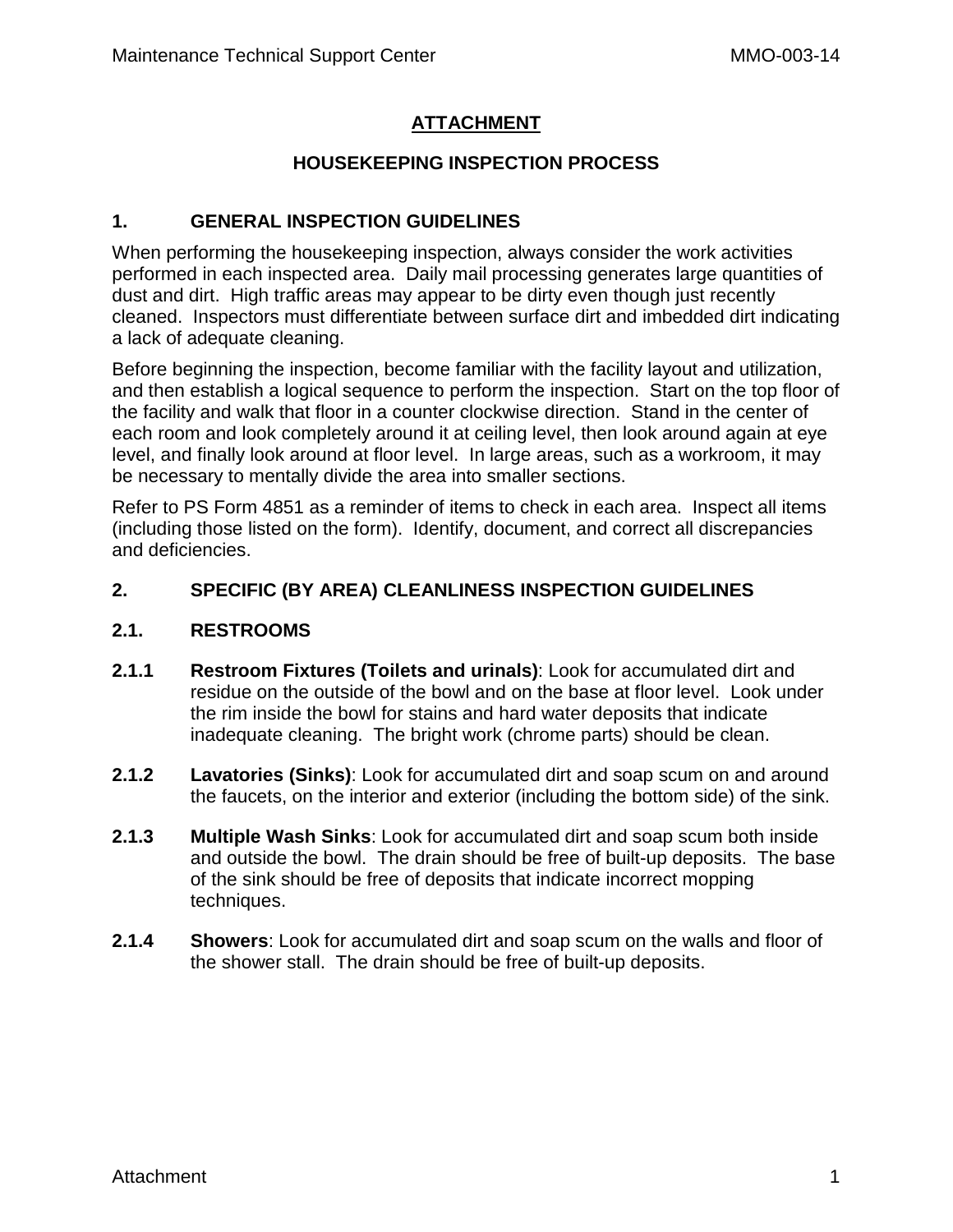# ATTACHMENT

## HOUSEKEEPING INSPECTION PROCESS

### 1. GENERAL INSPECTION GUIDELINES

When performing the housekeeping inspection, always consider the work activities performed in each inspected area. Daily mail processing generates large quantities of dust and dirt. High traffic areas may appear to be dirty even though just recently cleaned. Inspectors must differentiate between surface dirt and imbedded dirt indicating a lack of adequate cleaning.

Before beginning the inspection, become familiar with the facility layout and utilization, and then establish a logical sequence to perform the inspection. Start on the top floor of the facility and walk that floor in a counter clockwise direction. Stand in the center of each room and look completely around it at ceiling level, then look around again at eye level, and finally look around at floor level. In large areas, such as a workroom, it may be necessary to mentally divide the area into smaller sections.

Refer to PS Form 4851 as a reminder of items to check in each area. Inspect all items (including those listed on the form). Identify, document, and correct all discrepancies and deficiencies.

### 2. SPECIFIC (BY AREA) CLEANLINESS INSPECTION GUIDELINES

#### 2.1. RESTROOMS

**2.1.1 Restroom Fixtures (Toilets and urinals)**: Look for accumulated dirt and residue on the outside of the bowl and on the base at floor level. Look under the rim inside the bowl for stains and hard water deposits that indicate inadequate cleaning. The bright work (chrome parts) should be clean.

**2.1.2 Lavatories (Sinks)**: Look for accumulated dirt and soap scum on and around the faucets, on the interior and exterior (including the bottom side) of the sink.

**2.1.3 Multiple Wash Sinks**: Look for accumulated dirt and soap scum both inside and outside the bowl. The drain should be free of built-up deposits. The base of the sink should be free of deposits that indicate incorrect mopping techniques.

**2.1.4 Showers**: Look for accumulated dirt and soap scum on the walls and floor of the shower stall. The drain should be free of built-up deposits.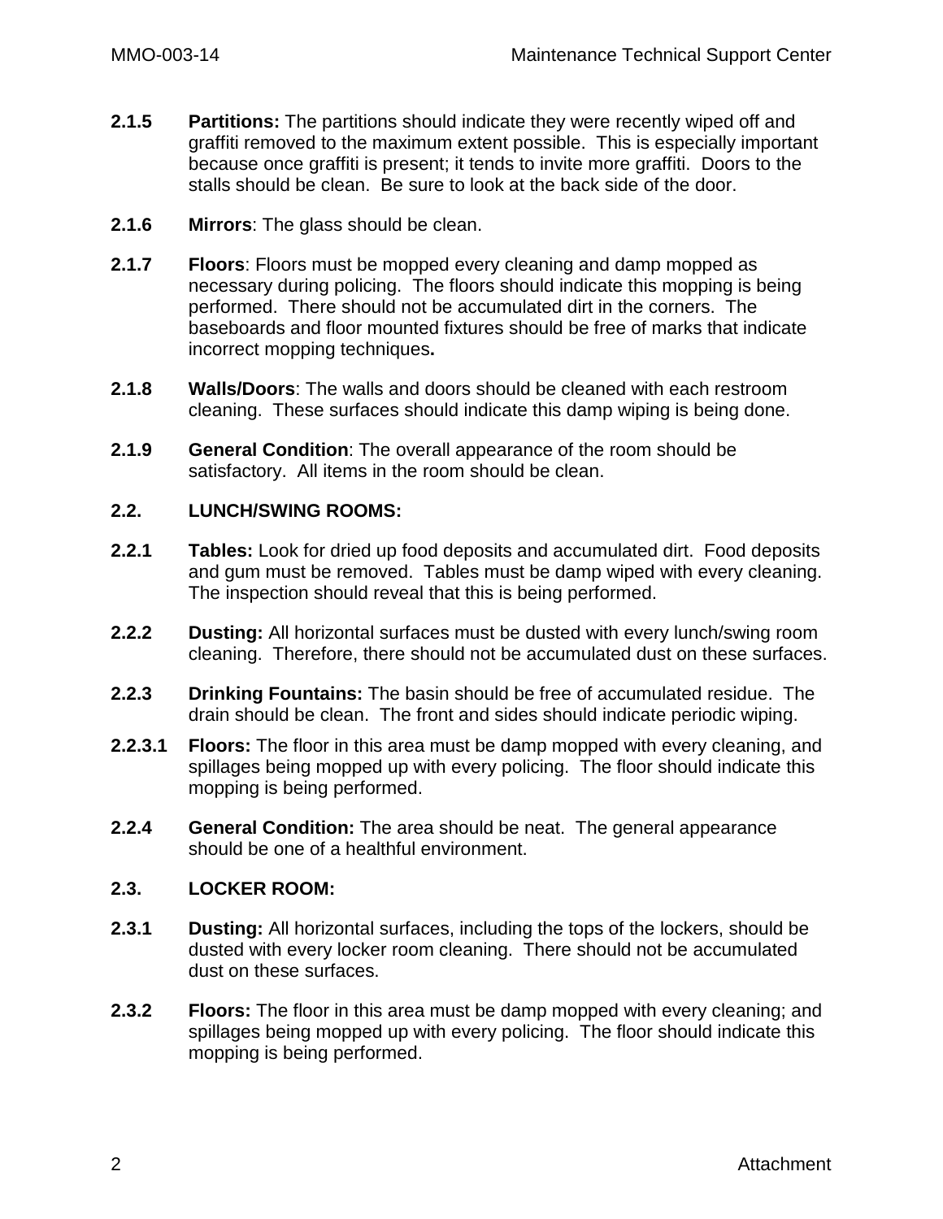**2.1.5** **Partitions:** The partitions should indicate they were recently wiped off and graffiti removed to the maximum extent possible. This is especially important because once graffiti is present; it tends to invite more graffiti. Doors to the stalls should be clean. Be sure to look at the back side of the door.

**2.1.6** **Mirrors**: The glass should be clean.

**2.1.7** **Floors**: Floors must be mopped every cleaning and damp mopped as necessary during policing. The floors should indicate this mopping is being performed. There should not be accumulated dirt in the corners. The baseboards and floor mounted fixtures should be free of marks that indicate incorrect mopping techniques**.**

**2.1.8** **Walls/Doors**: The walls and doors should be cleaned with each restroom cleaning. These surfaces should indicate this damp wiping is being done.

**2.1.9** **General Condition**: The overall appearance of the room should be satisfactory. All items in the room should be clean.

## 2.2. LUNCH/SWING ROOMS:

**2.2.1** **Tables:** Look for dried up food deposits and accumulated dirt. Food deposits and gum must be removed. Tables must be damp wiped with every cleaning. The inspection should reveal that this is being performed.

**2.2.2** **Dusting:** All horizontal surfaces must be dusted with every lunch/swing room cleaning. Therefore, there should not be accumulated dust on these surfaces.

**2.2.3** **Drinking Fountains:** The basin should be free of accumulated residue. The drain should be clean. The front and sides should indicate periodic wiping.

**2.2.3.1** **Floors:** The floor in this area must be damp mopped with every cleaning, and spillages being mopped up with every policing. The floor should indicate this mopping is being performed.

**2.2.4** **General Condition:** The area should be neat. The general appearance should be one of a healthful environment.

## 2.3. LOCKER ROOM:

**2.3.1** **Dusting:** All horizontal surfaces, including the tops of the lockers, should be dusted with every locker room cleaning. There should not be accumulated dust on these surfaces.

**2.3.2** **Floors:** The floor in this area must be damp mopped with every cleaning; and spillages being mopped up with every policing. The floor should indicate this mopping is being performed.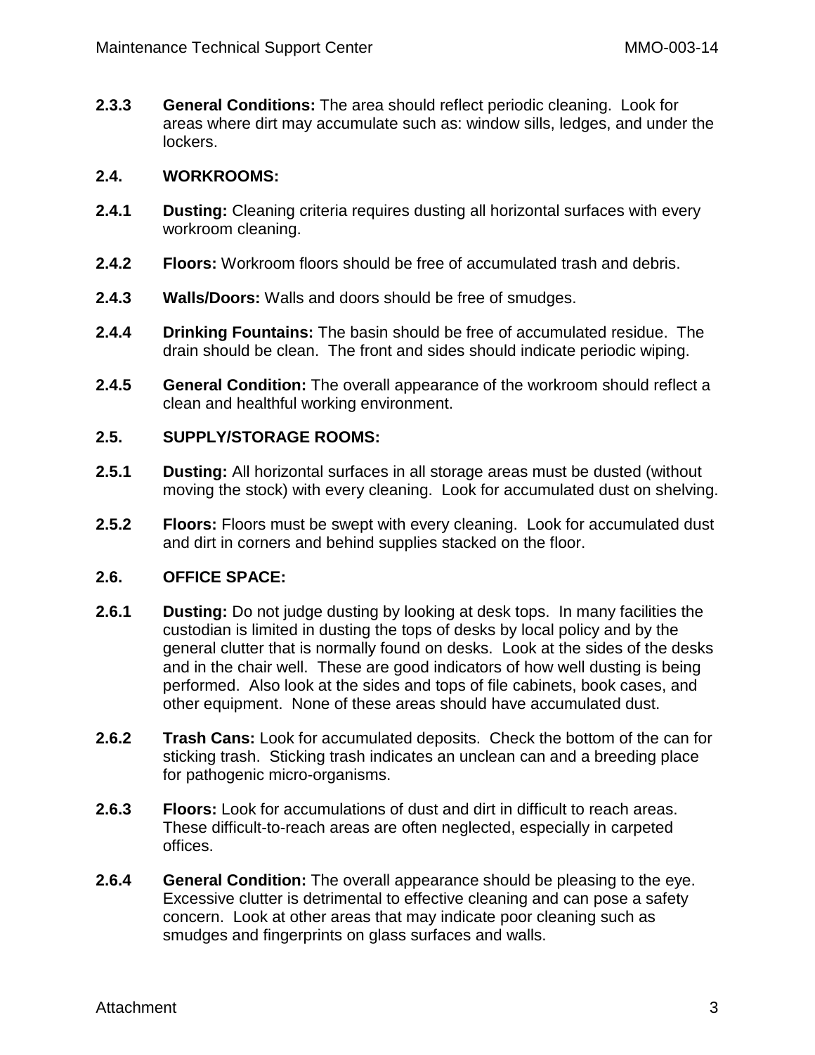**2.3.3 General Conditions:** The area should reflect periodic cleaning. Look for areas where dirt may accumulate such as: window sills, ledges, and under the lockers.

## 2.4. WORKROOMS:

**2.4.1 Dusting:** Cleaning criteria requires dusting all horizontal surfaces with every workroom cleaning.

**2.4.2 Floors:** Workroom floors should be free of accumulated trash and debris.

**2.4.3 Walls/Doors:** Walls and doors should be free of smudges.

**2.4.4 Drinking Fountains:** The basin should be free of accumulated residue. The drain should be clean. The front and sides should indicate periodic wiping.

**2.4.5 General Condition:** The overall appearance of the workroom should reflect a clean and healthful working environment.

## 2.5. SUPPLY/STORAGE ROOMS:

**2.5.1 Dusting:** All horizontal surfaces in all storage areas must be dusted (without moving the stock) with every cleaning. Look for accumulated dust on shelving.

**2.5.2 Floors:** Floors must be swept with every cleaning. Look for accumulated dust and dirt in corners and behind supplies stacked on the floor.

## 2.6. OFFICE SPACE:

**2.6.1 Dusting:** Do not judge dusting by looking at desk tops. In many facilities the custodian is limited in dusting the tops of desks by local policy and by the general clutter that is normally found on desks. Look at the sides of the desks and in the chair well. These are good indicators of how well dusting is being performed. Also look at the sides and tops of file cabinets, book cases, and other equipment. None of these areas should have accumulated dust.

**2.6.2 Trash Cans:** Look for accumulated deposits. Check the bottom of the can for sticking trash. Sticking trash indicates an unclean can and a breeding place for pathogenic micro-organisms.

**2.6.3 Floors:** Look for accumulations of dust and dirt in difficult to reach areas. These difficult-to-reach areas are often neglected, especially in carpeted offices.

**2.6.4 General Condition:** The overall appearance should be pleasing to the eye. Excessive clutter is detrimental to effective cleaning and can pose a safety concern. Look at other areas that may indicate poor cleaning such as smudges and fingerprints on glass surfaces and walls.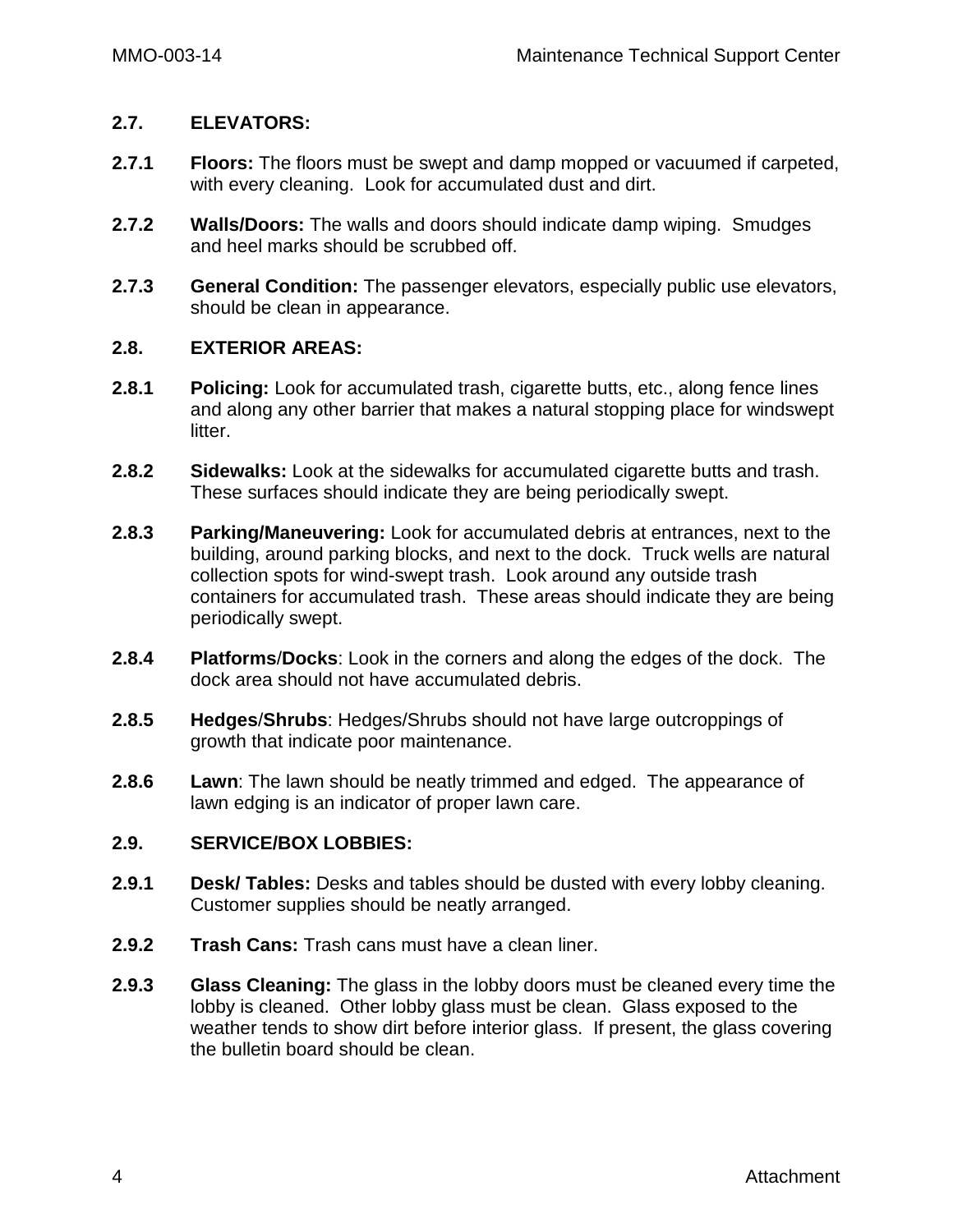## 2.7. ELEVATORS:

**2.7.1 Floors:** The floors must be swept and damp mopped or vacuumed if carpeted, with every cleaning. Look for accumulated dust and dirt.

**2.7.2 Walls/Doors:** The walls and doors should indicate damp wiping. Smudges and heel marks should be scrubbed off.

**2.7.3 General Condition:** The passenger elevators, especially public use elevators, should be clean in appearance.

## 2.8. EXTERIOR AREAS:

**2.8.1 Policing:** Look for accumulated trash, cigarette butts, etc., along fence lines and along any other barrier that makes a natural stopping place for windswept litter.

**2.8.2 Sidewalks:** Look at the sidewalks for accumulated cigarette butts and trash. These surfaces should indicate they are being periodically swept.

**2.8.3 Parking/Maneuvering:** Look for accumulated debris at entrances, next to the building, around parking blocks, and next to the dock. Truck wells are natural collection spots for wind-swept trash. Look around any outside trash containers for accumulated trash. These areas should indicate they are being periodically swept.

**2.8.4 Platforms/Docks**: Look in the corners and along the edges of the dock. The dock area should not have accumulated debris.

**2.8.5 Hedges/Shrubs**: Hedges/Shrubs should not have large outcroppings of growth that indicate poor maintenance.

**2.8.6 Lawn**: The lawn should be neatly trimmed and edged. The appearance of lawn edging is an indicator of proper lawn care.

## 2.9. SERVICE/BOX LOBBIES:

**2.9.1 Desk/ Tables:** Desks and tables should be dusted with every lobby cleaning. Customer supplies should be neatly arranged.

**2.9.2 Trash Cans:** Trash cans must have a clean liner.

**2.9.3 Glass Cleaning:** The glass in the lobby doors must be cleaned every time the lobby is cleaned. Other lobby glass must be clean. Glass exposed to the weather tends to show dirt before interior glass. If present, the glass covering the bulletin board should be clean.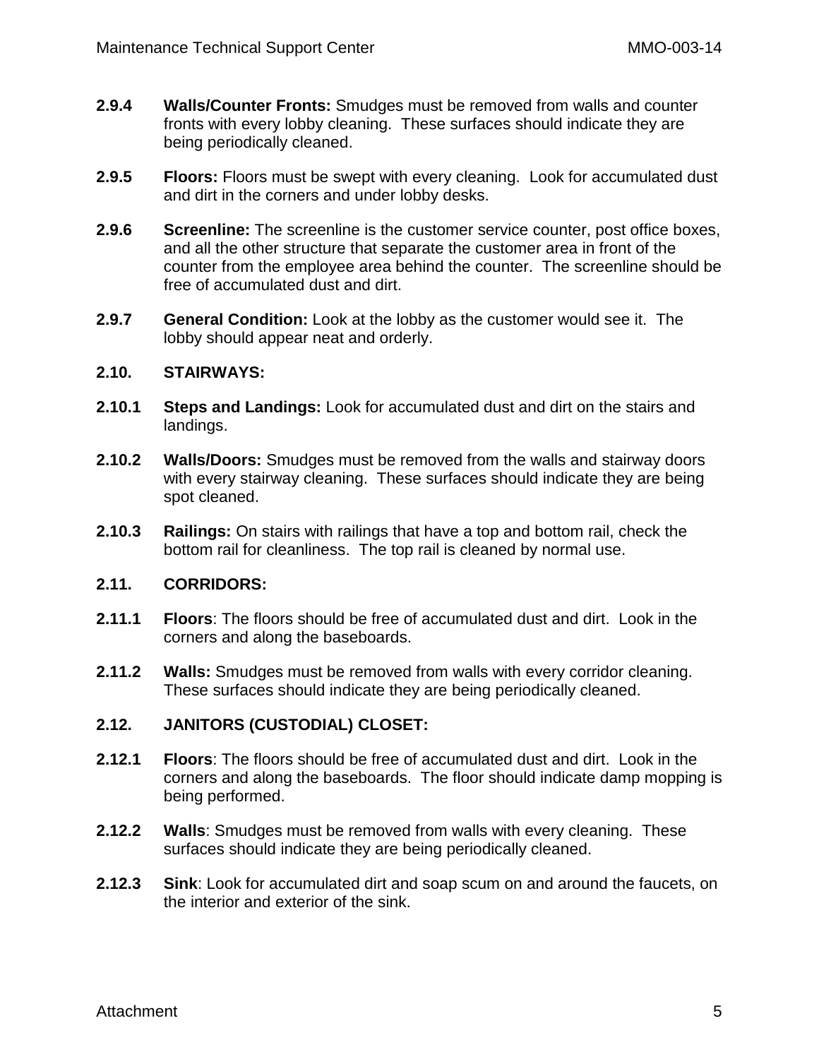**2.9.4** **Walls/Counter Fronts:** Smudges must be removed from walls and counter fronts with every lobby cleaning. These surfaces should indicate they are being periodically cleaned.

**2.9.5** **Floors:** Floors must be swept with every cleaning. Look for accumulated dust and dirt in the corners and under lobby desks.

**2.9.6** **Screenline:** The screenline is the customer service counter, post office boxes, and all the other structure that separate the customer area in front of the counter from the employee area behind the counter. The screenline should be free of accumulated dust and dirt.

**2.9.7** **General Condition:** Look at the lobby as the customer would see it. The lobby should appear neat and orderly.

**2.10. STAIRWAYS:**

**2.10.1** **Steps and Landings:** Look for accumulated dust and dirt on the stairs and landings.

**2.10.2** **Walls/Doors:** Smudges must be removed from the walls and stairway doors with every stairway cleaning. These surfaces should indicate they are being spot cleaned.

**2.10.3** **Railings:** On stairs with railings that have a top and bottom rail, check the bottom rail for cleanliness. The top rail is cleaned by normal use.

**2.11. CORRIDORS:**

**2.11.1** **Floors**: The floors should be free of accumulated dust and dirt. Look in the corners and along the baseboards.

**2.11.2** **Walls:** Smudges must be removed from walls with every corridor cleaning. These surfaces should indicate they are being periodically cleaned.

**2.12. JANITORS (CUSTODIAL) CLOSET:**

**2.12.1** **Floors**: The floors should be free of accumulated dust and dirt. Look in the corners and along the baseboards. The floor should indicate damp mopping is being performed.

**2.12.2** **Walls**: Smudges must be removed from walls with every cleaning. These surfaces should indicate they are being periodically cleaned.

**2.12.3** **Sink**: Look for accumulated dirt and soap scum on and around the faucets, on the interior and exterior of the sink.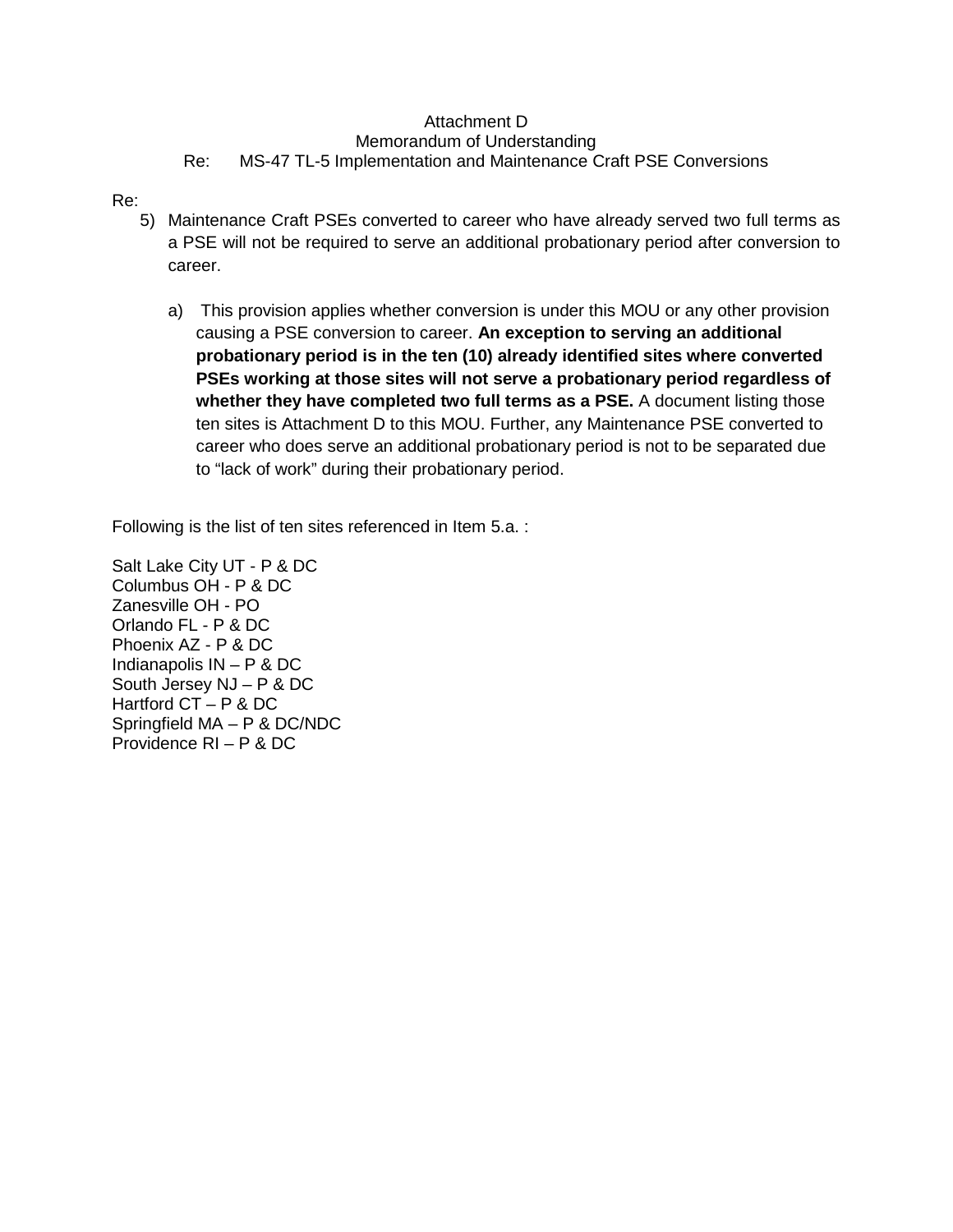Attachment D
Memorandum of Understanding
Re: MS-47 TL-5 Implementation and Maintenance Craft PSE Conversions

Re:

5) Maintenance Craft PSEs converted to career who have already served two full terms as a PSE will not be required to serve an additional probationary period after conversion to career.

    a) This provision applies whether conversion is under this MOU or any other provision causing a PSE conversion to career. **An exception to serving an additional probationary period is in the ten (10) already identified sites where converted PSEs working at those sites will not serve a probationary period regardless of whether they have completed two full terms as a PSE.** A document listing those ten sites is Attachment D to this MOU. Further, any Maintenance PSE converted to career who does serve an additional probationary period is not to be separated due to "lack of work" during their probationary period.

Following is the list of ten sites referenced in Item 5.a. :

Salt Lake City UT - P & DC
Columbus OH - P & DC
Zanesville OH - PO
Orlando FL - P & DC
Phoenix AZ - P & DC
Indianapolis IN – P & DC
South Jersey NJ – P & DC
Hartford CT – P & DC
Springfield MA – P & DC/NDC
Providence RI – P & DC